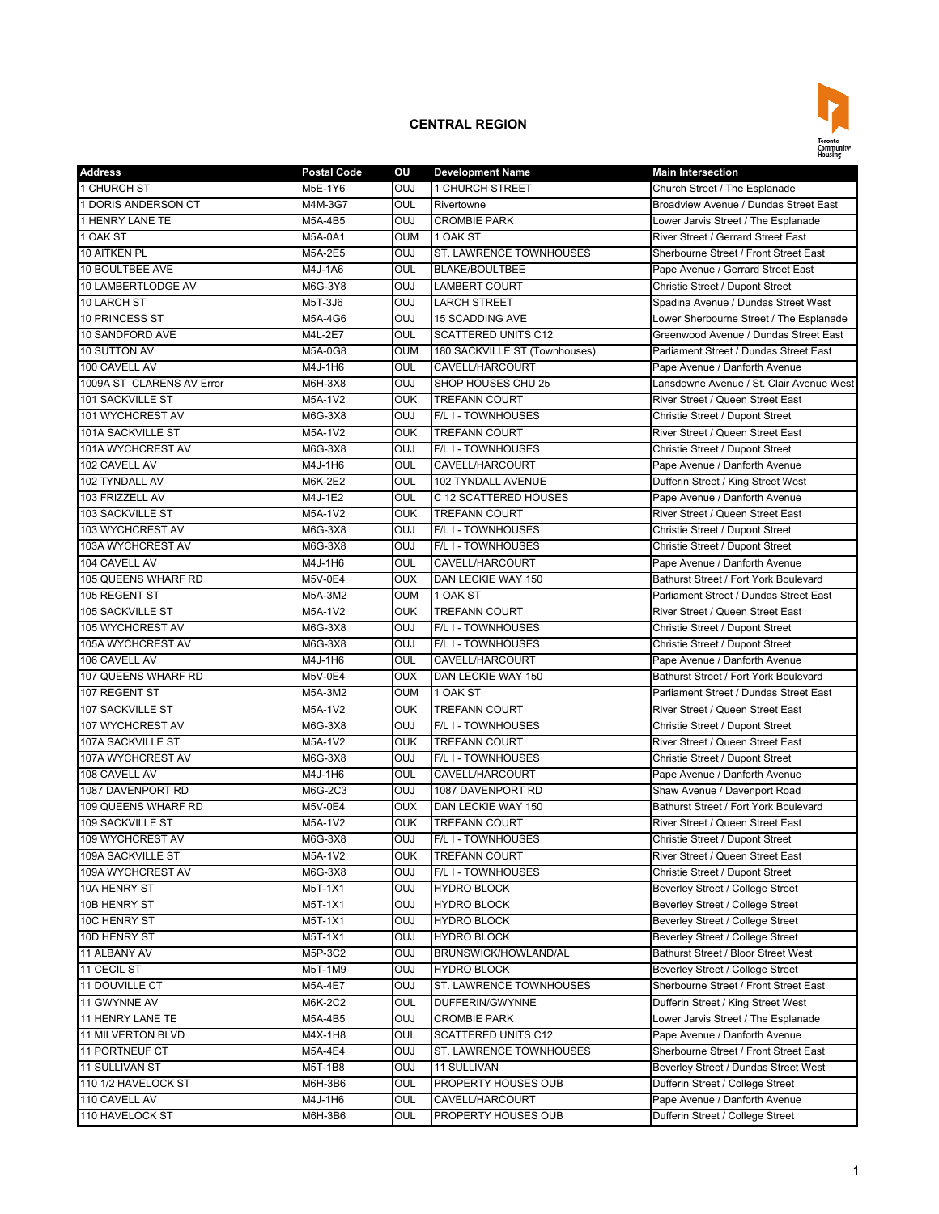## CENTRAL REGION

| Address | Postal Code | OU | Development Name | Main Intersection |
|---|---|---|---|---|
| 1 CHURCH ST | M5E-1Y6 | OUJ | 1 CHURCH STREET | Church Street / The Esplanade |
| 1 DORIS ANDERSON CT | M4M-3G7 | OUL | Rivertowne | Broadview Avenue / Dundas Street East |
| 1 HENRY LANE TE | M5A-4B5 | OUJ | CROMBIE PARK | Lower Jarvis Street / The Esplanade |
| 1 OAK ST | M5A-0A1 | OUM | 1 OAK ST | River Street / Gerrard Street East |
| 10 AITKEN PL | M5A-2E5 | OUJ | ST. LAWRENCE TOWNHOUSES | Sherbourne Street / Front Street East |
| 10 BOULTBEE AVE | M4J-1A6 | OUL | BLAKE/BOULTBEE | Pape Avenue / Gerrard Street East |
| 10 LAMBERTLODGE AV | M6G-3Y8 | OUJ | LAMBERT COURT | Christie Street / Dupont Street |
| 10 LARCH ST | M5T-3J6 | OUJ | LARCH STREET | Spadina Avenue / Dundas Street West |
| 10 PRINCESS ST | M5A-4G6 | OUJ | 15 SCADDING AVE | Lower Sherbourne Street / The Esplanade |
| 10 SANDFORD AVE | M4L-2E7 | OUL | SCATTERED UNITS C12 | Greenwood Avenue / Dundas Street East |
| 10 SUTTON AV | M5A-0G8 | OUM | 180 SACKVILLE ST (Townhouses) | Parliament Street / Dundas Street East |
| 100 CAVELL AV | M4J-1H6 | OUL | CAVELL/HARCOURT | Pape Avenue / Danforth Avenue |
| 1009A ST CLARENS AV Error | M6H-3X8 | OUJ | SHOP HOUSES CHU 25 | Lansdowne Avenue / St. Clair Avenue West |
| 101 SACKVILLE ST | M5A-1V2 | OUK | TREFANN COURT | River Street / Queen Street East |
| 101 WYCHCREST AV | M6G-3X8 | OUJ | F/L I - TOWNHOUSES | Christie Street / Dupont Street |
| 101A SACKVILLE ST | M5A-1V2 | OUK | TREFANN COURT | River Street / Queen Street East |
| 101A WYCHCREST AV | M6G-3X8 | OUJ | F/L I - TOWNHOUSES | Christie Street / Dupont Street |
| 102 CAVELL AV | M4J-1H6 | OUL | CAVELL/HARCOURT | Pape Avenue / Danforth Avenue |
| 102 TYNDALL AV | M6K-2E2 | OUL | 102 TYNDALL AVENUE | Dufferin Street / King Street West |
| 103 FRIZZELL AV | M4J-1E2 | OUL | C 12 SCATTERED HOUSES | Pape Avenue / Danforth Avenue |
| 103 SACKVILLE ST | M5A-1V2 | OUK | TREFANN COURT | River Street / Queen Street East |
| 103 WYCHCREST AV | M6G-3X8 | OUJ | F/L I - TOWNHOUSES | Christie Street / Dupont Street |
| 103A WYCHCREST AV | M6G-3X8 | OUJ | F/L I - TOWNHOUSES | Christie Street / Dupont Street |
| 104 CAVELL AV | M4J-1H6 | OUL | CAVELL/HARCOURT | Pape Avenue / Danforth Avenue |
| 105 QUEENS WHARF RD | M5V-0E4 | OUX | DAN LECKIE WAY 150 | Bathurst Street / Fort York Boulevard |
| 105 REGENT ST | M5A-3M2 | OUM | 1 OAK ST | Parliament Street / Dundas Street East |
| 105 SACKVILLE ST | M5A-1V2 | OUK | TREFANN COURT | River Street / Queen Street East |
| 105 WYCHCREST AV | M6G-3X8 | OUJ | F/L I - TOWNHOUSES | Christie Street / Dupont Street |
| 105A WYCHCREST AV | M6G-3X8 | OUJ | F/L I - TOWNHOUSES | Christie Street / Dupont Street |
| 106 CAVELL AV | M4J-1H6 | OUL | CAVELL/HARCOURT | Pape Avenue / Danforth Avenue |
| 107 QUEENS WHARF RD | M5V-0E4 | OUX | DAN LECKIE WAY 150 | Bathurst Street / Fort York Boulevard |
| 107 REGENT ST | M5A-3M2 | OUM | 1 OAK ST | Parliament Street / Dundas Street East |
| 107 SACKVILLE ST | M5A-1V2 | OUK | TREFANN COURT | River Street / Queen Street East |
| 107 WYCHCREST AV | M6G-3X8 | OUJ | F/L I - TOWNHOUSES | Christie Street / Dupont Street |
| 107A SACKVILLE ST | M5A-1V2 | OUK | TREFANN COURT | River Street / Queen Street East |
| 107A WYCHCREST AV | M6G-3X8 | OUJ | F/L I - TOWNHOUSES | Christie Street / Dupont Street |
| 108 CAVELL AV | M4J-1H6 | OUL | CAVELL/HARCOURT | Pape Avenue / Danforth Avenue |
| 1087 DAVENPORT RD | M6G-2C3 | OUJ | 1087 DAVENPORT RD | Shaw Avenue / Davenport Road |
| 109 QUEENS WHARF RD | M5V-0E4 | OUX | DAN LECKIE WAY 150 | Bathurst Street / Fort York Boulevard |
| 109 SACKVILLE ST | M5A-1V2 | OUK | TREFANN COURT | River Street / Queen Street East |
| 109 WYCHCREST AV | M6G-3X8 | OUJ | F/L I - TOWNHOUSES | Christie Street / Dupont Street |
| 109A SACKVILLE ST | M5A-1V2 | OUK | TREFANN COURT | River Street / Queen Street East |
| 109A WYCHCREST AV | M6G-3X8 | OUJ | F/L I - TOWNHOUSES | Christie Street / Dupont Street |
| 10A HENRY ST | M5T-1X1 | OUJ | HYDRO BLOCK | Beverley Street / College Street |
| 10B HENRY ST | M5T-1X1 | OUJ | HYDRO BLOCK | Beverley Street / College Street |
| 10C HENRY ST | M5T-1X1 | OUJ | HYDRO BLOCK | Beverley Street / College Street |
| 10D HENRY ST | M5T-1X1 | OUJ | HYDRO BLOCK | Beverley Street / College Street |
| 11 ALBANY AV | M5P-3C2 | OUJ | BRUNSWICK/HOWLAND/AL | Bathurst Street / Bloor Street West |
| 11 CECIL ST | M5T-1M9 | OUJ | HYDRO BLOCK | Beverley Street / College Street |
| 11 DOUVILLE CT | M5A-4E7 | OUJ | ST. LAWRENCE TOWNHOUSES | Sherbourne Street / Front Street East |
| 11 GWYNNE AV | M6K-2C2 | OUL | DUFFERIN/GWYNNE | Dufferin Street / King Street West |
| 11 HENRY LANE TE | M5A-4B5 | OUJ | CROMBIE PARK | Lower Jarvis Street / The Esplanade |
| 11 MILVERTON BLVD | M4X-1H8 | OUL | SCATTERED UNITS C12 | Pape Avenue / Danforth Avenue |
| 11 PORTNEUF CT | M5A-4E4 | OUJ | ST. LAWRENCE TOWNHOUSES | Sherbourne Street / Front Street East |
| 11 SULLIVAN ST | M5T-1B8 | OUJ | 11 SULLIVAN | Beverley Street / Dundas Street West |
| 110 1/2 HAVELOCK ST | M6H-3B6 | OUL | PROPERTY HOUSES OUB | Dufferin Street / College Street |
| 110 CAVELL AV | M4J-1H6 | OUL | CAVELL/HARCOURT | Pape Avenue / Danforth Avenue |
| 110 HAVELOCK ST | M6H-3B6 | OUL | PROPERTY HOUSES OUB | Dufferin Street / College Street |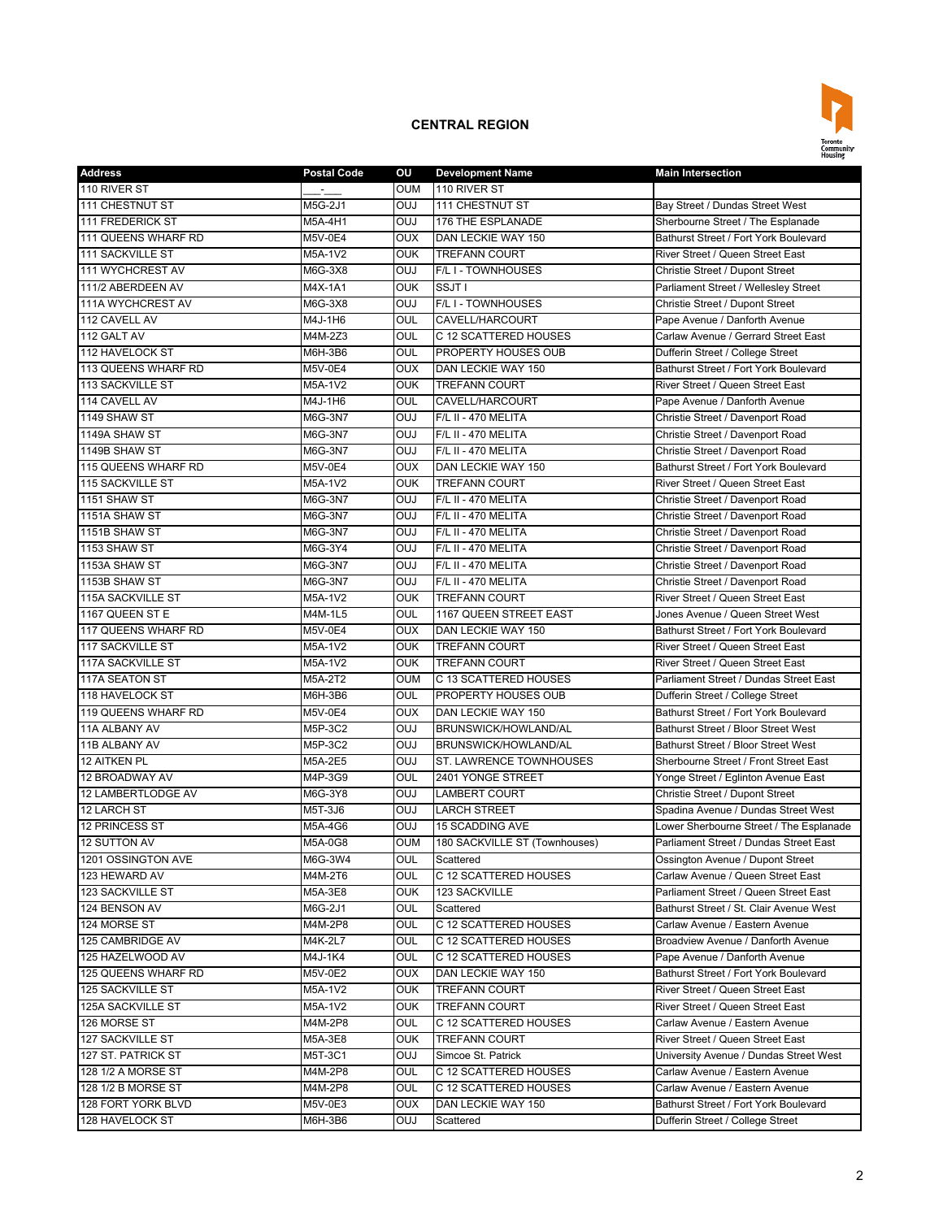## CENTRAL REGION

| Address | Postal Code | OU | Development Name | Main Intersection |
|---|---|---|---|---|
| 110 RIVER ST | ___-___ | OUM | 110 RIVER ST | |
| 111 CHESTNUT ST | M5G-2J1 | OUJ | 111 CHESTNUT ST | Bay Street / Dundas Street West |
| 111 FREDERICK ST | M5A-4H1 | OUJ | 176 THE ESPLANADE | Sherbourne Street / The Esplanade |
| 111 QUEENS WHARF RD | M5V-0E4 | OUX | DAN LECKIE WAY 150 | Bathurst Street / Fort York Boulevard |
| 111 SACKVILLE ST | M5A-1V2 | OUK | TREFANN COURT | River Street / Queen Street East |
| 111 WYCHCREST AV | M6G-3X8 | OUJ | F/L I - TOWNHOUSES | Christie Street / Dupont Street |
| 111/2 ABERDEEN AV | M4X-1A1 | OUK | SSJT I | Parliament Street / Wellesley Street |
| 111A WYCHCREST AV | M6G-3X8 | OUJ | F/L I - TOWNHOUSES | Christie Street / Dupont Street |
| 112 CAVELL AV | M4J-1H6 | OUL | CAVELL/HARCOURT | Pape Avenue / Danforth Avenue |
| 112 GALT AV | M4M-2Z3 | OUL | C 12 SCATTERED HOUSES | Carlaw Avenue / Gerrard Street East |
| 112 HAVELOCK ST | M6H-3B6 | OUL | PROPERTY HOUSES OUB | Dufferin Street / College Street |
| 113 QUEENS WHARF RD | M5V-0E4 | OUX | DAN LECKIE WAY 150 | Bathurst Street / Fort York Boulevard |
| 113 SACKVILLE ST | M5A-1V2 | OUK | TREFANN COURT | River Street / Queen Street East |
| 114 CAVELL AV | M4J-1H6 | OUL | CAVELL/HARCOURT | Pape Avenue / Danforth Avenue |
| 1149 SHAW ST | M6G-3N7 | OUJ | F/L II - 470 MELITA | Christie Street / Davenport Road |
| 1149A SHAW ST | M6G-3N7 | OUJ | F/L II - 470 MELITA | Christie Street / Davenport Road |
| 1149B SHAW ST | M6G-3N7 | OUJ | F/L II - 470 MELITA | Christie Street / Davenport Road |
| 115 QUEENS WHARF RD | M5V-0E4 | OUX | DAN LECKIE WAY 150 | Bathurst Street / Fort York Boulevard |
| 115 SACKVILLE ST | M5A-1V2 | OUK | TREFANN COURT | River Street / Queen Street East |
| 1151 SHAW ST | M6G-3N7 | OUJ | F/L II - 470 MELITA | Christie Street / Davenport Road |
| 1151A SHAW ST | M6G-3N7 | OUJ | F/L II - 470 MELITA | Christie Street / Davenport Road |
| 1151B SHAW ST | M6G-3N7 | OUJ | F/L II - 470 MELITA | Christie Street / Davenport Road |
| 1153 SHAW ST | M6G-3Y4 | OUJ | F/L II - 470 MELITA | Christie Street / Davenport Road |
| 1153A SHAW ST | M6G-3N7 | OUJ | F/L II - 470 MELITA | Christie Street / Davenport Road |
| 1153B SHAW ST | M6G-3N7 | OUJ | F/L II - 470 MELITA | Christie Street / Davenport Road |
| 115A SACKVILLE ST | M5A-1V2 | OUK | TREFANN COURT | River Street / Queen Street East |
| 1167 QUEEN ST E | M4M-1L5 | OUL | 1167 QUEEN STREET EAST | Jones Avenue / Queen Street West |
| 117 QUEENS WHARF RD | M5V-0E4 | OUX | DAN LECKIE WAY 150 | Bathurst Street / Fort York Boulevard |
| 117 SACKVILLE ST | M5A-1V2 | OUK | TREFANN COURT | River Street / Queen Street East |
| 117A SACKVILLE ST | M5A-1V2 | OUK | TREFANN COURT | River Street / Queen Street East |
| 117A SEATON ST | M5A-2T2 | OUM | C 13 SCATTERED HOUSES | Parliament Street / Dundas Street East |
| 118 HAVELOCK ST | M6H-3B6 | OUL | PROPERTY HOUSES OUB | Dufferin Street / College Street |
| 119 QUEENS WHARF RD | M5V-0E4 | OUX | DAN LECKIE WAY 150 | Bathurst Street / Fort York Boulevard |
| 11A ALBANY AV | M5P-3C2 | OUJ | BRUNSWICK/HOWLAND/AL | Bathurst Street / Bloor Street West |
| 11B ALBANY AV | M5P-3C2 | OUJ | BRUNSWICK/HOWLAND/AL | Bathurst Street / Bloor Street West |
| 12 AITKEN PL | M5A-2E5 | OUJ | ST. LAWRENCE TOWNHOUSES | Sherbourne Street / Front Street East |
| 12 BROADWAY AV | M4P-3G9 | OUL | 2401 YONGE STREET | Yonge Street / Eglinton Avenue East |
| 12 LAMBERTLODGE AV | M6G-3Y8 | OUJ | LAMBERT COURT | Christie Street / Dupont Street |
| 12 LARCH ST | M5T-3J6 | OUJ | LARCH STREET | Spadina Avenue / Dundas Street West |
| 12 PRINCESS ST | M5A-4G6 | OUJ | 15 SCADDING AVE | Lower Sherbourne Street / The Esplanade |
| 12 SUTTON AV | M5A-0G8 | OUM | 180 SACKVILLE ST (Townhouses) | Parliament Street / Dundas Street East |
| 1201 OSSINGTON AVE | M6G-3W4 | OUL | Scattered | Ossington Avenue / Dupont Street |
| 123 HEWARD AV | M4M-2T6 | OUL | C 12 SCATTERED HOUSES | Carlaw Avenue / Queen Street East |
| 123 SACKVILLE ST | M5A-3E8 | OUK | 123 SACKVILLE | Parliament Street / Queen Street East |
| 124 BENSON AV | M6G-2J1 | OUL | Scattered | Bathurst Street / St. Clair Avenue West |
| 124 MORSE ST | M4M-2P8 | OUL | C 12 SCATTERED HOUSES | Carlaw Avenue / Eastern Avenue |
| 125 CAMBRIDGE AV | M4K-2L7 | OUL | C 12 SCATTERED HOUSES | Broadview Avenue / Danforth Avenue |
| 125 HAZELWOOD AV | M4J-1K4 | OUL | C 12 SCATTERED HOUSES | Pape Avenue / Danforth Avenue |
| 125 QUEENS WHARF RD | M5V-0E2 | OUX | DAN LECKIE WAY 150 | Bathurst Street / Fort York Boulevard |
| 125 SACKVILLE ST | M5A-1V2 | OUK | TREFANN COURT | River Street / Queen Street East |
| 125A SACKVILLE ST | M5A-1V2 | OUK | TREFANN COURT | River Street / Queen Street East |
| 126 MORSE ST | M4M-2P8 | OUL | C 12 SCATTERED HOUSES | Carlaw Avenue / Eastern Avenue |
| 127 SACKVILLE ST | M5A-3E8 | OUK | TREFANN COURT | River Street / Queen Street East |
| 127 ST. PATRICK ST | M5T-3C1 | OUJ | Simcoe St. Patrick | University Avenue / Dundas Street West |
| 128 1/2 A MORSE ST | M4M-2P8 | OUL | C 12 SCATTERED HOUSES | Carlaw Avenue / Eastern Avenue |
| 128 1/2 B MORSE ST | M4M-2P8 | OUL | C 12 SCATTERED HOUSES | Carlaw Avenue / Eastern Avenue |
| 128 FORT YORK BLVD | M5V-0E3 | OUX | DAN LECKIE WAY 150 | Bathurst Street / Fort York Boulevard |
| 128 HAVELOCK ST | M6H-3B6 | OUJ | Scattered | Dufferin Street / College Street |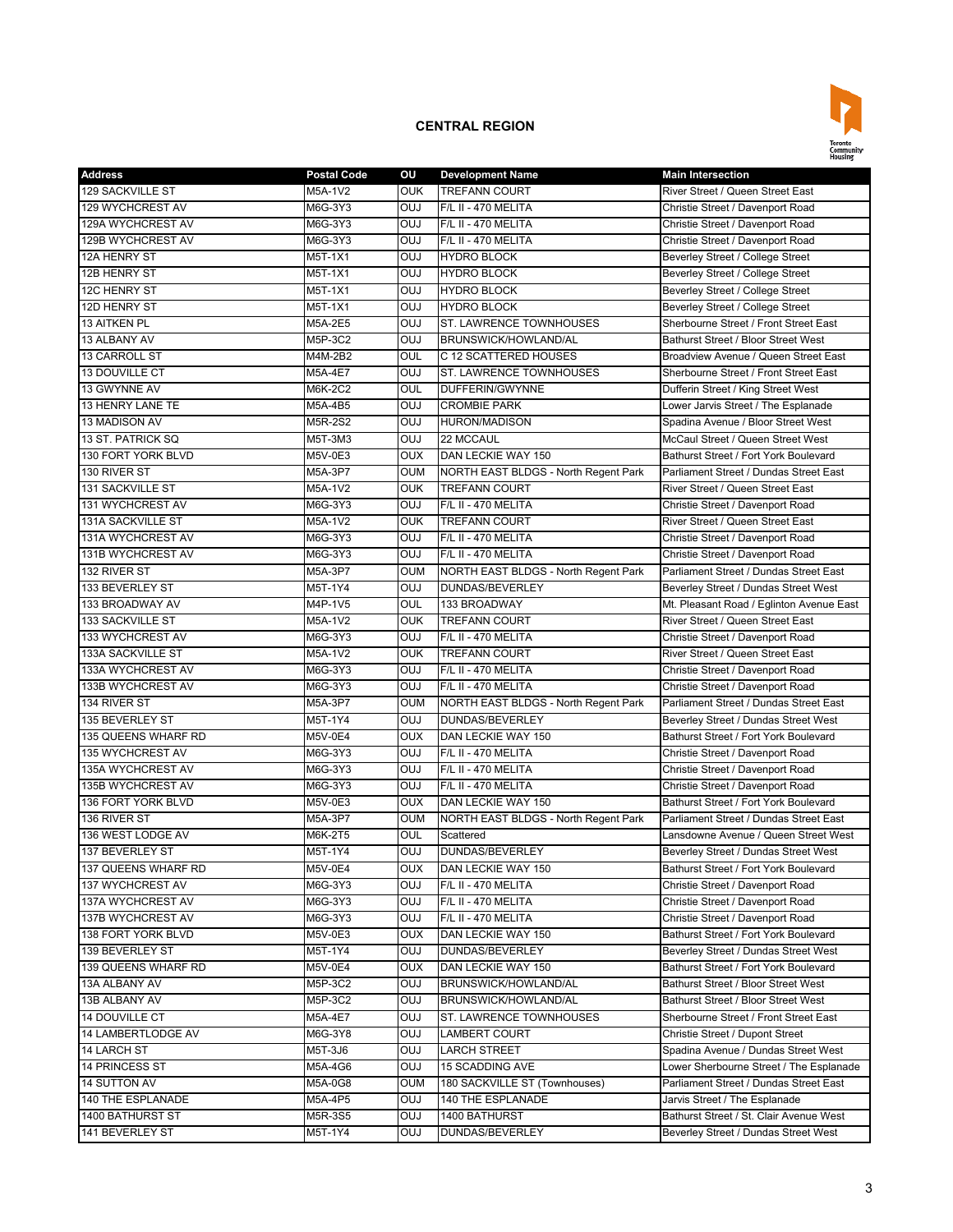## CENTRAL REGION

| Address | Postal Code | OU | Development Name | Main Intersection |
|---|---|---|---|---|
| 129 SACKVILLE ST | M5A-1V2 | OUK | TREFANN COURT | River Street / Queen Street East |
| 129 WYCHCREST AV | M6G-3Y3 | OUJ | F/L II - 470 MELITA | Christie Street / Davenport Road |
| 129A WYCHCREST AV | M6G-3Y3 | OUJ | F/L II - 470 MELITA | Christie Street / Davenport Road |
| 129B WYCHCREST AV | M6G-3Y3 | OUJ | F/L II - 470 MELITA | Christie Street / Davenport Road |
| 12A HENRY ST | M5T-1X1 | OUJ | HYDRO BLOCK | Beverley Street / College Street |
| 12B HENRY ST | M5T-1X1 | OUJ | HYDRO BLOCK | Beverley Street / College Street |
| 12C HENRY ST | M5T-1X1 | OUJ | HYDRO BLOCK | Beverley Street / College Street |
| 12D HENRY ST | M5T-1X1 | OUJ | HYDRO BLOCK | Beverley Street / College Street |
| 13 AITKEN PL | M5A-2E5 | OUJ | ST. LAWRENCE TOWNHOUSES | Sherbourne Street / Front Street East |
| 13 ALBANY AV | M5P-3C2 | OUJ | BRUNSWICK/HOWLAND/AL | Bathurst Street / Bloor Street West |
| 13 CARROLL ST | M4M-2B2 | OUL | C 12 SCATTERED HOUSES | Broadview Avenue / Queen Street East |
| 13 DOUVILLE CT | M5A-4E7 | OUJ | ST. LAWRENCE TOWNHOUSES | Sherbourne Street / Front Street East |
| 13 GWYNNE AV | M6K-2C2 | OUL | DUFFERIN/GWYNNE | Dufferin Street / King Street West |
| 13 HENRY LANE TE | M5A-4B5 | OUJ | CROMBIE PARK | Lower Jarvis Street / The Esplanade |
| 13 MADISON AV | M5R-2S2 | OUJ | HURON/MADISON | Spadina Avenue / Bloor Street West |
| 13 ST. PATRICK SQ | M5T-3M3 | OUJ | 22 MCCAUL | McCaul Street / Queen Street West |
| 130 FORT YORK BLVD | M5V-0E3 | OUX | DAN LECKIE WAY 150 | Bathurst Street / Fort York Boulevard |
| 130 RIVER ST | M5A-3P7 | OUM | NORTH EAST BLDGS - North Regent Park | Parliament Street / Dundas Street East |
| 131 SACKVILLE ST | M5A-1V2 | OUK | TREFANN COURT | River Street / Queen Street East |
| 131 WYCHCREST AV | M6G-3Y3 | OUJ | F/L II - 470 MELITA | Christie Street / Davenport Road |
| 131A SACKVILLE ST | M5A-1V2 | OUK | TREFANN COURT | River Street / Queen Street East |
| 131A WYCHCREST AV | M6G-3Y3 | OUJ | F/L II - 470 MELITA | Christie Street / Davenport Road |
| 131B WYCHCREST AV | M6G-3Y3 | OUJ | F/L II - 470 MELITA | Christie Street / Davenport Road |
| 132 RIVER ST | M5A-3P7 | OUM | NORTH EAST BLDGS - North Regent Park | Parliament Street / Dundas Street East |
| 133 BEVERLEY ST | M5T-1Y4 | OUJ | DUNDAS/BEVERLEY | Beverley Street / Dundas Street West |
| 133 BROADWAY AV | M4P-1V5 | OUL | 133 BROADWAY | Mt. Pleasant Road / Eglinton Avenue East |
| 133 SACKVILLE ST | M5A-1V2 | OUK | TREFANN COURT | River Street / Queen Street East |
| 133 WYCHCREST AV | M6G-3Y3 | OUJ | F/L II - 470 MELITA | Christie Street / Davenport Road |
| 133A SACKVILLE ST | M5A-1V2 | OUK | TREFANN COURT | River Street / Queen Street East |
| 133A WYCHCREST AV | M6G-3Y3 | OUJ | F/L II - 470 MELITA | Christie Street / Davenport Road |
| 133B WYCHCREST AV | M6G-3Y3 | OUJ | F/L II - 470 MELITA | Christie Street / Davenport Road |
| 134 RIVER ST | M5A-3P7 | OUM | NORTH EAST BLDGS - North Regent Park | Parliament Street / Dundas Street East |
| 135 BEVERLEY ST | M5T-1Y4 | OUJ | DUNDAS/BEVERLEY | Beverley Street / Dundas Street West |
| 135 QUEENS WHARF RD | M5V-0E4 | OUX | DAN LECKIE WAY 150 | Bathurst Street / Fort York Boulevard |
| 135 WYCHCREST AV | M6G-3Y3 | OUJ | F/L II - 470 MELITA | Christie Street / Davenport Road |
| 135A WYCHCREST AV | M6G-3Y3 | OUJ | F/L II - 470 MELITA | Christie Street / Davenport Road |
| 135B WYCHCREST AV | M6G-3Y3 | OUJ | F/L II - 470 MELITA | Christie Street / Davenport Road |
| 136 FORT YORK BLVD | M5V-0E3 | OUX | DAN LECKIE WAY 150 | Bathurst Street / Fort York Boulevard |
| 136 RIVER ST | M5A-3P7 | OUM | NORTH EAST BLDGS - North Regent Park | Parliament Street / Dundas Street East |
| 136 WEST LODGE AV | M6K-2T5 | OUL | Scattered | Lansdowne Avenue / Queen Street West |
| 137 BEVERLEY ST | M5T-1Y4 | OUJ | DUNDAS/BEVERLEY | Beverley Street / Dundas Street West |
| 137 QUEENS WHARF RD | M5V-0E4 | OUX | DAN LECKIE WAY 150 | Bathurst Street / Fort York Boulevard |
| 137 WYCHCREST AV | M6G-3Y3 | OUJ | F/L II - 470 MELITA | Christie Street / Davenport Road |
| 137A WYCHCREST AV | M6G-3Y3 | OUJ | F/L II - 470 MELITA | Christie Street / Davenport Road |
| 137B WYCHCREST AV | M6G-3Y3 | OUJ | F/L II - 470 MELITA | Christie Street / Davenport Road |
| 138 FORT YORK BLVD | M5V-0E3 | OUX | DAN LECKIE WAY 150 | Bathurst Street / Fort York Boulevard |
| 139 BEVERLEY ST | M5T-1Y4 | OUJ | DUNDAS/BEVERLEY | Beverley Street / Dundas Street West |
| 139 QUEENS WHARF RD | M5V-0E4 | OUX | DAN LECKIE WAY 150 | Bathurst Street / Fort York Boulevard |
| 13A ALBANY AV | M5P-3C2 | OUJ | BRUNSWICK/HOWLAND/AL | Bathurst Street / Bloor Street West |
| 13B ALBANY AV | M5P-3C2 | OUJ | BRUNSWICK/HOWLAND/AL | Bathurst Street / Bloor Street West |
| 14 DOUVILLE CT | M5A-4E7 | OUJ | ST. LAWRENCE TOWNHOUSES | Sherbourne Street / Front Street East |
| 14 LAMBERTLODGE AV | M6G-3Y8 | OUJ | LAMBERT COURT | Christie Street / Dupont Street |
| 14 LARCH ST | M5T-3J6 | OUJ | LARCH STREET | Spadina Avenue / Dundas Street West |
| 14 PRINCESS ST | M5A-4G6 | OUJ | 15 SCADDING AVE | Lower Sherbourne Street / The Esplanade |
| 14 SUTTON AV | M5A-0G8 | OUM | 180 SACKVILLE ST (Townhouses) | Parliament Street / Dundas Street East |
| 140 THE ESPLANADE | M5A-4P5 | OUJ | 140 THE ESPLANADE | Jarvis Street / The Esplanade |
| 1400 BATHURST ST | M5R-3S5 | OUJ | 1400 BATHURST | Bathurst Street / St. Clair Avenue West |
| 141 BEVERLEY ST | M5T-1Y4 | OUJ | DUNDAS/BEVERLEY | Beverley Street / Dundas Street West |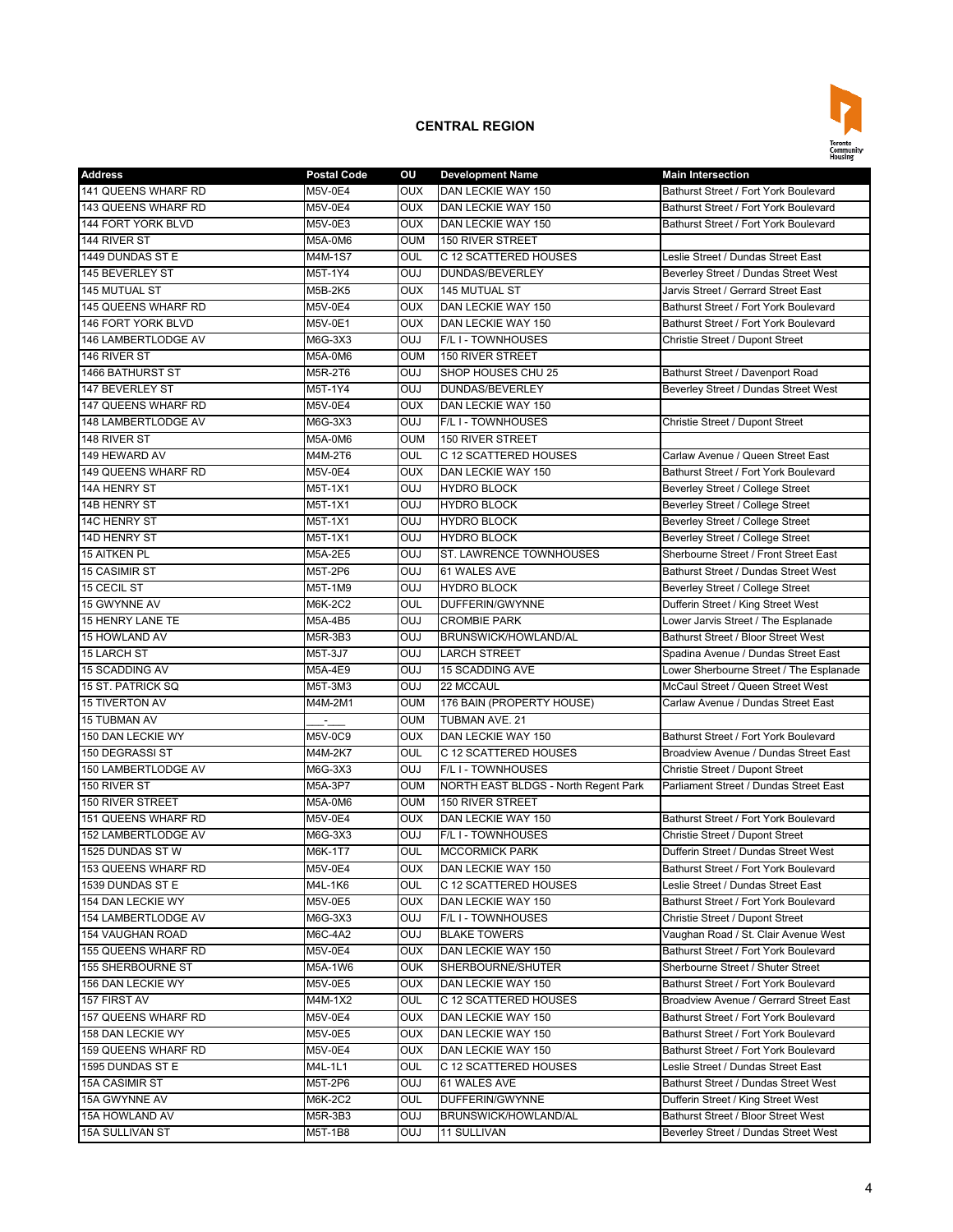# CENTRAL REGION

| Address | Postal Code | OU | Development Name | Main Intersection |
|---|---|---|---|---|
| 141 QUEENS WHARF RD | M5V-0E4 | OUX | DAN LECKIE WAY 150 | Bathurst Street / Fort York Boulevard |
| 143 QUEENS WHARF RD | M5V-0E4 | OUX | DAN LECKIE WAY 150 | Bathurst Street / Fort York Boulevard |
| 144 FORT YORK BLVD | M5V-0E3 | OUX | DAN LECKIE WAY 150 | Bathurst Street / Fort York Boulevard |
| 144 RIVER ST | M5A-0M6 | OUM | 150 RIVER STREET | |
| 1449 DUNDAS ST E | M4M-1S7 | OUL | C 12 SCATTERED HOUSES | Leslie Street / Dundas Street East |
| 145 BEVERLEY ST | M5T-1Y4 | OUJ | DUNDAS/BEVERLEY | Beverley Street / Dundas Street West |
| 145 MUTUAL ST | M5B-2K5 | OUX | 145 MUTUAL ST | Jarvis Street / Gerrard Street East |
| 145 QUEENS WHARF RD | M5V-0E4 | OUX | DAN LECKIE WAY 150 | Bathurst Street / Fort York Boulevard |
| 146 FORT YORK BLVD | M5V-0E1 | OUX | DAN LECKIE WAY 150 | Bathurst Street / Fort York Boulevard |
| 146 LAMBERTLODGE AV | M6G-3X3 | OUJ | F/L I - TOWNHOUSES | Christie Street / Dupont Street |
| 146 RIVER ST | M5A-0M6 | OUM | 150 RIVER STREET | |
| 1466 BATHURST ST | M5R-2T6 | OUJ | SHOP HOUSES CHU 25 | Bathurst Street / Davenport Road |
| 147 BEVERLEY ST | M5T-1Y4 | OUJ | DUNDAS/BEVERLEY | Beverley Street / Dundas Street West |
| 147 QUEENS WHARF RD | M5V-0E4 | OUX | DAN LECKIE WAY 150 | |
| 148 LAMBERTLODGE AV | M6G-3X3 | OUJ | F/L I - TOWNHOUSES | Christie Street / Dupont Street |
| 148 RIVER ST | M5A-0M6 | OUM | 150 RIVER STREET | |
| 149 HEWARD AV | M4M-2T6 | OUL | C 12 SCATTERED HOUSES | Carlaw Avenue / Queen Street East |
| 149 QUEENS WHARF RD | M5V-0E4 | OUX | DAN LECKIE WAY 150 | Bathurst Street / Fort York Boulevard |
| 14A HENRY ST | M5T-1X1 | OUJ | HYDRO BLOCK | Beverley Street / College Street |
| 14B HENRY ST | M5T-1X1 | OUJ | HYDRO BLOCK | Beverley Street / College Street |
| 14C HENRY ST | M5T-1X1 | OUJ | HYDRO BLOCK | Beverley Street / College Street |
| 14D HENRY ST | M5T-1X1 | OUJ | HYDRO BLOCK | Beverley Street / College Street |
| 15 AITKEN PL | M5A-2E5 | OUJ | ST. LAWRENCE TOWNHOUSES | Sherbourne Street / Front Street East |
| 15 CASIMIR ST | M5T-2P6 | OUJ | 61 WALES AVE | Bathurst Street / Dundas Street West |
| 15 CECIL ST | M5T-1M9 | OUJ | HYDRO BLOCK | Beverley Street / College Street |
| 15 GWYNNE AV | M6K-2C2 | OUL | DUFFERIN/GWYNNE | Dufferin Street / King Street West |
| 15 HENRY LANE TE | M5A-4B5 | OUJ | CROMBIE PARK | Lower Jarvis Street / The Esplanade |
| 15 HOWLAND AV | M5R-3B3 | OUJ | BRUNSWICK/HOWLAND/AL | Bathurst Street / Bloor Street West |
| 15 LARCH ST | M5T-3J7 | OUJ | LARCH STREET | Spadina Avenue / Dundas Street East |
| 15 SCADDING AV | M5A-4E9 | OUJ | 15 SCADDING AVE | Lower Sherbourne Street / The Esplanade |
| 15 ST. PATRICK SQ | M5T-3M3 | OUJ | 22 MCCAUL | McCaul Street / Queen Street West |
| 15 TIVERTON AV | M4M-2M1 | OUM | 176 BAIN (PROPERTY HOUSE) | Carlaw Avenue / Dundas Street East |
| 15 TUBMAN AV | ___-___ | OUM | TUBMAN AVE. 21 | |
| 150 DAN LECKIE WY | M5V-0C9 | OUX | DAN LECKIE WAY 150 | Bathurst Street / Fort York Boulevard |
| 150 DEGRASSI ST | M4M-2K7 | OUL | C 12 SCATTERED HOUSES | Broadview Avenue / Dundas Street East |
| 150 LAMBERTLODGE AV | M6G-3X3 | OUJ | F/L I - TOWNHOUSES | Christie Street / Dupont Street |
| 150 RIVER ST | M5A-3P7 | OUM | NORTH EAST BLDGS - North Regent Park | Parliament Street / Dundas Street East |
| 150 RIVER STREET | M5A-0M6 | OUM | 150 RIVER STREET | |
| 151 QUEENS WHARF RD | M5V-0E4 | OUX | DAN LECKIE WAY 150 | Bathurst Street / Fort York Boulevard |
| 152 LAMBERTLODGE AV | M6G-3X3 | OUJ | F/L I - TOWNHOUSES | Christie Street / Dupont Street |
| 1525 DUNDAS ST W | M6K-1T7 | OUL | MCCORMICK PARK | Dufferin Street / Dundas Street West |
| 153 QUEENS WHARF RD | M5V-0E4 | OUX | DAN LECKIE WAY 150 | Bathurst Street / Fort York Boulevard |
| 1539 DUNDAS ST E | M4L-1K6 | OUL | C 12 SCATTERED HOUSES | Leslie Street / Dundas Street East |
| 154 DAN LECKIE WY | M5V-0E5 | OUX | DAN LECKIE WAY 150 | Bathurst Street / Fort York Boulevard |
| 154 LAMBERTLODGE AV | M6G-3X3 | OUJ | F/L I - TOWNHOUSES | Christie Street / Dupont Street |
| 154 VAUGHAN ROAD | M6C-4A2 | OUJ | BLAKE TOWERS | Vaughan Road / St. Clair Avenue West |
| 155 QUEENS WHARF RD | M5V-0E4 | OUX | DAN LECKIE WAY 150 | Bathurst Street / Fort York Boulevard |
| 155 SHERBOURNE ST | M5A-1W6 | OUK | SHERBOURNE/SHUTER | Sherbourne Street / Shuter Street |
| 156 DAN LECKIE WY | M5V-0E5 | OUX | DAN LECKIE WAY 150 | Bathurst Street / Fort York Boulevard |
| 157 FIRST AV | M4M-1X2 | OUL | C 12 SCATTERED HOUSES | Broadview Avenue / Gerrard Street East |
| 157 QUEENS WHARF RD | M5V-0E4 | OUX | DAN LECKIE WAY 150 | Bathurst Street / Fort York Boulevard |
| 158 DAN LECKIE WY | M5V-0E5 | OUX | DAN LECKIE WAY 150 | Bathurst Street / Fort York Boulevard |
| 159 QUEENS WHARF RD | M5V-0E4 | OUX | DAN LECKIE WAY 150 | Bathurst Street / Fort York Boulevard |
| 1595 DUNDAS ST E | M4L-1L1 | OUL | C 12 SCATTERED HOUSES | Leslie Street / Dundas Street East |
| 15A CASIMIR ST | M5T-2P6 | OUJ | 61 WALES AVE | Bathurst Street / Dundas Street West |
| 15A GWYNNE AV | M6K-2C2 | OUL | DUFFERIN/GWYNNE | Dufferin Street / King Street West |
| 15A HOWLAND AV | M5R-3B3 | OUJ | BRUNSWICK/HOWLAND/AL | Bathurst Street / Bloor Street West |
| 15A SULLIVAN ST | M5T-1B8 | OUJ | 11 SULLIVAN | Beverley Street / Dundas Street West |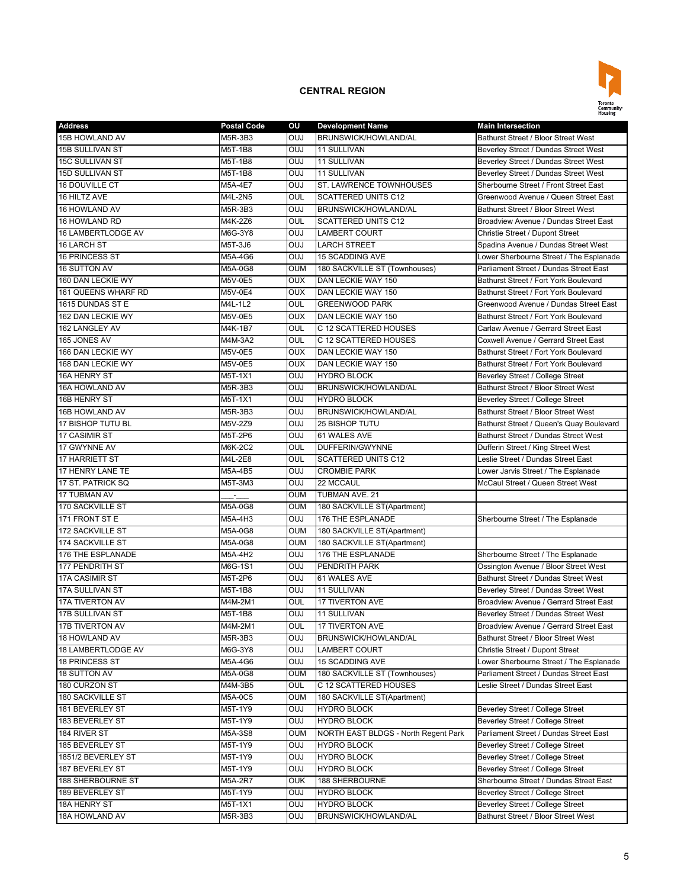## CENTRAL REGION

| Address | Postal Code | OU | Development Name | Main Intersection |
|---|---|---|---|---|
| 15B HOWLAND AV | M5R-3B3 | OUJ | BRUNSWICK/HOWLAND/AL | Bathurst Street / Bloor Street West |
| 15B SULLIVAN ST | M5T-1B8 | OUJ | 11 SULLIVAN | Beverley Street / Dundas Street West |
| 15C SULLIVAN ST | M5T-1B8 | OUJ | 11 SULLIVAN | Beverley Street / Dundas Street West |
| 15D SULLIVAN ST | M5T-1B8 | OUJ | 11 SULLIVAN | Beverley Street / Dundas Street West |
| 16 DOUVILLE CT | M5A-4E7 | OUJ | ST. LAWRENCE TOWNHOUSES | Sherbourne Street / Front Street East |
| 16 HILTZ AVE | M4L-2N5 | OUL | SCATTERED UNITS C12 | Greenwood Avenue / Queen Street East |
| 16 HOWLAND AV | M5R-3B3 | OUJ | BRUNSWICK/HOWLAND/AL | Bathurst Street / Bloor Street West |
| 16 HOWLAND RD | M4K-2Z6 | OUL | SCATTERED UNITS C12 | Broadview Avenue / Dundas Street East |
| 16 LAMBERTLODGE AV | M6G-3Y8 | OUJ | LAMBERT COURT | Christie Street / Dupont Street |
| 16 LARCH ST | M5T-3J6 | OUJ | LARCH STREET | Spadina Avenue / Dundas Street West |
| 16 PRINCESS ST | M5A-4G6 | OUJ | 15 SCADDING AVE | Lower Sherbourne Street / The Esplanade |
| 16 SUTTON AV | M5A-0G8 | OUM | 180 SACKVILLE ST (Townhouses) | Parliament Street / Dundas Street East |
| 160 DAN LECKIE WY | M5V-0E5 | OUX | DAN LECKIE WAY 150 | Bathurst Street / Fort York Boulevard |
| 161 QUEENS WHARF RD | M5V-0E4 | OUX | DAN LECKIE WAY 150 | Bathurst Street / Fort York Boulevard |
| 1615 DUNDAS ST E | M4L-1L2 | OUL | GREENWOOD PARK | Greenwood Avenue / Dundas Street East |
| 162 DAN LECKIE WY | M5V-0E5 | OUX | DAN LECKIE WAY 150 | Bathurst Street / Fort York Boulevard |
| 162 LANGLEY AV | M4K-1B7 | OUL | C 12 SCATTERED HOUSES | Carlaw Avenue / Gerrard Street East |
| 165 JONES AV | M4M-3A2 | OUL | C 12 SCATTERED HOUSES | Coxwell Avenue / Gerrard Street East |
| 166 DAN LECKIE WY | M5V-0E5 | OUX | DAN LECKIE WAY 150 | Bathurst Street / Fort York Boulevard |
| 168 DAN LECKIE WY | M5V-0E5 | OUX | DAN LECKIE WAY 150 | Bathurst Street / Fort York Boulevard |
| 16A HENRY ST | M5T-1X1 | OUJ | HYDRO BLOCK | Beverley Street / College Street |
| 16A HOWLAND AV | M5R-3B3 | OUJ | BRUNSWICK/HOWLAND/AL | Bathurst Street / Bloor Street West |
| 16B HENRY ST | M5T-1X1 | OUJ | HYDRO BLOCK | Beverley Street / College Street |
| 16B HOWLAND AV | M5R-3B3 | OUJ | BRUNSWICK/HOWLAND/AL | Bathurst Street / Bloor Street West |
| 17 BISHOP TUTU BL | M5V-2Z9 | OUJ | 25 BISHOP TUTU | Bathurst Street / Queen's Quay Boulevard |
| 17 CASIMIR ST | M5T-2P6 | OUJ | 61 WALES AVE | Bathurst Street / Dundas Street West |
| 17 GWYNNE AV | M6K-2C2 | OUL | DUFFERIN/GWYNNE | Dufferin Street / King Street West |
| 17 HARRIETT ST | M4L-2E8 | OUL | SCATTERED UNITS C12 | Leslie Street / Dundas Street East |
| 17 HENRY LANE TE | M5A-4B5 | OUJ | CROMBIE PARK | Lower Jarvis Street / The Esplanade |
| 17 ST. PATRICK SQ | M5T-3M3 | OUJ | 22 MCCAUL | McCaul Street / Queen Street West |
| 17 TUBMAN AV | ___-___ | OUM | TUBMAN AVE. 21 | |
| 170 SACKVILLE ST | M5A-0G8 | OUM | 180 SACKVILLE ST(Apartment) | |
| 171 FRONT ST E | M5A-4H3 | OUJ | 176 THE ESPLANADE | Sherbourne Street / The Esplanade |
| 172 SACKVILLE ST | M5A-0G8 | OUM | 180 SACKVILLE ST(Apartment) | |
| 174 SACKVILLE ST | M5A-0G8 | OUM | 180 SACKVILLE ST(Apartment) | |
| 176 THE ESPLANADE | M5A-4H2 | OUJ | 176 THE ESPLANADE | Sherbourne Street / The Esplanade |
| 177 PENDRITH ST | M6G-1S1 | OUJ | PENDRITH PARK | Ossington Avenue / Bloor Street West |
| 17A CASIMIR ST | M5T-2P6 | OUJ | 61 WALES AVE | Bathurst Street / Dundas Street West |
| 17A SULLIVAN ST | M5T-1B8 | OUJ | 11 SULLIVAN | Beverley Street / Dundas Street West |
| 17A TIVERTON AV | M4M-2M1 | OUL | 17 TIVERTON AVE | Broadview Avenue / Gerrard Street East |
| 17B SULLIVAN ST | M5T-1B8 | OUJ | 11 SULLIVAN | Beverley Street / Dundas Street West |
| 17B TIVERTON AV | M4M-2M1 | OUL | 17 TIVERTON AVE | Broadview Avenue / Gerrard Street East |
| 18 HOWLAND AV | M5R-3B3 | OUJ | BRUNSWICK/HOWLAND/AL | Bathurst Street / Bloor Street West |
| 18 LAMBERTLODGE AV | M6G-3Y8 | OUJ | LAMBERT COURT | Christie Street / Dupont Street |
| 18 PRINCESS ST | M5A-4G6 | OUJ | 15 SCADDING AVE | Lower Sherbourne Street / The Esplanade |
| 18 SUTTON AV | M5A-0G8 | OUM | 180 SACKVILLE ST (Townhouses) | Parliament Street / Dundas Street East |
| 180 CURZON ST | M4M-3B5 | OUL | C 12 SCATTERED HOUSES | Leslie Street / Dundas Street East |
| 180 SACKVILLE ST | M5A-0C5 | OUM | 180 SACKVILLE ST(Apartment) | |
| 181 BEVERLEY ST | M5T-1Y9 | OUJ | HYDRO BLOCK | Beverley Street / College Street |
| 183 BEVERLEY ST | M5T-1Y9 | OUJ | HYDRO BLOCK | Beverley Street / College Street |
| 184 RIVER ST | M5A-3S8 | OUM | NORTH EAST BLDGS - North Regent Park | Parliament Street / Dundas Street East |
| 185 BEVERLEY ST | M5T-1Y9 | OUJ | HYDRO BLOCK | Beverley Street / College Street |
| 1851/2 BEVERLEY ST | M5T-1Y9 | OUJ | HYDRO BLOCK | Beverley Street / College Street |
| 187 BEVERLEY ST | M5T-1Y9 | OUJ | HYDRO BLOCK | Beverley Street / College Street |
| 188 SHERBOURNE ST | M5A-2R7 | OUK | 188 SHERBOURNE | Sherbourne Street / Dundas Street East |
| 189 BEVERLEY ST | M5T-1Y9 | OUJ | HYDRO BLOCK | Beverley Street / College Street |
| 18A HENRY ST | M5T-1X1 | OUJ | HYDRO BLOCK | Beverley Street / College Street |
| 18A HOWLAND AV | M5R-3B3 | OUJ | BRUNSWICK/HOWLAND/AL | Bathurst Street / Bloor Street West |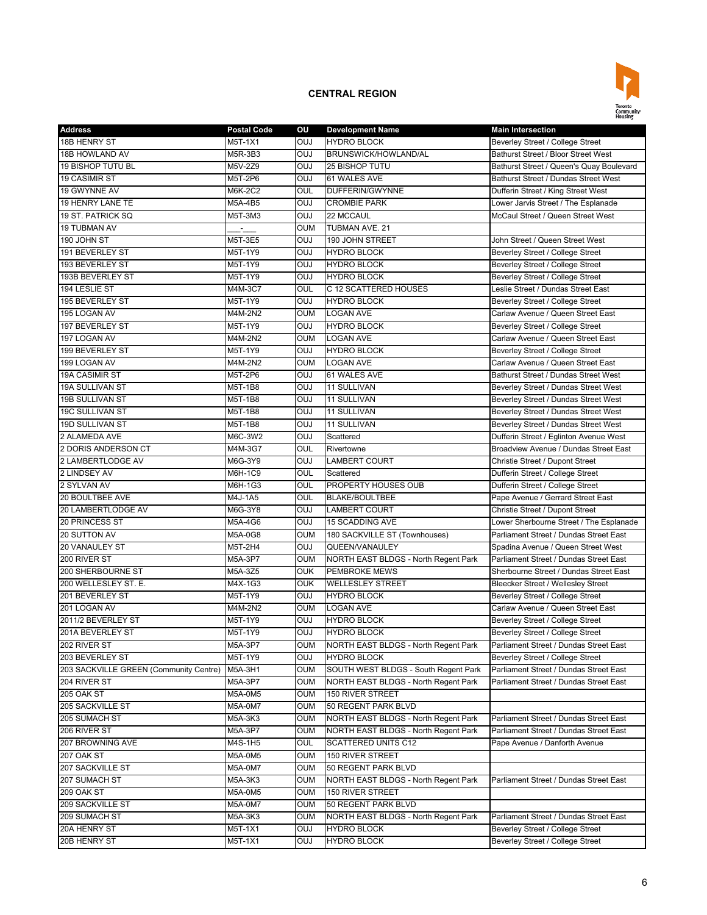## CENTRAL REGION

| Address | Postal Code | OU | Development Name | Main Intersection |
|---|---|---|---|---|
| 18B HENRY ST | M5T-1X1 | OUJ | HYDRO BLOCK | Beverley Street / College Street |
| 18B HOWLAND AV | M5R-3B3 | OUJ | BRUNSWICK/HOWLAND/AL | Bathurst Street / Bloor Street West |
| 19 BISHOP TUTU BL | M5V-2Z9 | OUJ | 25 BISHOP TUTU | Bathurst Street / Queen's Quay Boulevard |
| 19 CASIMIR ST | M5T-2P6 | OUJ | 61 WALES AVE | Bathurst Street / Dundas Street West |
| 19 GWYNNE AV | M6K-2C2 | OUL | DUFFERIN/GWYNNE | Dufferin Street / King Street West |
| 19 HENRY LANE TE | M5A-4B5 | OUJ | CROMBIE PARK | Lower Jarvis Street / The Esplanade |
| 19 ST. PATRICK SQ | M5T-3M3 | OUJ | 22 MCCAUL | McCaul Street / Queen Street West |
| 19 TUBMAN AV | ___-___ | OUM | TUBMAN AVE. 21 | |
| 190 JOHN ST | M5T-3E5 | OUJ | 190 JOHN STREET | John Street / Queen Street West |
| 191 BEVERLEY ST | M5T-1Y9 | OUJ | HYDRO BLOCK | Beverley Street / College Street |
| 193 BEVERLEY ST | M5T-1Y9 | OUJ | HYDRO BLOCK | Beverley Street / College Street |
| 193B BEVERLEY ST | M5T-1Y9 | OUJ | HYDRO BLOCK | Beverley Street / College Street |
| 194 LESLIE ST | M4M-3C7 | OUL | C 12 SCATTERED HOUSES | Leslie Street / Dundas Street East |
| 195 BEVERLEY ST | M5T-1Y9 | OUJ | HYDRO BLOCK | Beverley Street / College Street |
| 195 LOGAN AV | M4M-2N2 | OUM | LOGAN AVE | Carlaw Avenue / Queen Street East |
| 197 BEVERLEY ST | M5T-1Y9 | OUJ | HYDRO BLOCK | Beverley Street / College Street |
| 197 LOGAN AV | M4M-2N2 | OUM | LOGAN AVE | Carlaw Avenue / Queen Street East |
| 199 BEVERLEY ST | M5T-1Y9 | OUJ | HYDRO BLOCK | Beverley Street / College Street |
| 199 LOGAN AV | M4M-2N2 | OUM | LOGAN AVE | Carlaw Avenue / Queen Street East |
| 19A CASIMIR ST | M5T-2P6 | OUJ | 61 WALES AVE | Bathurst Street / Dundas Street West |
| 19A SULLIVAN ST | M5T-1B8 | OUJ | 11 SULLIVAN | Beverley Street / Dundas Street West |
| 19B SULLIVAN ST | M5T-1B8 | OUJ | 11 SULLIVAN | Beverley Street / Dundas Street West |
| 19C SULLIVAN ST | M5T-1B8 | OUJ | 11 SULLIVAN | Beverley Street / Dundas Street West |
| 19D SULLIVAN ST | M5T-1B8 | OUJ | 11 SULLIVAN | Beverley Street / Dundas Street West |
| 2 ALAMEDA AVE | M6C-3W2 | OUJ | Scattered | Dufferin Street / Eglinton Avenue West |
| 2 DORIS ANDERSON CT | M4M-3G7 | OUL | Rivertowne | Broadview Avenue / Dundas Street East |
| 2 LAMBERTLODGE AV | M6G-3Y9 | OUJ | LAMBERT COURT | Christie Street / Dupont Street |
| 2 LINDSEY AV | M6H-1C9 | OUL | Scattered | Dufferin Street / College Street |
| 2 SYLVAN AV | M6H-1G3 | OUL | PROPERTY HOUSES OUB | Dufferin Street / College Street |
| 20 BOULTBEE AVE | M4J-1A5 | OUL | BLAKE/BOULTBEE | Pape Avenue / Gerrard Street East |
| 20 LAMBERTLODGE AV | M6G-3Y8 | OUJ | LAMBERT COURT | Christie Street / Dupont Street |
| 20 PRINCESS ST | M5A-4G6 | OUJ | 15 SCADDING AVE | Lower Sherbourne Street / The Esplanade |
| 20 SUTTON AV | M5A-0G8 | OUM | 180 SACKVILLE ST (Townhouses) | Parliament Street / Dundas Street East |
| 20 VANAULEY ST | M5T-2H4 | OUJ | QUEEN/VANAULEY | Spadina Avenue / Queen Street West |
| 200 RIVER ST | M5A-3P7 | OUM | NORTH EAST BLDGS - North Regent Park | Parliament Street / Dundas Street East |
| 200 SHERBOURNE ST | M5A-3Z5 | OUK | PEMBROKE MEWS | Sherbourne Street / Dundas Street East |
| 200 WELLESLEY ST. E. | M4X-1G3 | OUK | WELLESLEY STREET | Bleecker Street / Wellesley Street |
| 201 BEVERLEY ST | M5T-1Y9 | OUJ | HYDRO BLOCK | Beverley Street / College Street |
| 201 LOGAN AV | M4M-2N2 | OUM | LOGAN AVE | Carlaw Avenue / Queen Street East |
| 2011/2 BEVERLEY ST | M5T-1Y9 | OUJ | HYDRO BLOCK | Beverley Street / College Street |
| 201A BEVERLEY ST | M5T-1Y9 | OUJ | HYDRO BLOCK | Beverley Street / College Street |
| 202 RIVER ST | M5A-3P7 | OUM | NORTH EAST BLDGS - North Regent Park | Parliament Street / Dundas Street East |
| 203 BEVERLEY ST | M5T-1Y9 | OUJ | HYDRO BLOCK | Beverley Street / College Street |
| 203 SACKVILLE GREEN (Community Centre) | M5A-3H1 | OUM | SOUTH WEST BLDGS - South Regent Park | Parliament Street / Dundas Street East |
| 204 RIVER ST | M5A-3P7 | OUM | NORTH EAST BLDGS - North Regent Park | Parliament Street / Dundas Street East |
| 205 OAK ST | M5A-0M5 | OUM | 150 RIVER STREET | |
| 205 SACKVILLE ST | M5A-0M7 | OUM | 50 REGENT PARK BLVD | |
| 205 SUMACH ST | M5A-3K3 | OUM | NORTH EAST BLDGS - North Regent Park | Parliament Street / Dundas Street East |
| 206 RIVER ST | M5A-3P7 | OUM | NORTH EAST BLDGS - North Regent Park | Parliament Street / Dundas Street East |
| 207 BROWNING AVE | M4S-1H5 | OUL | SCATTERED UNITS C12 | Pape Avenue / Danforth Avenue |
| 207 OAK ST | M5A-0M5 | OUM | 150 RIVER STREET | |
| 207 SACKVILLE ST | M5A-0M7 | OUM | 50 REGENT PARK BLVD | |
| 207 SUMACH ST | M5A-3K3 | OUM | NORTH EAST BLDGS - North Regent Park | Parliament Street / Dundas Street East |
| 209 OAK ST | M5A-0M5 | OUM | 150 RIVER STREET | |
| 209 SACKVILLE ST | M5A-0M7 | OUM | 50 REGENT PARK BLVD | |
| 209 SUMACH ST | M5A-3K3 | OUM | NORTH EAST BLDGS - North Regent Park | Parliament Street / Dundas Street East |
| 20A HENRY ST | M5T-1X1 | OUJ | HYDRO BLOCK | Beverley Street / College Street |
| 20B HENRY ST | M5T-1X1 | OUJ | HYDRO BLOCK | Beverley Street / College Street |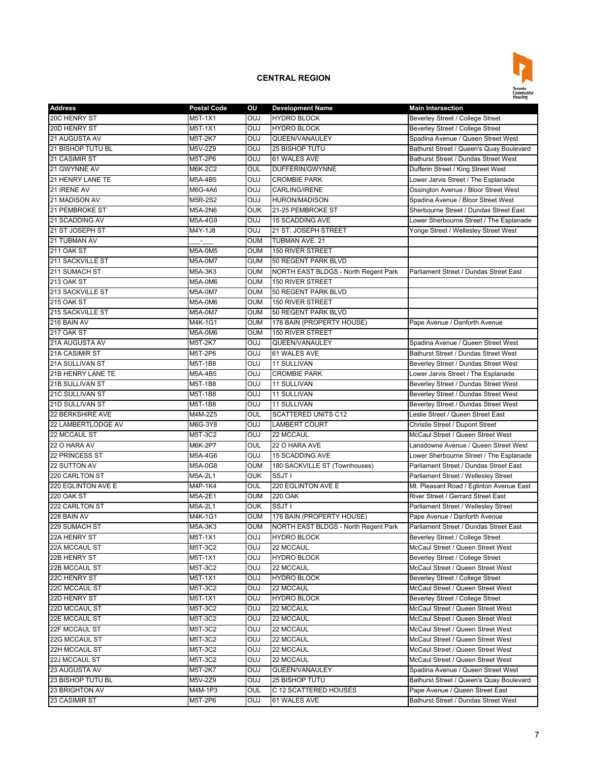## CENTRAL REGION

| Address | Postal Code | OU | Development Name | Main Intersection |
|---|---|---|---|---|
| 20C HENRY ST | M5T-1X1 | OUJ | HYDRO BLOCK | Beverley Street / College Street |
| 20D HENRY ST | M5T-1X1 | OUJ | HYDRO BLOCK | Beverley Street / College Street |
| 21 AUGUSTA AV | M5T-2K7 | OUJ | QUEEN/VANAULEY | Spadina Avenue / Queen Street West |
| 21 BISHOP TUTU BL | M5V-2Z9 | OUJ | 25 BISHOP TUTU | Bathurst Street / Queen's Quay Boulevard |
| 21 CASIMIR ST | M5T-2P6 | OUJ | 61 WALES AVE | Bathurst Street / Dundas Street West |
| 21 GWYNNE AV | M6K-2C2 | OUL | DUFFERIN/GWYNNE | Dufferin Street / King Street West |
| 21 HENRY LANE TE | M5A-4B5 | OUJ | CROMBIE PARK | Lower Jarvis Street / The Esplanade |
| 21 IRENE AV | M6G-4A6 | OUJ | CARLING/IRENE | Ossington Avenue / Bloor Street West |
| 21 MADISON AV | M5R-2S2 | OUJ | HURON/MADISON | Spadina Avenue / Bloor Street West |
| 21 PEMBROKE ST | M5A-2N6 | OUK | 21-25 PEMBROKE ST | Sherbourne Street / Dundas Street East |
| 21 SCADDING AV | M5A-4G9 | OUJ | 15 SCADDING AVE | Lower Sherbourne Street / The Esplanade |
| 21 ST JOSEPH ST | M4Y-1J8 | OUJ | 21 ST. JOSEPH STREET | Yonge Street / Wellesley Street West |
| 21 TUBMAN AV | ___-___ | OUM | TUBMAN AVE. 21 | |
| 211 OAK ST | M5A-0M5 | OUM | 150 RIVER STREET | |
| 211 SACKVILLE ST | M5A-0M7 | OUM | 50 REGENT PARK BLVD | |
| 211 SUMACH ST | M5A-3K3 | OUM | NORTH EAST BLDGS - North Regent Park | Parliament Street / Dundas Street East |
| 213 OAK ST | M5A-0M6 | OUM | 150 RIVER STREET | |
| 213 SACKVILLE ST | M5A-0M7 | OUM | 50 REGENT PARK BLVD | |
| 215 OAK ST | M5A-0M6 | OUM | 150 RIVER STREET | |
| 215 SACKVILLE ST | M5A-0M7 | OUM | 50 REGENT PARK BLVD | |
| 216 BAIN AV | M4K-1G1 | OUM | 176 BAIN (PROPERTY HOUSE) | Pape Avenue / Danforth Avenue |
| 217 OAK ST | M5A-0M6 | OUM | 150 RIVER STREET | |
| 21A AUGUSTA AV | M5T-2K7 | OUJ | QUEEN/VANAULEY | Spadina Avenue / Queen Street West |
| 21A CASIMIR ST | M5T-2P6 | OUJ | 61 WALES AVE | Bathurst Street / Dundas Street West |
| 21A SULLIVAN ST | M5T-1B8 | OUJ | 11 SULLIVAN | Beverley Street / Dundas Street West |
| 21B HENRY LANE TE | M5A-4B5 | OUJ | CROMBIE PARK | Lower Jarvis Street / The Esplanade |
| 21B SULLIVAN ST | M5T-1B8 | OUJ | 11 SULLIVAN | Beverley Street / Dundas Street West |
| 21C SULLIVAN ST | M5T-1B8 | OUJ | 11 SULLIVAN | Beverley Street / Dundas Street West |
| 21D SULLIVAN ST | M5T-1B8 | OUJ | 11 SULLIVAN | Beverley Street / Dundas Street West |
| 22 BERKSHIRE AVE | M4M-2Z5 | OUL | SCATTERED UNITS C12 | Leslie Street / Queen Street East |
| 22 LAMBERTLODGE AV | M6G-3Y8 | OUJ | LAMBERT COURT | Christie Street / Dupont Street |
| 22 MCCAUL ST | M5T-3C2 | OUJ | 22 MCCAUL | McCaul Street / Queen Street West |
| 22 O HARA AV | M6K-2P7 | OUL | 22 O HARA AVE | Lansdowne Avenue / Queen Street West |
| 22 PRINCESS ST | M5A-4G6 | OUJ | 15 SCADDING AVE | Lower Sherbourne Street / The Esplanade |
| 22 SUTTON AV | M5A-0G8 | OUM | 180 SACKVILLE ST (Townhouses) | Parliament Street / Dundas Street East |
| 220 CARLTON ST | M5A-2L1 | OUK | SSJT I | Parliament Street / Wellesley Street |
| 220 EGLINTON AVE E | M4P-1K4 | OUL | 220 EGLINTON AVE E | Mt. Pleasant Road / Eglinton Avenue East |
| 220 OAK ST | M5A-2E1 | OUM | 220 OAK | River Street / Gerrard Street East |
| 222 CARLTON ST | M5A-2L1 | OUK | SSJT I | Parliament Street / Wellesley Street |
| 228 BAIN AV | M4K-1G1 | OUM | 176 BAIN (PROPERTY HOUSE) | Pape Avenue / Danforth Avenue |
| 229 SUMACH ST | M5A-3K3 | OUM | NORTH EAST BLDGS - North Regent Park | Parliament Street / Dundas Street East |
| 22A HENRY ST | M5T-1X1 | OUJ | HYDRO BLOCK | Beverley Street / College Street |
| 22A MCCAUL ST | M5T-3C2 | OUJ | 22 MCCAUL | McCaul Street / Queen Street West |
| 22B HENRY ST | M5T-1X1 | OUJ | HYDRO BLOCK | Beverley Street / College Street |
| 22B MCCAUL ST | M5T-3C2 | OUJ | 22 MCCAUL | McCaul Street / Queen Street West |
| 22C HENRY ST | M5T-1X1 | OUJ | HYDRO BLOCK | Beverley Street / College Street |
| 22C MCCAUL ST | M5T-3C2 | OUJ | 22 MCCAUL | McCaul Street / Queen Street West |
| 22D HENRY ST | M5T-1X1 | OUJ | HYDRO BLOCK | Beverley Street / College Street |
| 22D MCCAUL ST | M5T-3C2 | OUJ | 22 MCCAUL | McCaul Street / Queen Street West |
| 22E MCCAUL ST | M5T-3C2 | OUJ | 22 MCCAUL | McCaul Street / Queen Street West |
| 22F MCCAUL ST | M5T-3C2 | OUJ | 22 MCCAUL | McCaul Street / Queen Street West |
| 22G MCCAUL ST | M5T-3C2 | OUJ | 22 MCCAUL | McCaul Street / Queen Street West |
| 22H MCCAUL ST | M5T-3C2 | OUJ | 22 MCCAUL | McCaul Street / Queen Street West |
| 22J MCCAUL ST | M5T-3C2 | OUJ | 22 MCCAUL | McCaul Street / Queen Street West |
| 23 AUGUSTA AV | M5T-2K7 | OUJ | QUEEN/VANAULEY | Spadina Avenue / Queen Street West |
| 23 BISHOP TUTU BL | M5V-2Z9 | OUJ | 25 BISHOP TUTU | Bathurst Street / Queen's Quay Boulevard |
| 23 BRIGHTON AV | M4M-1P3 | OUL | C 12 SCATTERED HOUSES | Pape Avenue / Queen Street East |
| 23 CASIMIR ST | M5T-2P6 | OUJ | 61 WALES AVE | Bathurst Street / Dundas Street West |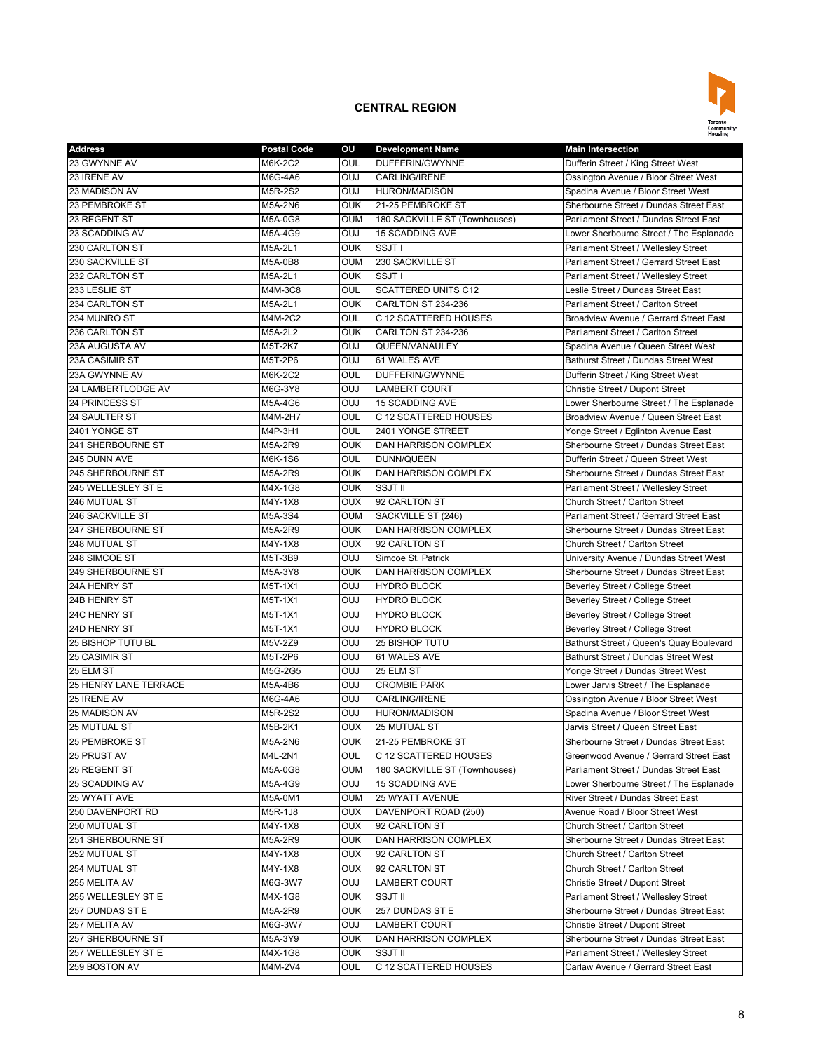## CENTRAL REGION

| Address | Postal Code | OU | Development Name | Main Intersection |
|---|---|---|---|---|
| 23 GWYNNE AV | M6K-2C2 | OUL | DUFFERIN/GWYNNE | Dufferin Street / King Street West |
| 23 IRENE AV | M6G-4A6 | OUJ | CARLING/IRENE | Ossington Avenue / Bloor Street West |
| 23 MADISON AV | M5R-2S2 | OUJ | HURON/MADISON | Spadina Avenue / Bloor Street West |
| 23 PEMBROKE ST | M5A-2N6 | OUK | 21-25 PEMBROKE ST | Sherbourne Street / Dundas Street East |
| 23 REGENT ST | M5A-0G8 | OUM | 180 SACKVILLE ST (Townhouses) | Parliament Street / Dundas Street East |
| 23 SCADDING AV | M5A-4G9 | OUJ | 15 SCADDING AVE | Lower Sherbourne Street / The Esplanade |
| 230 CARLTON ST | M5A-2L1 | OUK | SSJT I | Parliament Street / Wellesley Street |
| 230 SACKVILLE ST | M5A-0B8 | OUM | 230 SACKVILLE ST | Parliament Street / Gerrard Street East |
| 232 CARLTON ST | M5A-2L1 | OUK | SSJT I | Parliament Street / Wellesley Street |
| 233 LESLIE ST | M4M-3C8 | OUL | SCATTERED UNITS C12 | Leslie Street / Dundas Street East |
| 234 CARLTON ST | M5A-2L1 | OUK | CARLTON ST 234-236 | Parliament Street / Carlton Street |
| 234 MUNRO ST | M4M-2C2 | OUL | C 12 SCATTERED HOUSES | Broadview Avenue / Gerrard Street East |
| 236 CARLTON ST | M5A-2L2 | OUK | CARLTON ST 234-236 | Parliament Street / Carlton Street |
| 23A AUGUSTA AV | M5T-2K7 | OUJ | QUEEN/VANAULEY | Spadina Avenue / Queen Street West |
| 23A CASIMIR ST | M5T-2P6 | OUJ | 61 WALES AVE | Bathurst Street / Dundas Street West |
| 23A GWYNNE AV | M6K-2C2 | OUL | DUFFERIN/GWYNNE | Dufferin Street / King Street West |
| 24 LAMBERTLODGE AV | M6G-3Y8 | OUJ | LAMBERT COURT | Christie Street / Dupont Street |
| 24 PRINCESS ST | M5A-4G6 | OUJ | 15 SCADDING AVE | Lower Sherbourne Street / The Esplanade |
| 24 SAULTER ST | M4M-2H7 | OUL | C 12 SCATTERED HOUSES | Broadview Avenue / Queen Street East |
| 2401 YONGE ST | M4P-3H1 | OUL | 2401 YONGE STREET | Yonge Street / Eglinton Avenue East |
| 241 SHERBOURNE ST | M5A-2R9 | OUK | DAN HARRISON COMPLEX | Sherbourne Street / Dundas Street East |
| 245 DUNN AVE | M6K-1S6 | OUL | DUNN/QUEEN | Dufferin Street / Queen Street West |
| 245 SHERBOURNE ST | M5A-2R9 | OUK | DAN HARRISON COMPLEX | Sherbourne Street / Dundas Street East |
| 245 WELLESLEY ST E | M4X-1G8 | OUK | SSJT II | Parliament Street / Wellesley Street |
| 246 MUTUAL ST | M4Y-1X8 | OUX | 92 CARLTON ST | Church Street / Carlton Street |
| 246 SACKVILLE ST | M5A-3S4 | OUM | SACKVILLE ST (246) | Parliament Street / Gerrard Street East |
| 247 SHERBOURNE ST | M5A-2R9 | OUK | DAN HARRISON COMPLEX | Sherbourne Street / Dundas Street East |
| 248 MUTUAL ST | M4Y-1X8 | OUX | 92 CARLTON ST | Church Street / Carlton Street |
| 248 SIMCOE ST | M5T-3B9 | OUJ | Simcoe St. Patrick | University Avenue / Dundas Street West |
| 249 SHERBOURNE ST | M5A-3Y8 | OUK | DAN HARRISON COMPLEX | Sherbourne Street / Dundas Street East |
| 24A HENRY ST | M5T-1X1 | OUJ | HYDRO BLOCK | Beverley Street / College Street |
| 24B HENRY ST | M5T-1X1 | OUJ | HYDRO BLOCK | Beverley Street / College Street |
| 24C HENRY ST | M5T-1X1 | OUJ | HYDRO BLOCK | Beverley Street / College Street |
| 24D HENRY ST | M5T-1X1 | OUJ | HYDRO BLOCK | Beverley Street / College Street |
| 25 BISHOP TUTU BL | M5V-2Z9 | OUJ | 25 BISHOP TUTU | Bathurst Street / Queen's Quay Boulevard |
| 25 CASIMIR ST | M5T-2P6 | OUJ | 61 WALES AVE | Bathurst Street / Dundas Street West |
| 25 ELM ST | M5G-2G5 | OUJ | 25 ELM ST | Yonge Street / Dundas Street West |
| 25 HENRY LANE TERRACE | M5A-4B6 | OUJ | CROMBIE PARK | Lower Jarvis Street / The Esplanade |
| 25 IRENE AV | M6G-4A6 | OUJ | CARLING/IRENE | Ossington Avenue / Bloor Street West |
| 25 MADISON AV | M5R-2S2 | OUJ | HURON/MADISON | Spadina Avenue / Bloor Street West |
| 25 MUTUAL ST | M5B-2K1 | OUX | 25 MUTUAL ST | Jarvis Street / Queen Street East |
| 25 PEMBROKE ST | M5A-2N6 | OUK | 21-25 PEMBROKE ST | Sherbourne Street / Dundas Street East |
| 25 PRUST AV | M4L-2N1 | OUL | C 12 SCATTERED HOUSES | Greenwood Avenue / Gerrard Street East |
| 25 REGENT ST | M5A-0G8 | OUM | 180 SACKVILLE ST (Townhouses) | Parliament Street / Dundas Street East |
| 25 SCADDING AV | M5A-4G9 | OUJ | 15 SCADDING AVE | Lower Sherbourne Street / The Esplanade |
| 25 WYATT AVE | M5A-0M1 | OUM | 25 WYATT AVENUE | River Street / Dundas Street East |
| 250 DAVENPORT RD | M5R-1J8 | OUX | DAVENPORT ROAD (250) | Avenue Road / Bloor Street West |
| 250 MUTUAL ST | M4Y-1X8 | OUX | 92 CARLTON ST | Church Street / Carlton Street |
| 251 SHERBOURNE ST | M5A-2R9 | OUK | DAN HARRISON COMPLEX | Sherbourne Street / Dundas Street East |
| 252 MUTUAL ST | M4Y-1X8 | OUX | 92 CARLTON ST | Church Street / Carlton Street |
| 254 MUTUAL ST | M4Y-1X8 | OUX | 92 CARLTON ST | Church Street / Carlton Street |
| 255 MELITA AV | M6G-3W7 | OUJ | LAMBERT COURT | Christie Street / Dupont Street |
| 255 WELLESLEY ST E | M4X-1G8 | OUK | SSJT II | Parliament Street / Wellesley Street |
| 257 DUNDAS ST E | M5A-2R9 | OUK | 257 DUNDAS ST E | Sherbourne Street / Dundas Street East |
| 257 MELITA AV | M6G-3W7 | OUJ | LAMBERT COURT | Christie Street / Dupont Street |
| 257 SHERBOURNE ST | M5A-3Y9 | OUK | DAN HARRISON COMPLEX | Sherbourne Street / Dundas Street East |
| 257 WELLESLEY ST E | M4X-1G8 | OUK | SSJT II | Parliament Street / Wellesley Street |
| 259 BOSTON AV | M4M-2V4 | OUL | C 12 SCATTERED HOUSES | Carlaw Avenue / Gerrard Street East |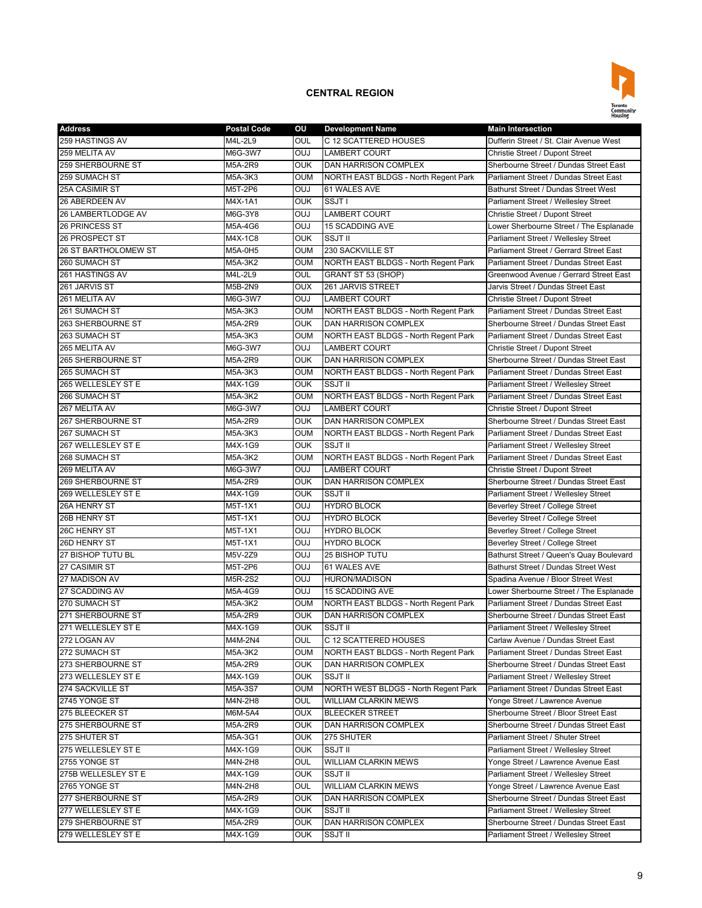## CENTRAL REGION

| Address | Postal Code | OU | Development Name | Main Intersection |
|---|---|---|---|---|
| 259 HASTINGS AV | M4L-2L9 | OUL | C 12 SCATTERED HOUSES | Dufferin Street / St. Clair Avenue West |
| 259 MELITA AV | M6G-3W7 | OUJ | LAMBERT COURT | Christie Street / Dupont Street |
| 259 SHERBOURNE ST | M5A-2R9 | OUK | DAN HARRISON COMPLEX | Sherbourne Street / Dundas Street East |
| 259 SUMACH ST | M5A-3K3 | OUM | NORTH EAST BLDGS - North Regent Park | Parliament Street / Dundas Street East |
| 25A CASIMIR ST | M5T-2P6 | OUJ | 61 WALES AVE | Bathurst Street / Dundas Street West |
| 26 ABERDEEN AV | M4X-1A1 | OUK | SSJT I | Parliament Street / Wellesley Street |
| 26 LAMBERTLODGE AV | M6G-3Y8 | OUJ | LAMBERT COURT | Christie Street / Dupont Street |
| 26 PRINCESS ST | M5A-4G6 | OUJ | 15 SCADDING AVE | Lower Sherbourne Street / The Esplanade |
| 26 PROSPECT ST | M4X-1C8 | OUK | SSJT II | Parliament Street / Wellesley Street |
| 26 ST BARTHOLOMEW ST | M5A-0H5 | OUM | 230 SACKVILLE ST | Parliament Street / Gerrard Street East |
| 260 SUMACH ST | M5A-3K2 | OUM | NORTH EAST BLDGS - North Regent Park | Parliament Street / Dundas Street East |
| 261 HASTINGS AV | M4L-2L9 | OUL | GRANT ST 53 (SHOP) | Greenwood Avenue / Gerrard Street East |
| 261 JARVIS ST | M5B-2N9 | OUX | 261 JARVIS STREET | Jarvis Street / Dundas Street East |
| 261 MELITA AV | M6G-3W7 | OUJ | LAMBERT COURT | Christie Street / Dupont Street |
| 261 SUMACH ST | M5A-3K3 | OUM | NORTH EAST BLDGS - North Regent Park | Parliament Street / Dundas Street East |
| 263 SHERBOURNE ST | M5A-2R9 | OUK | DAN HARRISON COMPLEX | Sherbourne Street / Dundas Street East |
| 263 SUMACH ST | M5A-3K3 | OUM | NORTH EAST BLDGS - North Regent Park | Parliament Street / Dundas Street East |
| 265 MELITA AV | M6G-3W7 | OUJ | LAMBERT COURT | Christie Street / Dupont Street |
| 265 SHERBOURNE ST | M5A-2R9 | OUK | DAN HARRISON COMPLEX | Sherbourne Street / Dundas Street East |
| 265 SUMACH ST | M5A-3K3 | OUM | NORTH EAST BLDGS - North Regent Park | Parliament Street / Dundas Street East |
| 265 WELLESLEY ST E | M4X-1G9 | OUK | SSJT II | Parliament Street / Wellesley Street |
| 266 SUMACH ST | M5A-3K2 | OUM | NORTH EAST BLDGS - North Regent Park | Parliament Street / Dundas Street East |
| 267 MELITA AV | M6G-3W7 | OUJ | LAMBERT COURT | Christie Street / Dupont Street |
| 267 SHERBOURNE ST | M5A-2R9 | OUK | DAN HARRISON COMPLEX | Sherbourne Street / Dundas Street East |
| 267 SUMACH ST | M5A-3K3 | OUM | NORTH EAST BLDGS - North Regent Park | Parliament Street / Dundas Street East |
| 267 WELLESLEY ST E | M4X-1G9 | OUK | SSJT II | Parliament Street / Wellesley Street |
| 268 SUMACH ST | M5A-3K2 | OUM | NORTH EAST BLDGS - North Regent Park | Parliament Street / Dundas Street East |
| 269 MELITA AV | M6G-3W7 | OUJ | LAMBERT COURT | Christie Street / Dupont Street |
| 269 SHERBOURNE ST | M5A-2R9 | OUK | DAN HARRISON COMPLEX | Sherbourne Street / Dundas Street East |
| 269 WELLESLEY ST E | M4X-1G9 | OUK | SSJT II | Parliament Street / Wellesley Street |
| 26A HENRY ST | M5T-1X1 | OUJ | HYDRO BLOCK | Beverley Street / College Street |
| 26B HENRY ST | M5T-1X1 | OUJ | HYDRO BLOCK | Beverley Street / College Street |
| 26C HENRY ST | M5T-1X1 | OUJ | HYDRO BLOCK | Beverley Street / College Street |
| 26D HENRY ST | M5T-1X1 | OUJ | HYDRO BLOCK | Beverley Street / College Street |
| 27 BISHOP TUTU BL | M5V-2Z9 | OUJ | 25 BISHOP TUTU | Bathurst Street / Queen's Quay Boulevard |
| 27 CASIMIR ST | M5T-2P6 | OUJ | 61 WALES AVE | Bathurst Street / Dundas Street West |
| 27 MADISON AV | M5R-2S2 | OUJ | HURON/MADISON | Spadina Avenue / Bloor Street West |
| 27 SCADDING AV | M5A-4G9 | OUJ | 15 SCADDING AVE | Lower Sherbourne Street / The Esplanade |
| 270 SUMACH ST | M5A-3K2 | OUM | NORTH EAST BLDGS - North Regent Park | Parliament Street / Dundas Street East |
| 271 SHERBOURNE ST | M5A-2R9 | OUK | DAN HARRISON COMPLEX | Sherbourne Street / Dundas Street East |
| 271 WELLESLEY ST E | M4X-1G9 | OUK | SSJT II | Parliament Street / Wellesley Street |
| 272 LOGAN AV | M4M-2N4 | OUL | C 12 SCATTERED HOUSES | Carlaw Avenue / Dundas Street East |
| 272 SUMACH ST | M5A-3K2 | OUM | NORTH EAST BLDGS - North Regent Park | Parliament Street / Dundas Street East |
| 273 SHERBOURNE ST | M5A-2R9 | OUK | DAN HARRISON COMPLEX | Sherbourne Street / Dundas Street East |
| 273 WELLESLEY ST E | M4X-1G9 | OUK | SSJT II | Parliament Street / Wellesley Street |
| 274 SACKVILLE ST | M5A-3S7 | OUM | NORTH WEST BLDGS - North Regent Park | Parliament Street / Dundas Street East |
| 2745 YONGE ST | M4N-2H8 | OUL | WILLIAM CLARKIN MEWS | Yonge Street / Lawrence Avenue |
| 275 BLEECKER ST | M6M-5A4 | OUX | BLEECKER STREET | Sherbourne Street / Bloor Street East |
| 275 SHERBOURNE ST | M5A-2R9 | OUK | DAN HARRISON COMPLEX | Sherbourne Street / Dundas Street East |
| 275 SHUTER ST | M5A-3G1 | OUK | 275 SHUTER | Parliament Street / Shuter Street |
| 275 WELLESLEY ST E | M4X-1G9 | OUK | SSJT II | Parliament Street / Wellesley Street |
| 2755 YONGE ST | M4N-2H8 | OUL | WILLIAM CLARKIN MEWS | Yonge Street / Lawrence Avenue East |
| 275B WELLESLEY ST E | M4X-1G9 | OUK | SSJT II | Parliament Street / Wellesley Street |
| 2765 YONGE ST | M4N-2H8 | OUL | WILLIAM CLARKIN MEWS | Yonge Street / Lawrence Avenue East |
| 277 SHERBOURNE ST | M5A-2R9 | OUK | DAN HARRISON COMPLEX | Sherbourne Street / Dundas Street East |
| 277 WELLESLEY ST E | M4X-1G9 | OUK | SSJT II | Parliament Street / Wellesley Street |
| 279 SHERBOURNE ST | M5A-2R9 | OUK | DAN HARRISON COMPLEX | Sherbourne Street / Dundas Street East |
| 279 WELLESLEY ST E | M4X-1G9 | OUK | SSJT II | Parliament Street / Wellesley Street |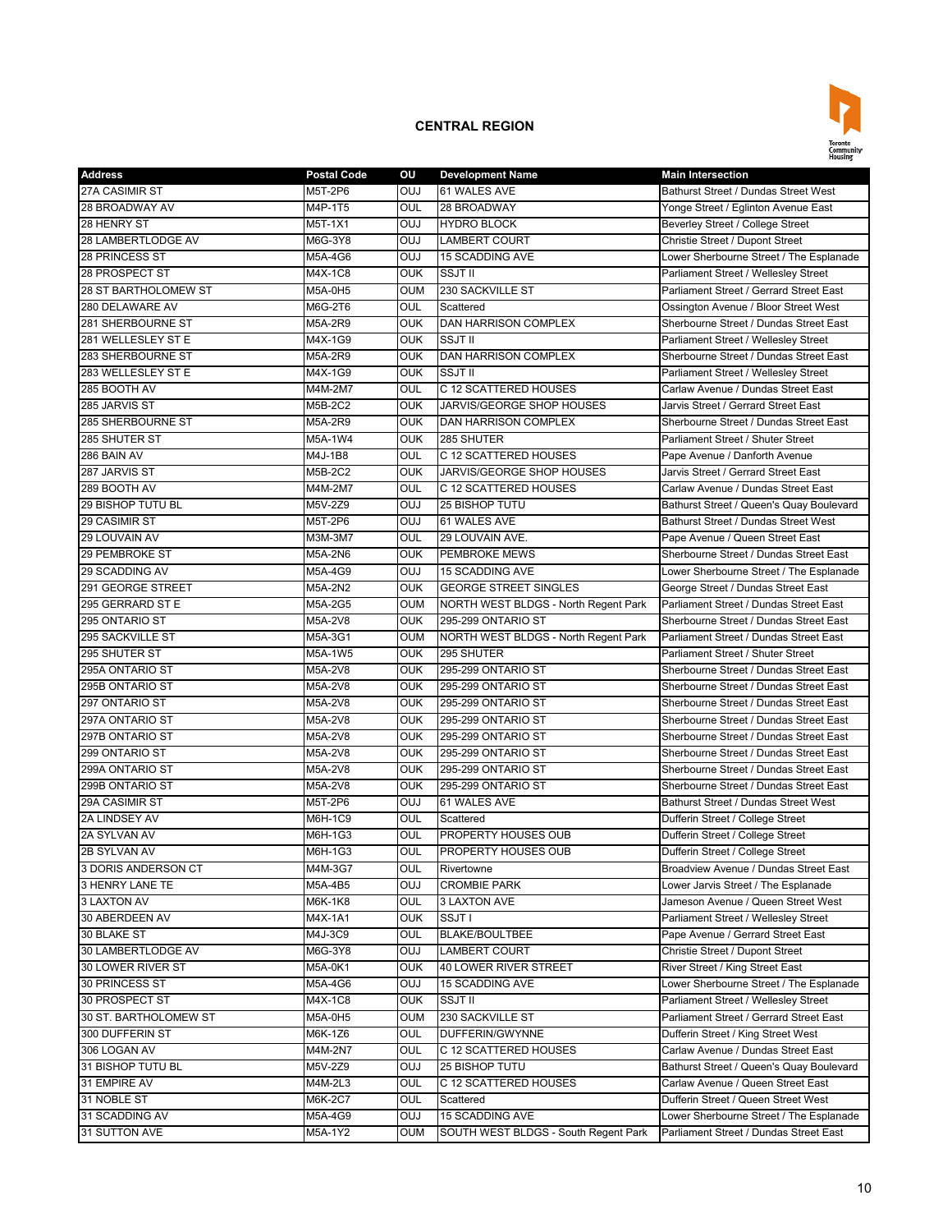## CENTRAL REGION

| Address | Postal Code | OU | Development Name | Main Intersection |
|---|---|---|---|---|
| 27A CASIMIR ST | M5T-2P6 | OUJ | 61 WALES AVE | Bathurst Street / Dundas Street West |
| 28 BROADWAY AV | M4P-1T5 | OUL | 28 BROADWAY | Yonge Street / Eglinton Avenue East |
| 28 HENRY ST | M5T-1X1 | OUJ | HYDRO BLOCK | Beverley Street / College Street |
| 28 LAMBERTLODGE AV | M6G-3Y8 | OUJ | LAMBERT COURT | Christie Street / Dupont Street |
| 28 PRINCESS ST | M5A-4G6 | OUJ | 15 SCADDING AVE | Lower Sherbourne Street / The Esplanade |
| 28 PROSPECT ST | M4X-1C8 | OUK | SSJT II | Parliament Street / Wellesley Street |
| 28 ST BARTHOLOMEW ST | M5A-0H5 | OUM | 230 SACKVILLE ST | Parliament Street / Gerrard Street East |
| 280 DELAWARE AV | M6G-2T6 | OUL | Scattered | Ossington Avenue / Bloor Street West |
| 281 SHERBOURNE ST | M5A-2R9 | OUK | DAN HARRISON COMPLEX | Sherbourne Street / Dundas Street East |
| 281 WELLESLEY ST E | M4X-1G9 | OUK | SSJT II | Parliament Street / Wellesley Street |
| 283 SHERBOURNE ST | M5A-2R9 | OUK | DAN HARRISON COMPLEX | Sherbourne Street / Dundas Street East |
| 283 WELLESLEY ST E | M4X-1G9 | OUK | SSJT II | Parliament Street / Wellesley Street |
| 285 BOOTH AV | M4M-2M7 | OUL | C 12 SCATTERED HOUSES | Carlaw Avenue / Dundas Street East |
| 285 JARVIS ST | M5B-2C2 | OUK | JARVIS/GEORGE SHOP HOUSES | Jarvis Street / Gerrard Street East |
| 285 SHERBOURNE ST | M5A-2R9 | OUK | DAN HARRISON COMPLEX | Sherbourne Street / Dundas Street East |
| 285 SHUTER ST | M5A-1W4 | OUK | 285 SHUTER | Parliament Street / Shuter Street |
| 286 BAIN AV | M4J-1B8 | OUL | C 12 SCATTERED HOUSES | Pape Avenue / Danforth Avenue |
| 287 JARVIS ST | M5B-2C2 | OUK | JARVIS/GEORGE SHOP HOUSES | Jarvis Street / Gerrard Street East |
| 289 BOOTH AV | M4M-2M7 | OUL | C 12 SCATTERED HOUSES | Carlaw Avenue / Dundas Street East |
| 29 BISHOP TUTU BL | M5V-2Z9 | OUJ | 25 BISHOP TUTU | Bathurst Street / Queen's Quay Boulevard |
| 29 CASIMIR ST | M5T-2P6 | OUJ | 61 WALES AVE | Bathurst Street / Dundas Street West |
| 29 LOUVAIN AV | M3M-3M7 | OUL | 29 LOUVAIN AVE. | Pape Avenue / Queen Street East |
| 29 PEMBROKE ST | M5A-2N6 | OUK | PEMBROKE MEWS | Sherbourne Street / Dundas Street East |
| 29 SCADDING AV | M5A-4G9 | OUJ | 15 SCADDING AVE | Lower Sherbourne Street / The Esplanade |
| 291 GEORGE STREET | M5A-2N2 | OUK | GEORGE STREET SINGLES | George Street / Dundas Street East |
| 295 GERRARD ST E | M5A-2G5 | OUM | NORTH WEST BLDGS - North Regent Park | Parliament Street / Gerrard Street East |
| 295 ONTARIO ST | M5A-2V8 | OUK | 295-299 ONTARIO ST | Sherbourne Street / Dundas Street East |
| 295 SACKVILLE ST | M5A-3G1 | OUM | NORTH WEST BLDGS - North Regent Park | Parliament Street / Dundas Street East |
| 295 SHUTER ST | M5A-1W5 | OUK | 295 SHUTER | Parliament Street / Shuter Street |
| 295A ONTARIO ST | M5A-2V8 | OUK | 295-299 ONTARIO ST | Sherbourne Street / Dundas Street East |
| 295B ONTARIO ST | M5A-2V8 | OUK | 295-299 ONTARIO ST | Sherbourne Street / Dundas Street East |
| 297 ONTARIO ST | M5A-2V8 | OUK | 295-299 ONTARIO ST | Sherbourne Street / Dundas Street East |
| 297A ONTARIO ST | M5A-2V8 | OUK | 295-299 ONTARIO ST | Sherbourne Street / Dundas Street East |
| 297B ONTARIO ST | M5A-2V8 | OUK | 295-299 ONTARIO ST | Sherbourne Street / Dundas Street East |
| 299 ONTARIO ST | M5A-2V8 | OUK | 295-299 ONTARIO ST | Sherbourne Street / Dundas Street East |
| 299A ONTARIO ST | M5A-2V8 | OUK | 295-299 ONTARIO ST | Sherbourne Street / Dundas Street East |
| 299B ONTARIO ST | M5A-2V8 | OUK | 295-299 ONTARIO ST | Sherbourne Street / Dundas Street East |
| 29A CASIMIR ST | M5T-2P6 | OUJ | 61 WALES AVE | Bathurst Street / Dundas Street West |
| 2A LINDSEY AV | M6H-1C9 | OUL | Scattered | Dufferin Street / College Street |
| 2A SYLVAN AV | M6H-1G3 | OUL | PROPERTY HOUSES OUB | Dufferin Street / College Street |
| 2B SYLVAN AV | M6H-1G3 | OUL | PROPERTY HOUSES OUB | Dufferin Street / College Street |
| 3 DORIS ANDERSON CT | M4M-3G7 | OUL | Rivertowne | Broadview Avenue / Dundas Street East |
| 3 HENRY LANE TE | M5A-4B5 | OUJ | CROMBIE PARK | Lower Jarvis Street / The Esplanade |
| 3 LAXTON AV | M6K-1K8 | OUL | 3 LAXTON AVE | Jameson Avenue / Queen Street West |
| 30 ABERDEEN AV | M4X-1A1 | OUK | SSJT I | Parliament Street / Wellesley Street |
| 30 BLAKE ST | M4J-3C9 | OUL | BLAKE/BOULTBEE | Pape Avenue / Gerrard Street East |
| 30 LAMBERTLODGE AV | M6G-3Y8 | OUJ | LAMBERT COURT | Christie Street / Dupont Street |
| 30 LOWER RIVER ST | M5A-0K1 | OUK | 40 LOWER RIVER STREET | River Street / King Street East |
| 30 PRINCESS ST | M5A-4G6 | OUJ | 15 SCADDING AVE | Lower Sherbourne Street / The Esplanade |
| 30 PROSPECT ST | M4X-1C8 | OUK | SSJT II | Parliament Street / Wellesley Street |
| 30 ST. BARTHOLOMEW ST | M5A-0H5 | OUM | 230 SACKVILLE ST | Parliament Street / Gerrard Street East |
| 300 DUFFERIN ST | M6K-1Z6 | OUL | DUFFERIN/GWYNNE | Dufferin Street / King Street West |
| 306 LOGAN AV | M4M-2N7 | OUL | C 12 SCATTERED HOUSES | Carlaw Avenue / Dundas Street East |
| 31 BISHOP TUTU BL | M5V-2Z9 | OUJ | 25 BISHOP TUTU | Bathurst Street / Queen's Quay Boulevard |
| 31 EMPIRE AV | M4M-2L3 | OUL | C 12 SCATTERED HOUSES | Carlaw Avenue / Queen Street East |
| 31 NOBLE ST | M6K-2C7 | OUL | Scattered | Dufferin Street / Queen Street West |
| 31 SCADDING AV | M5A-4G9 | OUJ | 15 SCADDING AVE | Lower Sherbourne Street / The Esplanade |
| 31 SUTTON AVE | M5A-1Y2 | OUM | SOUTH WEST BLDGS - South Regent Park | Parliament Street / Dundas Street East |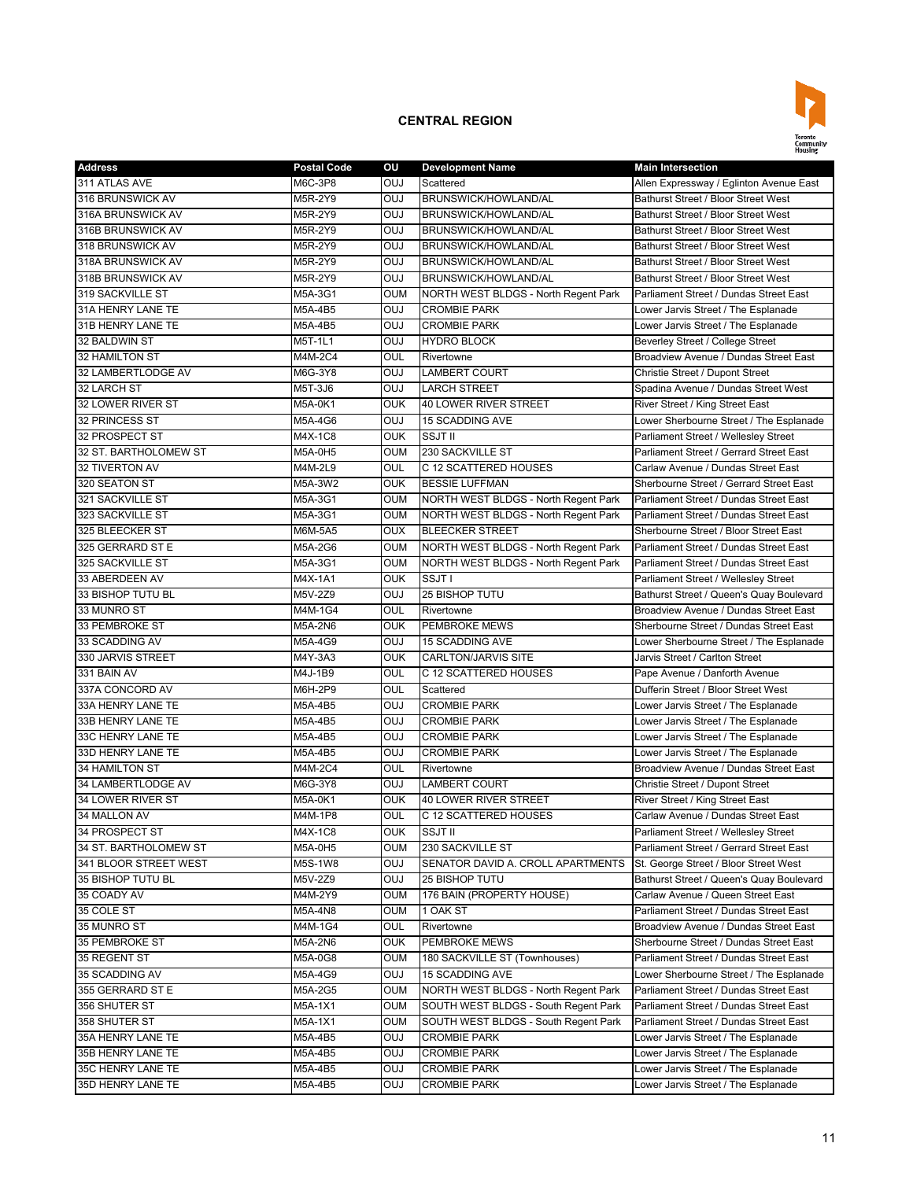## CENTRAL REGION

| Address | Postal Code | OU | Development Name | Main Intersection |
|---|---|---|---|---|
| 311 ATLAS AVE | M6C-3P8 | OUJ | Scattered | Allen Expressway / Eglinton Avenue East |
| 316 BRUNSWICK AV | M5R-2Y9 | OUJ | BRUNSWICK/HOWLAND/AL | Bathurst Street / Bloor Street West |
| 316A BRUNSWICK AV | M5R-2Y9 | OUJ | BRUNSWICK/HOWLAND/AL | Bathurst Street / Bloor Street West |
| 316B BRUNSWICK AV | M5R-2Y9 | OUJ | BRUNSWICK/HOWLAND/AL | Bathurst Street / Bloor Street West |
| 318 BRUNSWICK AV | M5R-2Y9 | OUJ | BRUNSWICK/HOWLAND/AL | Bathurst Street / Bloor Street West |
| 318A BRUNSWICK AV | M5R-2Y9 | OUJ | BRUNSWICK/HOWLAND/AL | Bathurst Street / Bloor Street West |
| 318B BRUNSWICK AV | M5R-2Y9 | OUJ | BRUNSWICK/HOWLAND/AL | Bathurst Street / Bloor Street West |
| 319 SACKVILLE ST | M5A-3G1 | OUM | NORTH WEST BLDGS - North Regent Park | Parliament Street / Dundas Street East |
| 31A HENRY LANE TE | M5A-4B5 | OUJ | CROMBIE PARK | Lower Jarvis Street / The Esplanade |
| 31B HENRY LANE TE | M5A-4B5 | OUJ | CROMBIE PARK | Lower Jarvis Street / The Esplanade |
| 32 BALDWIN ST | M5T-1L1 | OUJ | HYDRO BLOCK | Beverley Street / College Street |
| 32 HAMILTON ST | M4M-2C4 | OUL | Rivertowne | Broadview Avenue / Dundas Street East |
| 32 LAMBERTLODGE AV | M6G-3Y8 | OUJ | LAMBERT COURT | Christie Street / Dupont Street |
| 32 LARCH ST | M5T-3J6 | OUJ | LARCH STREET | Spadina Avenue / Dundas Street West |
| 32 LOWER RIVER ST | M5A-0K1 | OUK | 40 LOWER RIVER STREET | River Street / King Street East |
| 32 PRINCESS ST | M5A-4G6 | OUJ | 15 SCADDING AVE | Lower Sherbourne Street / The Esplanade |
| 32 PROSPECT ST | M4X-1C8 | OUK | SSJT II | Parliament Street / Wellesley Street |
| 32 ST. BARTHOLOMEW ST | M5A-0H5 | OUM | 230 SACKVILLE ST | Parliament Street / Gerrard Street East |
| 32 TIVERTON AV | M4M-2L9 | OUL | C 12 SCATTERED HOUSES | Carlaw Avenue / Dundas Street East |
| 320 SEATON ST | M5A-3W2 | OUK | BESSIE LUFFMAN | Sherbourne Street / Gerrard Street East |
| 321 SACKVILLE ST | M5A-3G1 | OUM | NORTH WEST BLDGS - North Regent Park | Parliament Street / Dundas Street East |
| 323 SACKVILLE ST | M5A-3G1 | OUM | NORTH WEST BLDGS - North Regent Park | Parliament Street / Dundas Street East |
| 325 BLEECKER ST | M6M-5A5 | OUX | BLEECKER STREET | Sherbourne Street / Bloor Street East |
| 325 GERRARD ST E | M5A-2G6 | OUM | NORTH WEST BLDGS - North Regent Park | Parliament Street / Dundas Street East |
| 325 SACKVILLE ST | M5A-3G1 | OUM | NORTH WEST BLDGS - North Regent Park | Parliament Street / Dundas Street East |
| 33 ABERDEEN AV | M4X-1A1 | OUK | SSJT I | Parliament Street / Wellesley Street |
| 33 BISHOP TUTU BL | M5V-2Z9 | OUJ | 25 BISHOP TUTU | Bathurst Street / Queen's Quay Boulevard |
| 33 MUNRO ST | M4M-1G4 | OUL | Rivertowne | Broadview Avenue / Dundas Street East |
| 33 PEMBROKE ST | M5A-2N6 | OUK | PEMBROKE MEWS | Sherbourne Street / Dundas Street East |
| 33 SCADDING AV | M5A-4G9 | OUJ | 15 SCADDING AVE | Lower Sherbourne Street / The Esplanade |
| 330 JARVIS STREET | M4Y-3A3 | OUK | CARLTON/JARVIS SITE | Jarvis Street / Carlton Street |
| 331 BAIN AV | M4J-1B9 | OUL | C 12 SCATTERED HOUSES | Pape Avenue / Danforth Avenue |
| 337A CONCORD AV | M6H-2P9 | OUL | Scattered | Dufferin Street / Bloor Street West |
| 33A HENRY LANE TE | M5A-4B5 | OUJ | CROMBIE PARK | Lower Jarvis Street / The Esplanade |
| 33B HENRY LANE TE | M5A-4B5 | OUJ | CROMBIE PARK | Lower Jarvis Street / The Esplanade |
| 33C HENRY LANE TE | M5A-4B5 | OUJ | CROMBIE PARK | Lower Jarvis Street / The Esplanade |
| 33D HENRY LANE TE | M5A-4B5 | OUJ | CROMBIE PARK | Lower Jarvis Street / The Esplanade |
| 34 HAMILTON ST | M4M-2C4 | OUL | Rivertowne | Broadview Avenue / Dundas Street East |
| 34 LAMBERTLODGE AV | M6G-3Y8 | OUJ | LAMBERT COURT | Christie Street / Dupont Street |
| 34 LOWER RIVER ST | M5A-0K1 | OUK | 40 LOWER RIVER STREET | River Street / King Street East |
| 34 MALLON AV | M4M-1P8 | OUL | C 12 SCATTERED HOUSES | Carlaw Avenue / Dundas Street East |
| 34 PROSPECT ST | M4X-1C8 | OUK | SSJT II | Parliament Street / Wellesley Street |
| 34 ST. BARTHOLOMEW ST | M5A-0H5 | OUM | 230 SACKVILLE ST | Parliament Street / Gerrard Street East |
| 341 BLOOR STREET WEST | M5S-1W8 | OUJ | SENATOR DAVID A. CROLL APARTMENTS | St. George Street / Bloor Street West |
| 35 BISHOP TUTU BL | M5V-2Z9 | OUJ | 25 BISHOP TUTU | Bathurst Street / Queen's Quay Boulevard |
| 35 COADY AV | M4M-2Y9 | OUM | 176 BAIN (PROPERTY HOUSE) | Carlaw Avenue / Queen Street East |
| 35 COLE ST | M5A-4N8 | OUM | 1 OAK ST | Parliament Street / Dundas Street East |
| 35 MUNRO ST | M4M-1G4 | OUL | Rivertowne | Broadview Avenue / Dundas Street East |
| 35 PEMBROKE ST | M5A-2N6 | OUK | PEMBROKE MEWS | Sherbourne Street / Dundas Street East |
| 35 REGENT ST | M5A-0G8 | OUM | 180 SACKVILLE ST (Townhouses) | Parliament Street / Dundas Street East |
| 35 SCADDING AV | M5A-4G9 | OUJ | 15 SCADDING AVE | Lower Sherbourne Street / The Esplanade |
| 355 GERRARD ST E | M5A-2G5 | OUM | NORTH WEST BLDGS - North Regent Park | Parliament Street / Dundas Street East |
| 356 SHUTER ST | M5A-1X1 | OUM | SOUTH WEST BLDGS - South Regent Park | Parliament Street / Dundas Street East |
| 358 SHUTER ST | M5A-1X1 | OUM | SOUTH WEST BLDGS - South Regent Park | Parliament Street / Dundas Street East |
| 35A HENRY LANE TE | M5A-4B5 | OUJ | CROMBIE PARK | Lower Jarvis Street / The Esplanade |
| 35B HENRY LANE TE | M5A-4B5 | OUJ | CROMBIE PARK | Lower Jarvis Street / The Esplanade |
| 35C HENRY LANE TE | M5A-4B5 | OUJ | CROMBIE PARK | Lower Jarvis Street / The Esplanade |
| 35D HENRY LANE TE | M5A-4B5 | OUJ | CROMBIE PARK | Lower Jarvis Street / The Esplanade |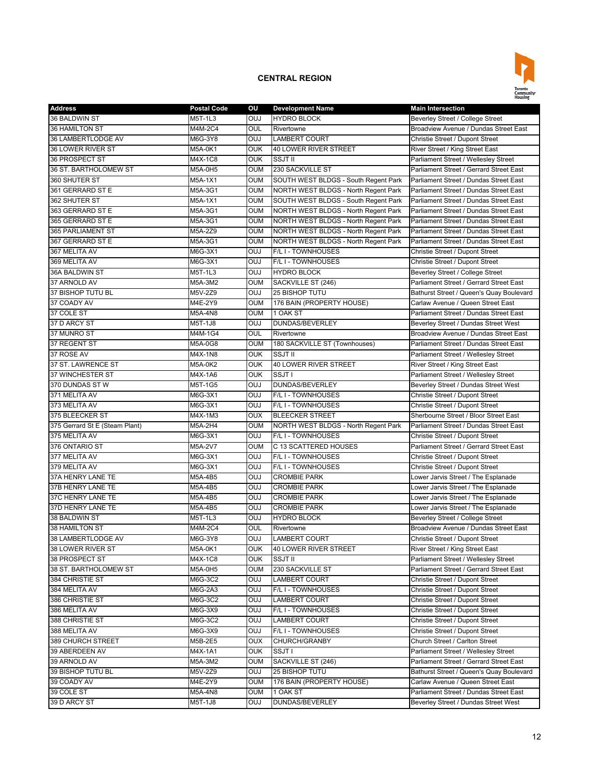## CENTRAL REGION

| Address | Postal Code | OU | Development Name | Main Intersection |
|---|---|---|---|---|
| 36 BALDWIN ST | M5T-1L3 | OUJ | HYDRO BLOCK | Beverley Street / College Street |
| 36 HAMILTON ST | M4M-2C4 | OUL | Rivertowne | Broadview Avenue / Dundas Street East |
| 36 LAMBERTLODGE AV | M6G-3Y8 | OUJ | LAMBERT COURT | Christie Street / Dupont Street |
| 36 LOWER RIVER ST | M5A-0K1 | OUK | 40 LOWER RIVER STREET | River Street / King Street East |
| 36 PROSPECT ST | M4X-1C8 | OUK | SSJT II | Parliament Street / Wellesley Street |
| 36 ST. BARTHOLOMEW ST | M5A-0H5 | OUM | 230 SACKVILLE ST | Parliament Street / Gerrard Street East |
| 360 SHUTER ST | M5A-1X1 | OUM | SOUTH WEST BLDGS - South Regent Park | Parliament Street / Dundas Street East |
| 361 GERRARD ST E | M5A-3G1 | OUM | NORTH WEST BLDGS - North Regent Park | Parliament Street / Dundas Street East |
| 362 SHUTER ST | M5A-1X1 | OUM | SOUTH WEST BLDGS - South Regent Park | Parliament Street / Dundas Street East |
| 363 GERRARD ST E | M5A-3G1 | OUM | NORTH WEST BLDGS - North Regent Park | Parliament Street / Dundas Street East |
| 365 GERRARD ST E | M5A-3G1 | OUM | NORTH WEST BLDGS - North Regent Park | Parliament Street / Dundas Street East |
| 365 PARLIAMENT ST | M5A-2Z9 | OUM | NORTH WEST BLDGS - North Regent Park | Parliament Street / Dundas Street East |
| 367 GERRARD ST E | M5A-3G1 | OUM | NORTH WEST BLDGS - North Regent Park | Parliament Street / Dundas Street East |
| 367 MELITA AV | M6G-3X1 | OUJ | F/L I - TOWNHOUSES | Christie Street / Dupont Street |
| 369 MELITA AV | M6G-3X1 | OUJ | F/L I - TOWNHOUSES | Christie Street / Dupont Street |
| 36A BALDWIN ST | M5T-1L3 | OUJ | HYDRO BLOCK | Beverley Street / College Street |
| 37 ARNOLD AV | M5A-3M2 | OUM | SACKVILLE ST (246) | Parliament Street / Gerrard Street East |
| 37 BISHOP TUTU BL | M5V-2Z9 | OUJ | 25 BISHOP TUTU | Bathurst Street / Queen's Quay Boulevard |
| 37 COADY AV | M4E-2Y9 | OUM | 176 BAIN (PROPERTY HOUSE) | Carlaw Avenue / Queen Street East |
| 37 COLE ST | M5A-4N8 | OUM | 1 OAK ST | Parliament Street / Dundas Street East |
| 37 D ARCY ST | M5T-1J8 | OUJ | DUNDAS/BEVERLEY | Beverley Street / Dundas Street West |
| 37 MUNRO ST | M4M-1G4 | OUL | Rivertowne | Broadview Avenue / Dundas Street East |
| 37 REGENT ST | M5A-0G8 | OUM | 180 SACKVILLE ST (Townhouses) | Parliament Street / Dundas Street East |
| 37 ROSE AV | M4X-1N8 | OUK | SSJT II | Parliament Street / Wellesley Street |
| 37 ST. LAWRENCE ST | M5A-0K2 | OUK | 40 LOWER RIVER STREET | River Street / King Street East |
| 37 WINCHESTER ST | M4X-1A6 | OUK | SSJT I | Parliament Street / Wellesley Street |
| 370 DUNDAS ST W | M5T-1G5 | OUJ | DUNDAS/BEVERLEY | Beverley Street / Dundas Street West |
| 371 MELITA AV | M6G-3X1 | OUJ | F/L I - TOWNHOUSES | Christie Street / Dupont Street |
| 373 MELITA AV | M6G-3X1 | OUJ | F/L I - TOWNHOUSES | Christie Street / Dupont Street |
| 375 BLEECKER ST | M4X-1M3 | OUX | BLEECKER STREET | Sherbourne Street / Bloor Street East |
| 375 Gerrard St E (Steam Plant) | M5A-2H4 | OUM | NORTH WEST BLDGS - North Regent Park | Parliament Street / Dundas Street East |
| 375 MELITA AV | M6G-3X1 | OUJ | F/L I - TOWNHOUSES | Christie Street / Dupont Street |
| 376 ONTARIO ST | M5A-2V7 | OUM | C 13 SCATTERED HOUSES | Parliament Street / Gerrard Street East |
| 377 MELITA AV | M6G-3X1 | OUJ | F/L I - TOWNHOUSES | Christie Street / Dupont Street |
| 379 MELITA AV | M6G-3X1 | OUJ | F/L I - TOWNHOUSES | Christie Street / Dupont Street |
| 37A HENRY LANE TE | M5A-4B5 | OUJ | CROMBIE PARK | Lower Jarvis Street / The Esplanade |
| 37B HENRY LANE TE | M5A-4B5 | OUJ | CROMBIE PARK | Lower Jarvis Street / The Esplanade |
| 37C HENRY LANE TE | M5A-4B5 | OUJ | CROMBIE PARK | Lower Jarvis Street / The Esplanade |
| 37D HENRY LANE TE | M5A-4B5 | OUJ | CROMBIE PARK | Lower Jarvis Street / The Esplanade |
| 38 BALDWIN ST | M5T-1L3 | OUJ | HYDRO BLOCK | Beverley Street / College Street |
| 38 HAMILTON ST | M4M-2C4 | OUL | Rivertowne | Broadview Avenue / Dundas Street East |
| 38 LAMBERTLODGE AV | M6G-3Y8 | OUJ | LAMBERT COURT | Christie Street / Dupont Street |
| 38 LOWER RIVER ST | M5A-0K1 | OUK | 40 LOWER RIVER STREET | River Street / King Street East |
| 38 PROSPECT ST | M4X-1C8 | OUK | SSJT II | Parliament Street / Wellesley Street |
| 38 ST. BARTHOLOMEW ST | M5A-0H5 | OUM | 230 SACKVILLE ST | Parliament Street / Gerrard Street East |
| 384 CHRISTIE ST | M6G-3C2 | OUJ | LAMBERT COURT | Christie Street / Dupont Street |
| 384 MELITA AV | M6G-2A3 | OUJ | F/L I - TOWNHOUSES | Christie Street / Dupont Street |
| 386 CHRISTIE ST | M6G-3C2 | OUJ | LAMBERT COURT | Christie Street / Dupont Street |
| 386 MELITA AV | M6G-3X9 | OUJ | F/L I - TOWNHOUSES | Christie Street / Dupont Street |
| 388 CHRISTIE ST | M6G-3C2 | OUJ | LAMBERT COURT | Christie Street / Dupont Street |
| 388 MELITA AV | M6G-3X9 | OUJ | F/L I - TOWNHOUSES | Christie Street / Dupont Street |
| 389 CHURCH STREET | M5B-2E5 | OUX | CHURCH/GRANBY | Church Street / Carlton Street |
| 39 ABERDEEN AV | M4X-1A1 | OUK | SSJT I | Parliament Street / Wellesley Street |
| 39 ARNOLD AV | M5A-3M2 | OUM | SACKVILLE ST (246) | Parliament Street / Gerrard Street East |
| 39 BISHOP TUTU BL | M5V-2Z9 | OUJ | 25 BISHOP TUTU | Bathurst Street / Queen's Quay Boulevard |
| 39 COADY AV | M4E-2Y9 | OUM | 176 BAIN (PROPERTY HOUSE) | Carlaw Avenue / Queen Street East |
| 39 COLE ST | M5A-4N8 | OUM | 1 OAK ST | Parliament Street / Dundas Street East |
| 39 D ARCY ST | M5T-1J8 | OUJ | DUNDAS/BEVERLEY | Beverley Street / Dundas Street West |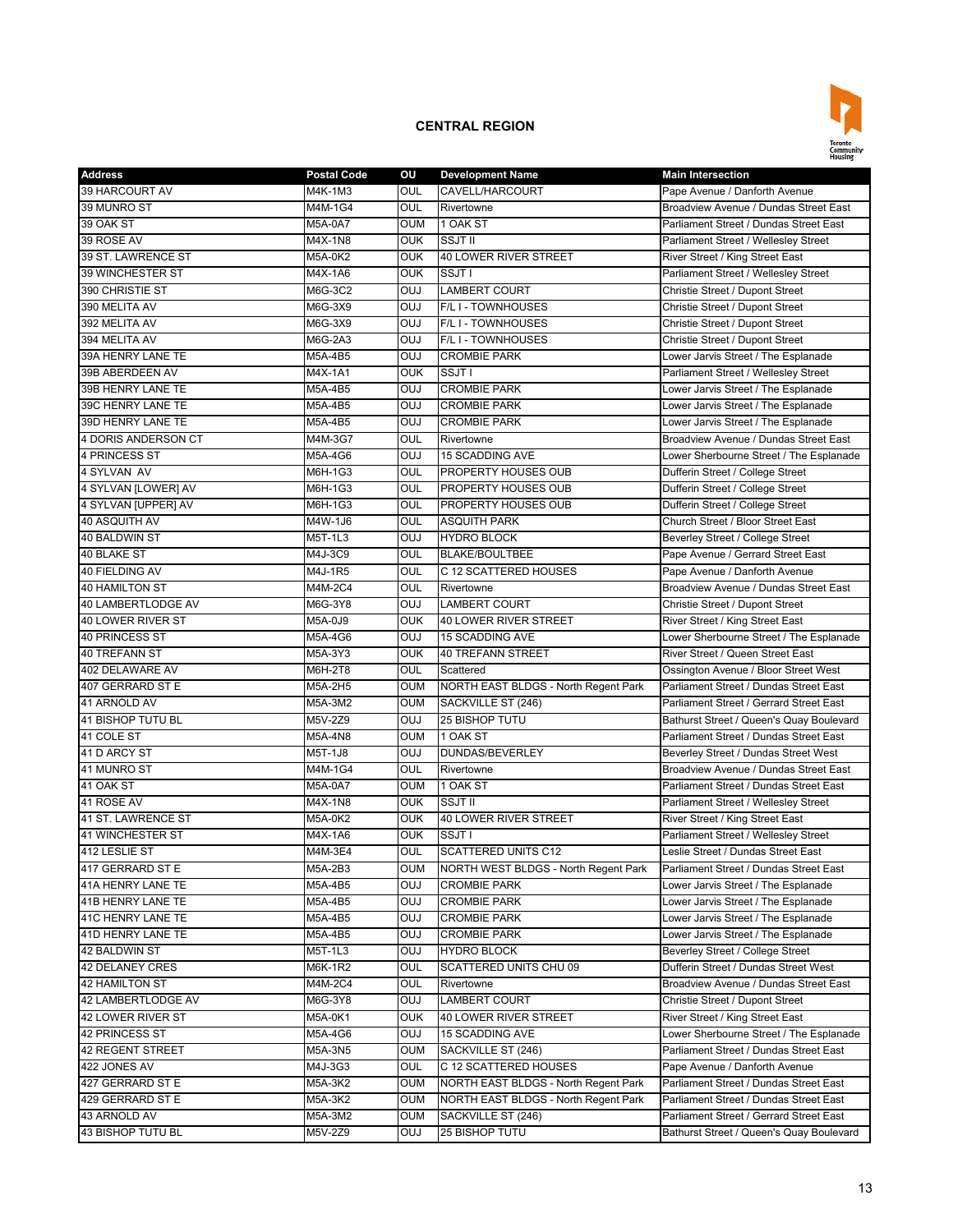## CENTRAL REGION

| Address | Postal Code | OU | Development Name | Main Intersection |
|---|---|---|---|---|
| 39 HARCOURT AV | M4K-1M3 | OUL | CAVELL/HARCOURT | Pape Avenue / Danforth Avenue |
| 39 MUNRO ST | M4M-1G4 | OUL | Rivertowne | Broadview Avenue / Dundas Street East |
| 39 OAK ST | M5A-0A7 | OUM | 1 OAK ST | Parliament Street / Dundas Street East |
| 39 ROSE AV | M4X-1N8 | OUK | SSJT II | Parliament Street / Wellesley Street |
| 39 ST. LAWRENCE ST | M5A-0K2 | OUK | 40 LOWER RIVER STREET | River Street / King Street East |
| 39 WINCHESTER ST | M4X-1A6 | OUK | SSJT I | Parliament Street / Wellesley Street |
| 390 CHRISTIE ST | M6G-3C2 | OUJ | LAMBERT COURT | Christie Street / Dupont Street |
| 390 MELITA AV | M6G-3X9 | OUJ | F/L I - TOWNHOUSES | Christie Street / Dupont Street |
| 392 MELITA AV | M6G-3X9 | OUJ | F/L I - TOWNHOUSES | Christie Street / Dupont Street |
| 394 MELITA AV | M6G-2A3 | OUJ | F/L I - TOWNHOUSES | Christie Street / Dupont Street |
| 39A HENRY LANE TE | M5A-4B5 | OUJ | CROMBIE PARK | Lower Jarvis Street / The Esplanade |
| 39B ABERDEEN AV | M4X-1A1 | OUK | SSJT I | Parliament Street / Wellesley Street |
| 39B HENRY LANE TE | M5A-4B5 | OUJ | CROMBIE PARK | Lower Jarvis Street / The Esplanade |
| 39C HENRY LANE TE | M5A-4B5 | OUJ | CROMBIE PARK | Lower Jarvis Street / The Esplanade |
| 39D HENRY LANE TE | M5A-4B5 | OUJ | CROMBIE PARK | Lower Jarvis Street / The Esplanade |
| 4 DORIS ANDERSON CT | M4M-3G7 | OUL | Rivertowne | Broadview Avenue / Dundas Street East |
| 4 PRINCESS ST | M5A-4G6 | OUJ | 15 SCADDING AVE | Lower Sherbourne Street / The Esplanade |
| 4 SYLVAN AV | M6H-1G3 | OUL | PROPERTY HOUSES OUB | Dufferin Street / College Street |
| 4 SYLVAN [LOWER] AV | M6H-1G3 | OUL | PROPERTY HOUSES OUB | Dufferin Street / College Street |
| 4 SYLVAN [UPPER] AV | M6H-1G3 | OUL | PROPERTY HOUSES OUB | Dufferin Street / College Street |
| 40 ASQUITH AV | M4W-1J6 | OUL | ASQUITH PARK | Church Street / Bloor Street East |
| 40 BALDWIN ST | M5T-1L3 | OUJ | HYDRO BLOCK | Beverley Street / College Street |
| 40 BLAKE ST | M4J-3C9 | OUL | BLAKE/BOULTBEE | Pape Avenue / Gerrard Street East |
| 40 FIELDING AV | M4J-1R5 | OUL | C 12 SCATTERED HOUSES | Pape Avenue / Danforth Avenue |
| 40 HAMILTON ST | M4M-2C4 | OUL | Rivertowne | Broadview Avenue / Dundas Street East |
| 40 LAMBERTLODGE AV | M6G-3Y8 | OUJ | LAMBERT COURT | Christie Street / Dupont Street |
| 40 LOWER RIVER ST | M5A-0J9 | OUK | 40 LOWER RIVER STREET | River Street / King Street East |
| 40 PRINCESS ST | M5A-4G6 | OUJ | 15 SCADDING AVE | Lower Sherbourne Street / The Esplanade |
| 40 TREFANN ST | M5A-3Y3 | OUK | 40 TREFANN STREET | River Street / Queen Street East |
| 402 DELAWARE AV | M6H-2T8 | OUL | Scattered | Ossington Avenue / Bloor Street West |
| 407 GERRARD ST E | M5A-2H5 | OUM | NORTH EAST BLDGS - North Regent Park | Parliament Street / Dundas Street East |
| 41 ARNOLD AV | M5A-3M2 | OUM | SACKVILLE ST (246) | Parliament Street / Gerrard Street East |
| 41 BISHOP TUTU BL | M5V-2Z9 | OUJ | 25 BISHOP TUTU | Bathurst Street / Queen's Quay Boulevard |
| 41 COLE ST | M5A-4N8 | OUM | 1 OAK ST | Parliament Street / Dundas Street East |
| 41 D ARCY ST | M5T-1J8 | OUJ | DUNDAS/BEVERLEY | Beverley Street / Dundas Street West |
| 41 MUNRO ST | M4M-1G4 | OUL | Rivertowne | Broadview Avenue / Dundas Street East |
| 41 OAK ST | M5A-0A7 | OUM | 1 OAK ST | Parliament Street / Dundas Street East |
| 41 ROSE AV | M4X-1N8 | OUK | SSJT II | Parliament Street / Wellesley Street |
| 41 ST. LAWRENCE ST | M5A-0K2 | OUK | 40 LOWER RIVER STREET | River Street / King Street East |
| 41 WINCHESTER ST | M4X-1A6 | OUK | SSJT I | Parliament Street / Wellesley Street |
| 412 LESLIE ST | M4M-3E4 | OUL | SCATTERED UNITS C12 | Leslie Street / Dundas Street East |
| 417 GERRARD ST E | M5A-2B3 | OUM | NORTH WEST BLDGS - North Regent Park | Parliament Street / Dundas Street East |
| 41A HENRY LANE TE | M5A-4B5 | OUJ | CROMBIE PARK | Lower Jarvis Street / The Esplanade |
| 41B HENRY LANE TE | M5A-4B5 | OUJ | CROMBIE PARK | Lower Jarvis Street / The Esplanade |
| 41C HENRY LANE TE | M5A-4B5 | OUJ | CROMBIE PARK | Lower Jarvis Street / The Esplanade |
| 41D HENRY LANE TE | M5A-4B5 | OUJ | CROMBIE PARK | Lower Jarvis Street / The Esplanade |
| 42 BALDWIN ST | M5T-1L3 | OUJ | HYDRO BLOCK | Beverley Street / College Street |
| 42 DELANEY CRES | M6K-1R2 | OUL | SCATTERED UNITS CHU 09 | Dufferin Street / Dundas Street West |
| 42 HAMILTON ST | M4M-2C4 | OUL | Rivertowne | Broadview Avenue / Dundas Street East |
| 42 LAMBERTLODGE AV | M6G-3Y8 | OUJ | LAMBERT COURT | Christie Street / Dupont Street |
| 42 LOWER RIVER ST | M5A-0K1 | OUK | 40 LOWER RIVER STREET | River Street / King Street East |
| 42 PRINCESS ST | M5A-4G6 | OUJ | 15 SCADDING AVE | Lower Sherbourne Street / The Esplanade |
| 42 REGENT STREET | M5A-3N5 | OUM | SACKVILLE ST (246) | Parliament Street / Dundas Street East |
| 422 JONES AV | M4J-3G3 | OUL | C 12 SCATTERED HOUSES | Pape Avenue / Danforth Avenue |
| 427 GERRARD ST E | M5A-3K2 | OUM | NORTH EAST BLDGS - North Regent Park | Parliament Street / Dundas Street East |
| 429 GERRARD ST E | M5A-3K2 | OUM | NORTH EAST BLDGS - North Regent Park | Parliament Street / Dundas Street East |
| 43 ARNOLD AV | M5A-3M2 | OUM | SACKVILLE ST (246) | Parliament Street / Gerrard Street East |
| 43 BISHOP TUTU BL | M5V-2Z9 | OUJ | 25 BISHOP TUTU | Bathurst Street / Queen's Quay Boulevard |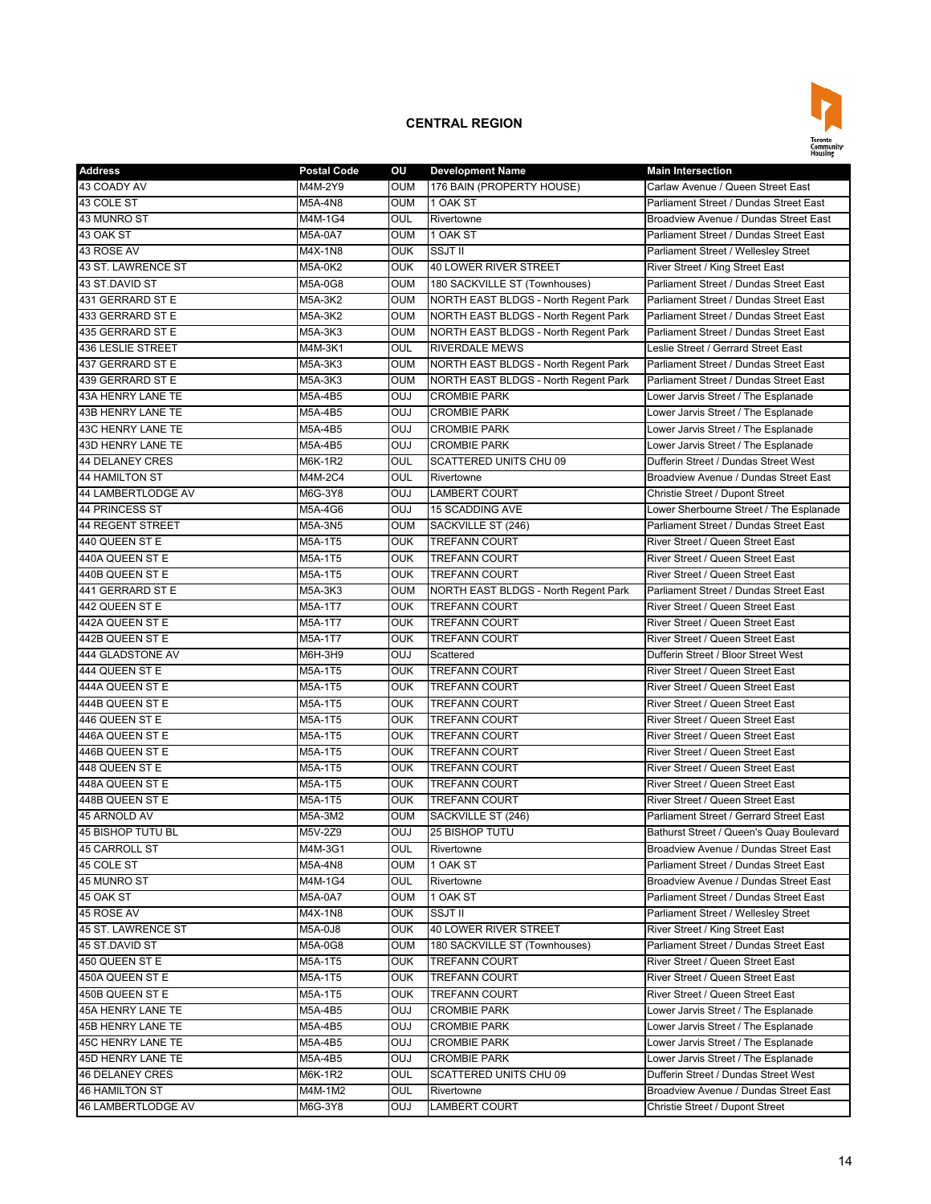## CENTRAL REGION

| Address | Postal Code | OU | Development Name | Main Intersection |
|---|---|---|---|---|
| 43 COADY AV | M4M-2Y9 | OUM | 176 BAIN (PROPERTY HOUSE) | Carlaw Avenue / Queen Street East |
| 43 COLE ST | M5A-4N8 | OUM | 1 OAK ST | Parliament Street / Dundas Street East |
| 43 MUNRO ST | M4M-1G4 | OUL | Rivertowne | Broadview Avenue / Dundas Street East |
| 43 OAK ST | M5A-0A7 | OUM | 1 OAK ST | Parliament Street / Dundas Street East |
| 43 ROSE AV | M4X-1N8 | OUK | SSJT II | Parliament Street / Wellesley Street |
| 43 ST. LAWRENCE ST | M5A-0K2 | OUK | 40 LOWER RIVER STREET | River Street / King Street East |
| 43 ST.DAVID ST | M5A-0G8 | OUM | 180 SACKVILLE ST (Townhouses) | Parliament Street / Dundas Street East |
| 431 GERRARD ST E | M5A-3K2 | OUM | NORTH EAST BLDGS - North Regent Park | Parliament Street / Dundas Street East |
| 433 GERRARD ST E | M5A-3K2 | OUM | NORTH EAST BLDGS - North Regent Park | Parliament Street / Dundas Street East |
| 435 GERRARD ST E | M5A-3K3 | OUM | NORTH EAST BLDGS - North Regent Park | Parliament Street / Dundas Street East |
| 436 LESLIE STREET | M4M-3K1 | OUL | RIVERDALE MEWS | Leslie Street / Gerrard Street East |
| 437 GERRARD ST E | M5A-3K3 | OUM | NORTH EAST BLDGS - North Regent Park | Parliament Street / Dundas Street East |
| 439 GERRARD ST E | M5A-3K3 | OUM | NORTH EAST BLDGS - North Regent Park | Parliament Street / Dundas Street East |
| 43A HENRY LANE TE | M5A-4B5 | OUJ | CROMBIE PARK | Lower Jarvis Street / The Esplanade |
| 43B HENRY LANE TE | M5A-4B5 | OUJ | CROMBIE PARK | Lower Jarvis Street / The Esplanade |
| 43C HENRY LANE TE | M5A-4B5 | OUJ | CROMBIE PARK | Lower Jarvis Street / The Esplanade |
| 43D HENRY LANE TE | M5A-4B5 | OUJ | CROMBIE PARK | Lower Jarvis Street / The Esplanade |
| 44 DELANEY CRES | M6K-1R2 | OUL | SCATTERED UNITS CHU 09 | Dufferin Street / Dundas Street West |
| 44 HAMILTON ST | M4M-2C4 | OUL | Rivertowne | Broadview Avenue / Dundas Street East |
| 44 LAMBERTLODGE AV | M6G-3Y8 | OUJ | LAMBERT COURT | Christie Street / Dupont Street |
| 44 PRINCESS ST | M5A-4G6 | OUJ | 15 SCADDING AVE | Lower Sherbourne Street / The Esplanade |
| 44 REGENT STREET | M5A-3N5 | OUM | SACKVILLE ST (246) | Parliament Street / Dundas Street East |
| 440 QUEEN ST E | M5A-1T5 | OUK | TREFANN COURT | River Street / Queen Street East |
| 440A QUEEN ST E | M5A-1T5 | OUK | TREFANN COURT | River Street / Queen Street East |
| 440B QUEEN ST E | M5A-1T5 | OUK | TREFANN COURT | River Street / Queen Street East |
| 441 GERRARD ST E | M5A-3K3 | OUM | NORTH EAST BLDGS - North Regent Park | Parliament Street / Dundas Street East |
| 442 QUEEN ST E | M5A-1T7 | OUK | TREFANN COURT | River Street / Queen Street East |
| 442A QUEEN ST E | M5A-1T7 | OUK | TREFANN COURT | River Street / Queen Street East |
| 442B QUEEN ST E | M5A-1T7 | OUK | TREFANN COURT | River Street / Queen Street East |
| 444 GLADSTONE AV | M6H-3H9 | OUJ | Scattered | Dufferin Street / Bloor Street West |
| 444 QUEEN ST E | M5A-1T5 | OUK | TREFANN COURT | River Street / Queen Street East |
| 444A QUEEN ST E | M5A-1T5 | OUK | TREFANN COURT | River Street / Queen Street East |
| 444B QUEEN ST E | M5A-1T5 | OUK | TREFANN COURT | River Street / Queen Street East |
| 446 QUEEN ST E | M5A-1T5 | OUK | TREFANN COURT | River Street / Queen Street East |
| 446A QUEEN ST E | M5A-1T5 | OUK | TREFANN COURT | River Street / Queen Street East |
| 446B QUEEN ST E | M5A-1T5 | OUK | TREFANN COURT | River Street / Queen Street East |
| 448 QUEEN ST E | M5A-1T5 | OUK | TREFANN COURT | River Street / Queen Street East |
| 448A QUEEN ST E | M5A-1T5 | OUK | TREFANN COURT | River Street / Queen Street East |
| 448B QUEEN ST E | M5A-1T5 | OUK | TREFANN COURT | River Street / Queen Street East |
| 45 ARNOLD AV | M5A-3M2 | OUM | SACKVILLE ST (246) | Parliament Street / Gerrard Street East |
| 45 BISHOP TUTU BL | M5V-2Z9 | OUJ | 25 BISHOP TUTU | Bathurst Street / Queen's Quay Boulevard |
| 45 CARROLL ST | M4M-3G1 | OUL | Rivertowne | Broadview Avenue / Dundas Street East |
| 45 COLE ST | M5A-4N8 | OUM | 1 OAK ST | Parliament Street / Dundas Street East |
| 45 MUNRO ST | M4M-1G4 | OUL | Rivertowne | Broadview Avenue / Dundas Street East |
| 45 OAK ST | M5A-0A7 | OUM | 1 OAK ST | Parliament Street / Dundas Street East |
| 45 ROSE AV | M4X-1N8 | OUK | SSJT II | Parliament Street / Wellesley Street |
| 45 ST. LAWRENCE ST | M5A-0J8 | OUK | 40 LOWER RIVER STREET | River Street / King Street East |
| 45 ST.DAVID ST | M5A-0G8 | OUM | 180 SACKVILLE ST (Townhouses) | Parliament Street / Dundas Street East |
| 450 QUEEN ST E | M5A-1T5 | OUK | TREFANN COURT | River Street / Queen Street East |
| 450A QUEEN ST E | M5A-1T5 | OUK | TREFANN COURT | River Street / Queen Street East |
| 450B QUEEN ST E | M5A-1T5 | OUK | TREFANN COURT | River Street / Queen Street East |
| 45A HENRY LANE TE | M5A-4B5 | OUJ | CROMBIE PARK | Lower Jarvis Street / The Esplanade |
| 45B HENRY LANE TE | M5A-4B5 | OUJ | CROMBIE PARK | Lower Jarvis Street / The Esplanade |
| 45C HENRY LANE TE | M5A-4B5 | OUJ | CROMBIE PARK | Lower Jarvis Street / The Esplanade |
| 45D HENRY LANE TE | M5A-4B5 | OUJ | CROMBIE PARK | Lower Jarvis Street / The Esplanade |
| 46 DELANEY CRES | M6K-1R2 | OUL | SCATTERED UNITS CHU 09 | Dufferin Street / Dundas Street West |
| 46 HAMILTON ST | M4M-1M2 | OUL | Rivertowne | Broadview Avenue / Dundas Street East |
| 46 LAMBERTLODGE AV | M6G-3Y8 | OUJ | LAMBERT COURT | Christie Street / Dupont Street |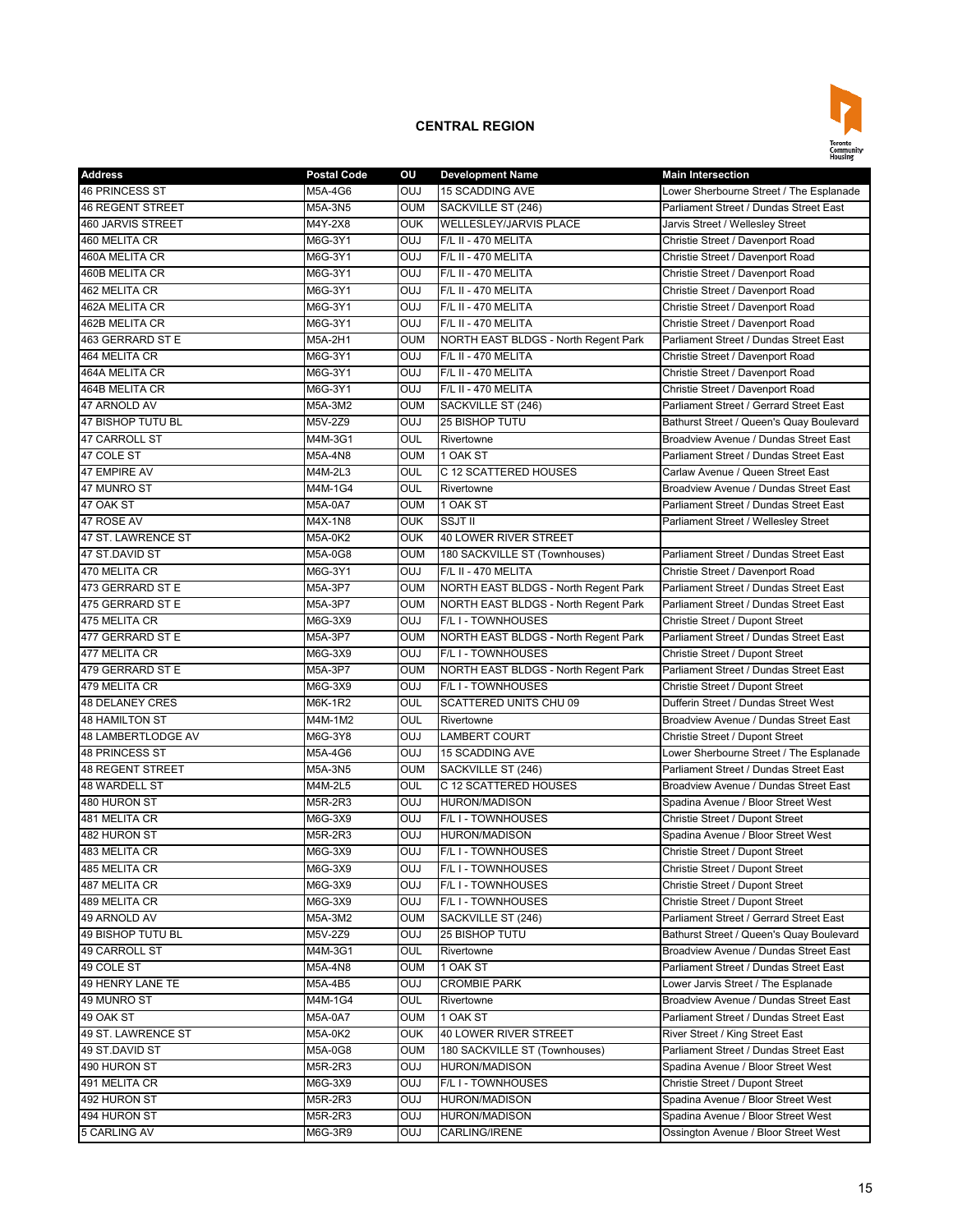## CENTRAL REGION

| Address | Postal Code | OU | Development Name | Main Intersection |
|---|---|---|---|---|
| 46 PRINCESS ST | M5A-4G6 | OUJ | 15 SCADDING AVE | Lower Sherbourne Street / The Esplanade |
| 46 REGENT STREET | M5A-3N5 | OUM | SACKVILLE ST (246) | Parliament Street / Dundas Street East |
| 460 JARVIS STREET | M4Y-2X8 | OUK | WELLESLEY/JARVIS PLACE | Jarvis Street / Wellesley Street |
| 460 MELITA CR | M6G-3Y1 | OUJ | F/L II - 470 MELITA | Christie Street / Davenport Road |
| 460A MELITA CR | M6G-3Y1 | OUJ | F/L II - 470 MELITA | Christie Street / Davenport Road |
| 460B MELITA CR | M6G-3Y1 | OUJ | F/L II - 470 MELITA | Christie Street / Davenport Road |
| 462 MELITA CR | M6G-3Y1 | OUJ | F/L II - 470 MELITA | Christie Street / Davenport Road |
| 462A MELITA CR | M6G-3Y1 | OUJ | F/L II - 470 MELITA | Christie Street / Davenport Road |
| 462B MELITA CR | M6G-3Y1 | OUJ | F/L II - 470 MELITA | Christie Street / Davenport Road |
| 463 GERRARD ST E | M5A-2H1 | OUM | NORTH EAST BLDGS - North Regent Park | Parliament Street / Dundas Street East |
| 464 MELITA CR | M6G-3Y1 | OUJ | F/L II - 470 MELITA | Christie Street / Davenport Road |
| 464A MELITA CR | M6G-3Y1 | OUJ | F/L II - 470 MELITA | Christie Street / Davenport Road |
| 464B MELITA CR | M6G-3Y1 | OUJ | F/L II - 470 MELITA | Christie Street / Davenport Road |
| 47 ARNOLD AV | M5A-3M2 | OUM | SACKVILLE ST (246) | Parliament Street / Gerrard Street East |
| 47 BISHOP TUTU BL | M5V-2Z9 | OUJ | 25 BISHOP TUTU | Bathurst Street / Queen's Quay Boulevard |
| 47 CARROLL ST | M4M-3G1 | OUL | Rivertowne | Broadview Avenue / Dundas Street East |
| 47 COLE ST | M5A-4N8 | OUM | 1 OAK ST | Parliament Street / Dundas Street East |
| 47 EMPIRE AV | M4M-2L3 | OUL | C 12 SCATTERED HOUSES | Carlaw Avenue / Queen Street East |
| 47 MUNRO ST | M4M-1G4 | OUL | Rivertowne | Broadview Avenue / Dundas Street East |
| 47 OAK ST | M5A-0A7 | OUM | 1 OAK ST | Parliament Street / Dundas Street East |
| 47 ROSE AV | M4X-1N8 | OUK | SSJT II | Parliament Street / Wellesley Street |
| 47 ST. LAWRENCE ST | M5A-0K2 | OUK | 40 LOWER RIVER STREET | |
| 47 ST.DAVID ST | M5A-0G8 | OUM | 180 SACKVILLE ST (Townhouses) | Parliament Street / Dundas Street East |
| 470 MELITA CR | M6G-3Y1 | OUJ | F/L II - 470 MELITA | Christie Street / Davenport Road |
| 473 GERRARD ST E | M5A-3P7 | OUM | NORTH EAST BLDGS - North Regent Park | Parliament Street / Dundas Street East |
| 475 GERRARD ST E | M5A-3P7 | OUM | NORTH EAST BLDGS - North Regent Park | Parliament Street / Dundas Street East |
| 475 MELITA CR | M6G-3X9 | OUJ | F/L I - TOWNHOUSES | Christie Street / Dupont Street |
| 477 GERRARD ST E | M5A-3P7 | OUM | NORTH EAST BLDGS - North Regent Park | Parliament Street / Dundas Street East |
| 477 MELITA CR | M6G-3X9 | OUJ | F/L I - TOWNHOUSES | Christie Street / Dupont Street |
| 479 GERRARD ST E | M5A-3P7 | OUM | NORTH EAST BLDGS - North Regent Park | Parliament Street / Dundas Street East |
| 479 MELITA CR | M6G-3X9 | OUJ | F/L I - TOWNHOUSES | Christie Street / Dupont Street |
| 48 DELANEY CRES | M6K-1R2 | OUL | SCATTERED UNITS CHU 09 | Dufferin Street / Dundas Street West |
| 48 HAMILTON ST | M4M-1M2 | OUL | Rivertowne | Broadview Avenue / Dundas Street East |
| 48 LAMBERTLODGE AV | M6G-3Y8 | OUJ | LAMBERT COURT | Christie Street / Dupont Street |
| 48 PRINCESS ST | M5A-4G6 | OUJ | 15 SCADDING AVE | Lower Sherbourne Street / The Esplanade |
| 48 REGENT STREET | M5A-3N5 | OUM | SACKVILLE ST (246) | Parliament Street / Dundas Street East |
| 48 WARDELL ST | M4M-2L5 | OUL | C 12 SCATTERED HOUSES | Broadview Avenue / Dundas Street East |
| 480 HURON ST | M5R-2R3 | OUJ | HURON/MADISON | Spadina Avenue / Bloor Street West |
| 481 MELITA CR | M6G-3X9 | OUJ | F/L I - TOWNHOUSES | Christie Street / Dupont Street |
| 482 HURON ST | M5R-2R3 | OUJ | HURON/MADISON | Spadina Avenue / Bloor Street West |
| 483 MELITA CR | M6G-3X9 | OUJ | F/L I - TOWNHOUSES | Christie Street / Dupont Street |
| 485 MELITA CR | M6G-3X9 | OUJ | F/L I - TOWNHOUSES | Christie Street / Dupont Street |
| 487 MELITA CR | M6G-3X9 | OUJ | F/L I - TOWNHOUSES | Christie Street / Dupont Street |
| 489 MELITA CR | M6G-3X9 | OUJ | F/L I - TOWNHOUSES | Christie Street / Dupont Street |
| 49 ARNOLD AV | M5A-3M2 | OUM | SACKVILLE ST (246) | Parliament Street / Gerrard Street East |
| 49 BISHOP TUTU BL | M5V-2Z9 | OUJ | 25 BISHOP TUTU | Bathurst Street / Queen's Quay Boulevard |
| 49 CARROLL ST | M4M-3G1 | OUL | Rivertowne | Broadview Avenue / Dundas Street East |
| 49 COLE ST | M5A-4N8 | OUM | 1 OAK ST | Parliament Street / Dundas Street East |
| 49 HENRY LANE TE | M5A-4B5 | OUJ | CROMBIE PARK | Lower Jarvis Street / The Esplanade |
| 49 MUNRO ST | M4M-1G4 | OUL | Rivertowne | Broadview Avenue / Dundas Street East |
| 49 OAK ST | M5A-0A7 | OUM | 1 OAK ST | Parliament Street / Dundas Street East |
| 49 ST. LAWRENCE ST | M5A-0K2 | OUK | 40 LOWER RIVER STREET | River Street / King Street East |
| 49 ST.DAVID ST | M5A-0G8 | OUM | 180 SACKVILLE ST (Townhouses) | Parliament Street / Dundas Street East |
| 490 HURON ST | M5R-2R3 | OUJ | HURON/MADISON | Spadina Avenue / Bloor Street West |
| 491 MELITA CR | M6G-3X9 | OUJ | F/L I - TOWNHOUSES | Christie Street / Dupont Street |
| 492 HURON ST | M5R-2R3 | OUJ | HURON/MADISON | Spadina Avenue / Bloor Street West |
| 494 HURON ST | M5R-2R3 | OUJ | HURON/MADISON | Spadina Avenue / Bloor Street West |
| 5 CARLING AV | M6G-3R9 | OUJ | CARLING/IRENE | Ossington Avenue / Bloor Street West |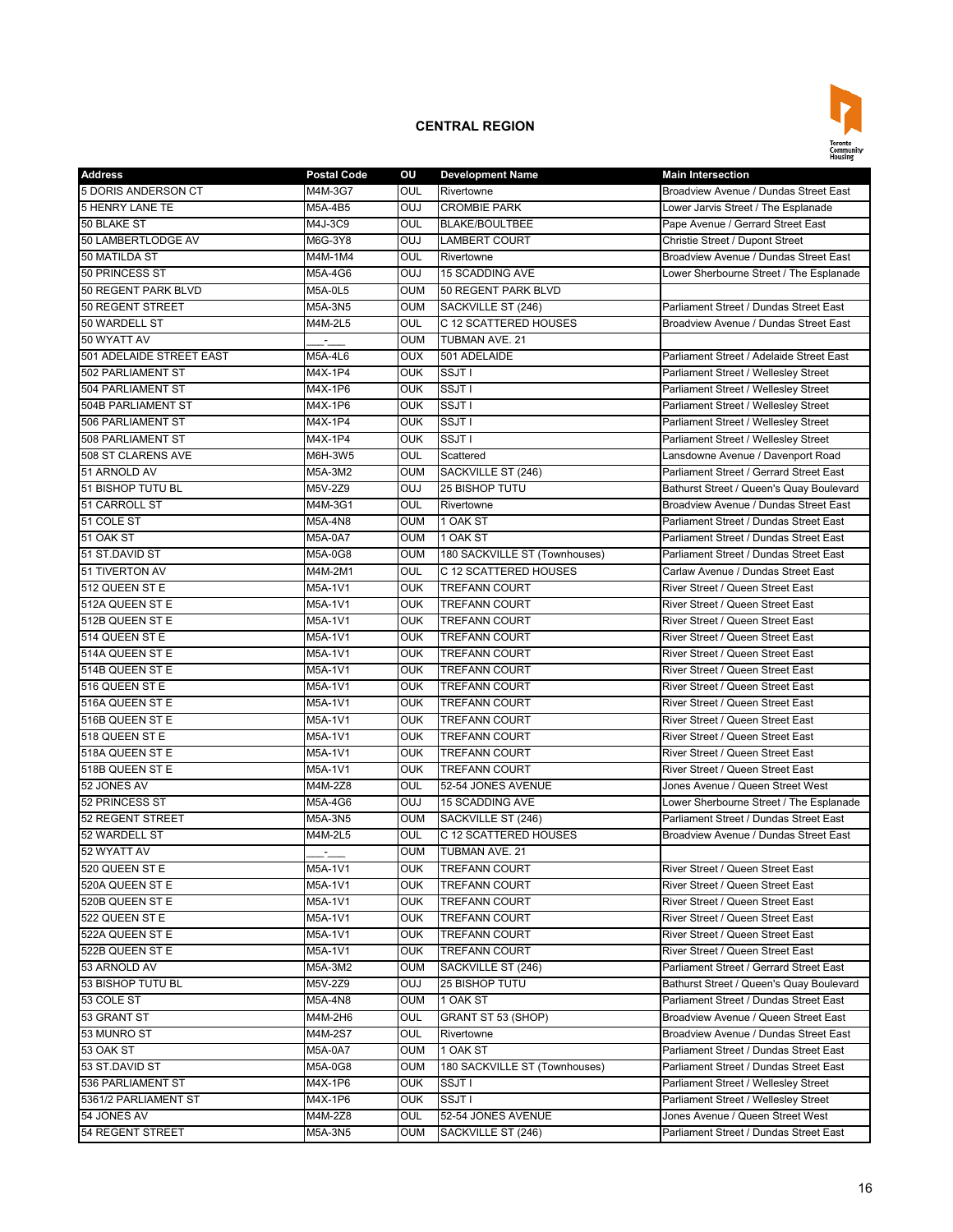## CENTRAL REGION

| Address | Postal Code | OU | Development Name | Main Intersection |
|---|---|---|---|---|
| 5 DORIS ANDERSON CT | M4M-3G7 | OUL | Rivertowne | Broadview Avenue / Dundas Street East |
| 5 HENRY LANE TE | M5A-4B5 | OUJ | CROMBIE PARK | Lower Jarvis Street / The Esplanade |
| 50 BLAKE ST | M4J-3C9 | OUL | BLAKE/BOULTBEE | Pape Avenue / Gerrard Street East |
| 50 LAMBERTLODGE AV | M6G-3Y8 | OUJ | LAMBERT COURT | Christie Street / Dupont Street |
| 50 MATILDA ST | M4M-1M4 | OUL | Rivertowne | Broadview Avenue / Dundas Street East |
| 50 PRINCESS ST | M5A-4G6 | OUJ | 15 SCADDING AVE | Lower Sherbourne Street / The Esplanade |
| 50 REGENT PARK BLVD | M5A-0L5 | OUM | 50 REGENT PARK BLVD | |
| 50 REGENT STREET | M5A-3N5 | OUM | SACKVILLE ST (246) | Parliament Street / Dundas Street East |
| 50 WARDELL ST | M4M-2L5 | OUL | C 12 SCATTERED HOUSES | Broadview Avenue / Dundas Street East |
| 50 WYATT AV | ___-___ | OUM | TUBMAN AVE. 21 | |
| 501 ADELAIDE STREET EAST | M5A-4L6 | OUX | 501 ADELAIDE | Parliament Street / Adelaide Street East |
| 502 PARLIAMENT ST | M4X-1P4 | OUK | SSJT I | Parliament Street / Wellesley Street |
| 504 PARLIAMENT ST | M4X-1P6 | OUK | SSJT I | Parliament Street / Wellesley Street |
| 504B PARLIAMENT ST | M4X-1P6 | OUK | SSJT I | Parliament Street / Wellesley Street |
| 506 PARLIAMENT ST | M4X-1P4 | OUK | SSJT I | Parliament Street / Wellesley Street |
| 508 PARLIAMENT ST | M4X-1P4 | OUK | SSJT I | Parliament Street / Wellesley Street |
| 508 ST CLARENS AVE | M6H-3W5 | OUL | Scattered | Lansdowne Avenue / Davenport Road |
| 51 ARNOLD AV | M5A-3M2 | OUM | SACKVILLE ST (246) | Parliament Street / Gerrard Street East |
| 51 BISHOP TUTU BL | M5V-2Z9 | OUJ | 25 BISHOP TUTU | Bathurst Street / Queen's Quay Boulevard |
| 51 CARROLL ST | M4M-3G1 | OUL | Rivertowne | Broadview Avenue / Dundas Street East |
| 51 COLE ST | M5A-4N8 | OUM | 1 OAK ST | Parliament Street / Dundas Street East |
| 51 OAK ST | M5A-0A7 | OUM | 1 OAK ST | Parliament Street / Dundas Street East |
| 51 ST.DAVID ST | M5A-0G8 | OUM | 180 SACKVILLE ST (Townhouses) | Parliament Street / Dundas Street East |
| 51 TIVERTON AV | M4M-2M1 | OUL | C 12 SCATTERED HOUSES | Carlaw Avenue / Dundas Street East |
| 512 QUEEN ST E | M5A-1V1 | OUK | TREFANN COURT | River Street / Queen Street East |
| 512A QUEEN ST E | M5A-1V1 | OUK | TREFANN COURT | River Street / Queen Street East |
| 512B QUEEN ST E | M5A-1V1 | OUK | TREFANN COURT | River Street / Queen Street East |
| 514 QUEEN ST E | M5A-1V1 | OUK | TREFANN COURT | River Street / Queen Street East |
| 514A QUEEN ST E | M5A-1V1 | OUK | TREFANN COURT | River Street / Queen Street East |
| 514B QUEEN ST E | M5A-1V1 | OUK | TREFANN COURT | River Street / Queen Street East |
| 516 QUEEN ST E | M5A-1V1 | OUK | TREFANN COURT | River Street / Queen Street East |
| 516A QUEEN ST E | M5A-1V1 | OUK | TREFANN COURT | River Street / Queen Street East |
| 516B QUEEN ST E | M5A-1V1 | OUK | TREFANN COURT | River Street / Queen Street East |
| 518 QUEEN ST E | M5A-1V1 | OUK | TREFANN COURT | River Street / Queen Street East |
| 518A QUEEN ST E | M5A-1V1 | OUK | TREFANN COURT | River Street / Queen Street East |
| 518B QUEEN ST E | M5A-1V1 | OUK | TREFANN COURT | River Street / Queen Street East |
| 52 JONES AV | M4M-2Z8 | OUL | 52-54 JONES AVENUE | Jones Avenue / Queen Street West |
| 52 PRINCESS ST | M5A-4G6 | OUJ | 15 SCADDING AVE | Lower Sherbourne Street / The Esplanade |
| 52 REGENT STREET | M5A-3N5 | OUM | SACKVILLE ST (246) | Parliament Street / Dundas Street East |
| 52 WARDELL ST | M4M-2L5 | OUL | C 12 SCATTERED HOUSES | Broadview Avenue / Dundas Street East |
| 52 WYATT AV | ___-___ | OUM | TUBMAN AVE. 21 | |
| 520 QUEEN ST E | M5A-1V1 | OUK | TREFANN COURT | River Street / Queen Street East |
| 520A QUEEN ST E | M5A-1V1 | OUK | TREFANN COURT | River Street / Queen Street East |
| 520B QUEEN ST E | M5A-1V1 | OUK | TREFANN COURT | River Street / Queen Street East |
| 522 QUEEN ST E | M5A-1V1 | OUK | TREFANN COURT | River Street / Queen Street East |
| 522A QUEEN ST E | M5A-1V1 | OUK | TREFANN COURT | River Street / Queen Street East |
| 522B QUEEN ST E | M5A-1V1 | OUK | TREFANN COURT | River Street / Queen Street East |
| 53 ARNOLD AV | M5A-3M2 | OUM | SACKVILLE ST (246) | Parliament Street / Gerrard Street East |
| 53 BISHOP TUTU BL | M5V-2Z9 | OUJ | 25 BISHOP TUTU | Bathurst Street / Queen's Quay Boulevard |
| 53 COLE ST | M5A-4N8 | OUM | 1 OAK ST | Parliament Street / Dundas Street East |
| 53 GRANT ST | M4M-2H6 | OUL | GRANT ST 53 (SHOP) | Broadview Avenue / Queen Street East |
| 53 MUNRO ST | M4M-2S7 | OUL | Rivertowne | Broadview Avenue / Dundas Street East |
| 53 OAK ST | M5A-0A7 | OUM | 1 OAK ST | Parliament Street / Dundas Street East |
| 53 ST.DAVID ST | M5A-0G8 | OUM | 180 SACKVILLE ST (Townhouses) | Parliament Street / Dundas Street East |
| 536 PARLIAMENT ST | M4X-1P6 | OUK | SSJT I | Parliament Street / Wellesley Street |
| 5361/2 PARLIAMENT ST | M4X-1P6 | OUK | SSJT I | Parliament Street / Wellesley Street |
| 54 JONES AV | M4M-2Z8 | OUL | 52-54 JONES AVENUE | Jones Avenue / Queen Street West |
| 54 REGENT STREET | M5A-3N5 | OUM | SACKVILLE ST (246) | Parliament Street / Dundas Street East |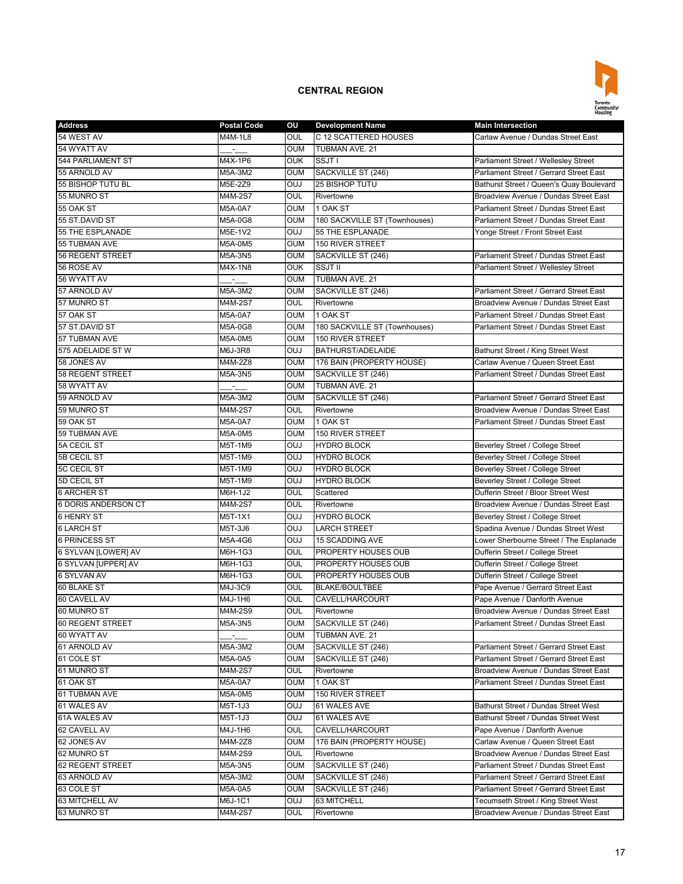## CENTRAL REGION

| Address | Postal Code | OU | Development Name | Main Intersection |
|---|---|---|---|---|
| 54 WEST AV | M4M-1L8 | OUL | C 12 SCATTERED HOUSES | Carlaw Avenue / Dundas Street East |
| 54 WYATT AV | ___-___ | OUM | TUBMAN AVE. 21 | |
| 544 PARLIAMENT ST | M4X-1P6 | OUK | SSJT I | Parliament Street / Wellesley Street |
| 55 ARNOLD AV | M5A-3M2 | OUM | SACKVILLE ST (246) | Parliament Street / Gerrard Street East |
| 55 BISHOP TUTU BL | M5E-2Z9 | OUJ | 25 BISHOP TUTU | Bathurst Street / Queen's Quay Boulevard |
| 55 MUNRO ST | M4M-2S7 | OUL | Rivertowne | Broadview Avenue / Dundas Street East |
| 55 OAK ST | M5A-0A7 | OUM | 1 OAK ST | Parliament Street / Dundas Street East |
| 55 ST.DAVID ST | M5A-0G8 | OUM | 180 SACKVILLE ST (Townhouses) | Parliament Street / Dundas Street East |
| 55 THE ESPLANADE | M5E-1V2 | OUJ | 55 THE ESPLANADE | Yonge Street / Front Street East |
| 55 TUBMAN AVE | M5A-0M5 | OUM | 150 RIVER STREET | |
| 56 REGENT STREET | M5A-3N5 | OUM | SACKVILLE ST (246) | Parliament Street / Dundas Street East |
| 56 ROSE AV | M4X-1N8 | OUK | SSJT II | Parliament Street / Wellesley Street |
| 56 WYATT AV | ___-___ | OUM | TUBMAN AVE. 21 | |
| 57 ARNOLD AV | M5A-3M2 | OUM | SACKVILLE ST (246) | Parliament Street / Gerrard Street East |
| 57 MUNRO ST | M4M-2S7 | OUL | Rivertowne | Broadview Avenue / Dundas Street East |
| 57 OAK ST | M5A-0A7 | OUM | 1 OAK ST | Parliament Street / Dundas Street East |
| 57 ST.DAVID ST | M5A-0G8 | OUM | 180 SACKVILLE ST (Townhouses) | Parliament Street / Dundas Street East |
| 57 TUBMAN AVE | M5A-0M5 | OUM | 150 RIVER STREET | |
| 575 ADELAIDE ST W | M6J-3R8 | OUJ | BATHURST/ADELAIDE | Bathurst Street / King Street West |
| 58 JONES AV | M4M-2Z8 | OUM | 176 BAIN (PROPERTY HOUSE) | Carlaw Avenue / Queen Street East |
| 58 REGENT STREET | M5A-3N5 | OUM | SACKVILLE ST (246) | Parliament Street / Dundas Street East |
| 58 WYATT AV | ___-___ | OUM | TUBMAN AVE. 21 | |
| 59 ARNOLD AV | M5A-3M2 | OUM | SACKVILLE ST (246) | Parliament Street / Gerrard Street East |
| 59 MUNRO ST | M4M-2S7 | OUL | Rivertowne | Broadview Avenue / Dundas Street East |
| 59 OAK ST | M5A-0A7 | OUM | 1 OAK ST | Parliament Street / Dundas Street East |
| 59 TUBMAN AVE | M5A-0M5 | OUM | 150 RIVER STREET | |
| 5A CECIL ST | M5T-1M9 | OUJ | HYDRO BLOCK | Beverley Street / College Street |
| 5B CECIL ST | M5T-1M9 | OUJ | HYDRO BLOCK | Beverley Street / College Street |
| 5C CECIL ST | M5T-1M9 | OUJ | HYDRO BLOCK | Beverley Street / College Street |
| 5D CECIL ST | M5T-1M9 | OUJ | HYDRO BLOCK | Beverley Street / College Street |
| 6 ARCHER ST | M6H-1J2 | OUL | Scattered | Dufferin Street / Bloor Street West |
| 6 DORIS ANDERSON CT | M4M-2S7 | OUL | Rivertowne | Broadview Avenue / Dundas Street East |
| 6 HENRY ST | M5T-1X1 | OUJ | HYDRO BLOCK | Beverley Street / College Street |
| 6 LARCH ST | M5T-3J6 | OUJ | LARCH STREET | Spadina Avenue / Dundas Street West |
| 6 PRINCESS ST | M5A-4G6 | OUJ | 15 SCADDING AVE | Lower Sherbourne Street / The Esplanade |
| 6 SYLVAN [LOWER] AV | M6H-1G3 | OUL | PROPERTY HOUSES OUB | Dufferin Street / College Street |
| 6 SYLVAN [UPPER] AV | M6H-1G3 | OUL | PROPERTY HOUSES OUB | Dufferin Street / College Street |
| 6 SYLVAN AV | M6H-1G3 | OUL | PROPERTY HOUSES OUB | Dufferin Street / College Street |
| 60 BLAKE ST | M4J-3C9 | OUL | BLAKE/BOULTBEE | Pape Avenue / Gerrard Street East |
| 60 CAVELL AV | M4J-1H6 | OUL | CAVELL/HARCOURT | Pape Avenue / Danforth Avenue |
| 60 MUNRO ST | M4M-2S9 | OUL | Rivertowne | Broadview Avenue / Dundas Street East |
| 60 REGENT STREET | M5A-3N5 | OUM | SACKVILLE ST (246) | Parliament Street / Dundas Street East |
| 60 WYATT AV | ___-___ | OUM | TUBMAN AVE. 21 | |
| 61 ARNOLD AV | M5A-3M2 | OUM | SACKVILLE ST (246) | Parliament Street / Gerrard Street East |
| 61 COLE ST | M5A-0A5 | OUM | SACKVILLE ST (246) | Parliament Street / Gerrard Street East |
| 61 MUNRO ST | M4M-2S7 | OUL | Rivertowne | Broadview Avenue / Dundas Street East |
| 61 OAK ST | M5A-0A7 | OUM | 1 OAK ST | Parliament Street / Dundas Street East |
| 61 TUBMAN AVE | M5A-0M5 | OUM | 150 RIVER STREET | |
| 61 WALES AV | M5T-1J3 | OUJ | 61 WALES AVE | Bathurst Street / Dundas Street West |
| 61A WALES AV | M5T-1J3 | OUJ | 61 WALES AVE | Bathurst Street / Dundas Street West |
| 62 CAVELL AV | M4J-1H6 | OUL | CAVELL/HARCOURT | Pape Avenue / Danforth Avenue |
| 62 JONES AV | M4M-2Z8 | OUM | 176 BAIN (PROPERTY HOUSE) | Carlaw Avenue / Queen Street East |
| 62 MUNRO ST | M4M-2S9 | OUL | Rivertowne | Broadview Avenue / Dundas Street East |
| 62 REGENT STREET | M5A-3N5 | OUM | SACKVILLE ST (246) | Parliament Street / Dundas Street East |
| 63 ARNOLD AV | M5A-3M2 | OUM | SACKVILLE ST (246) | Parliament Street / Gerrard Street East |
| 63 COLE ST | M5A-0A5 | OUM | SACKVILLE ST (246) | Parliament Street / Gerrard Street East |
| 63 MITCHELL AV | M6J-1C1 | OUJ | 63 MITCHELL | Tecumseth Street / King Street West |
| 63 MUNRO ST | M4M-2S7 | OUL | Rivertowne | Broadview Avenue / Dundas Street East |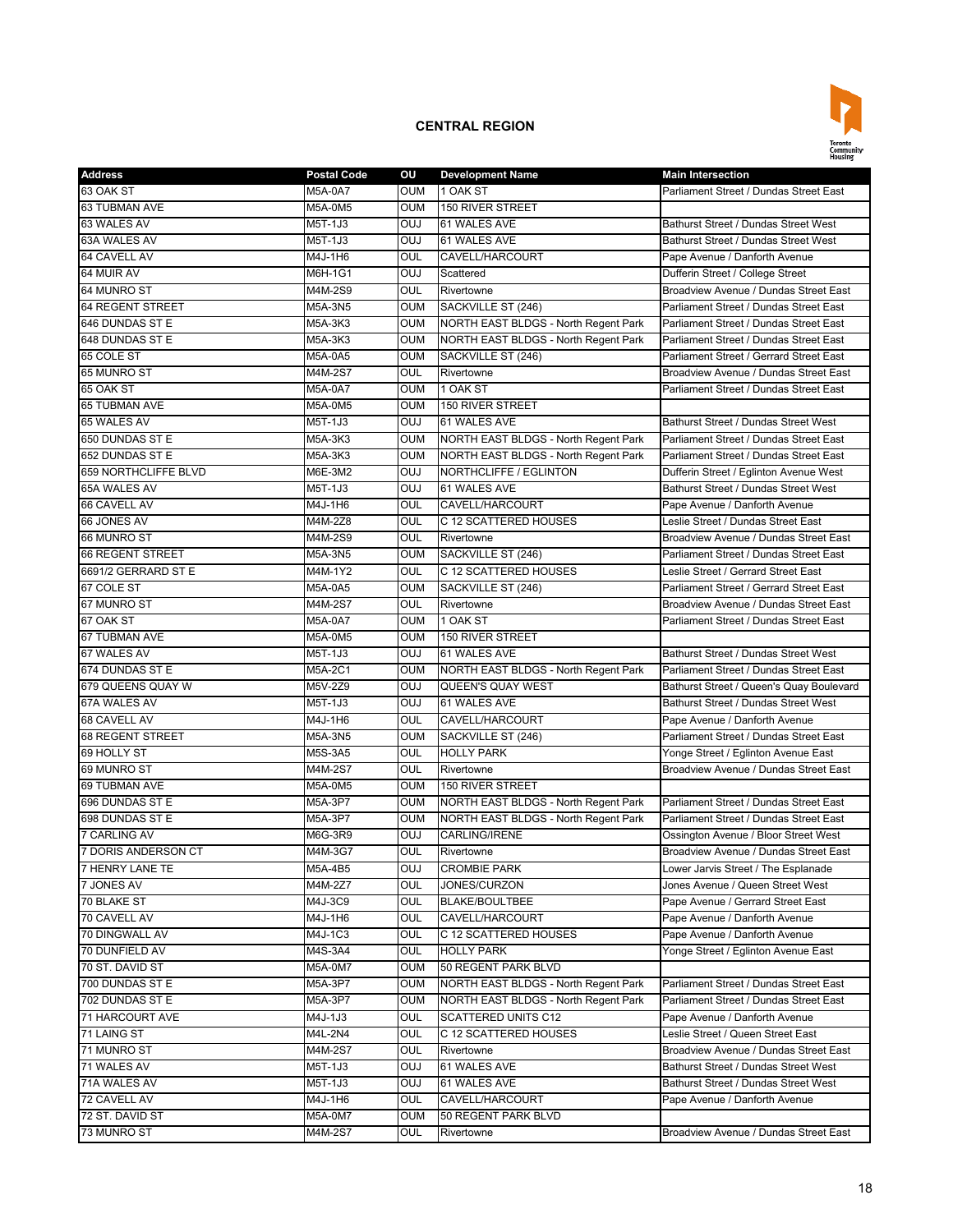**CENTRAL REGION**

| Address | Postal Code | OU | Development Name | Main Intersection |
|---|---|---|---|---|
| 63 OAK ST | M5A-0A7 | OUM | 1 OAK ST | Parliament Street / Dundas Street East |
| 63 TUBMAN AVE | M5A-0M5 | OUM | 150 RIVER STREET | |
| 63 WALES AV | M5T-1J3 | OUJ | 61 WALES AVE | Bathurst Street / Dundas Street West |
| 63A WALES AV | M5T-1J3 | OUJ | 61 WALES AVE | Bathurst Street / Dundas Street West |
| 64 CAVELL AV | M4J-1H6 | OUL | CAVELL/HARCOURT | Pape Avenue / Danforth Avenue |
| 64 MUIR AV | M6H-1G1 | OUJ | Scattered | Dufferin Street / College Street |
| 64 MUNRO ST | M4M-2S9 | OUL | Rivertowne | Broadview Avenue / Dundas Street East |
| 64 REGENT STREET | M5A-3N5 | OUM | SACKVILLE ST (246) | Parliament Street / Dundas Street East |
| 646 DUNDAS ST E | M5A-3K3 | OUM | NORTH EAST BLDGS - North Regent Park | Parliament Street / Dundas Street East |
| 648 DUNDAS ST E | M5A-3K3 | OUM | NORTH EAST BLDGS - North Regent Park | Parliament Street / Dundas Street East |
| 65 COLE ST | M5A-0A5 | OUM | SACKVILLE ST (246) | Parliament Street / Gerrard Street East |
| 65 MUNRO ST | M4M-2S7 | OUL | Rivertowne | Broadview Avenue / Dundas Street East |
| 65 OAK ST | M5A-0A7 | OUM | 1 OAK ST | Parliament Street / Dundas Street East |
| 65 TUBMAN AVE | M5A-0M5 | OUM | 150 RIVER STREET | |
| 65 WALES AV | M5T-1J3 | OUJ | 61 WALES AVE | Bathurst Street / Dundas Street West |
| 650 DUNDAS ST E | M5A-3K3 | OUM | NORTH EAST BLDGS - North Regent Park | Parliament Street / Dundas Street East |
| 652 DUNDAS ST E | M5A-3K3 | OUM | NORTH EAST BLDGS - North Regent Park | Parliament Street / Dundas Street East |
| 659 NORTHCLIFFE BLVD | M6E-3M2 | OUJ | NORTHCLIFFE / EGLINTON | Dufferin Street / Eglinton Avenue West |
| 65A WALES AV | M5T-1J3 | OUJ | 61 WALES AVE | Bathurst Street / Dundas Street West |
| 66 CAVELL AV | M4J-1H6 | OUL | CAVELL/HARCOURT | Pape Avenue / Danforth Avenue |
| 66 JONES AV | M4M-2Z8 | OUL | C 12 SCATTERED HOUSES | Leslie Street / Dundas Street East |
| 66 MUNRO ST | M4M-2S9 | OUL | Rivertowne | Broadview Avenue / Dundas Street East |
| 66 REGENT STREET | M5A-3N5 | OUM | SACKVILLE ST (246) | Parliament Street / Dundas Street East |
| 6691/2 GERRARD ST E | M4M-1Y2 | OUL | C 12 SCATTERED HOUSES | Leslie Street / Gerrard Street East |
| 67 COLE ST | M5A-0A5 | OUM | SACKVILLE ST (246) | Parliament Street / Gerrard Street East |
| 67 MUNRO ST | M4M-2S7 | OUL | Rivertowne | Broadview Avenue / Dundas Street East |
| 67 OAK ST | M5A-0A7 | OUM | 1 OAK ST | Parliament Street / Dundas Street East |
| 67 TUBMAN AVE | M5A-0M5 | OUM | 150 RIVER STREET | |
| 67 WALES AV | M5T-1J3 | OUJ | 61 WALES AVE | Bathurst Street / Dundas Street West |
| 674 DUNDAS ST E | M5A-2C1 | OUM | NORTH EAST BLDGS - North Regent Park | Parliament Street / Dundas Street East |
| 679 QUEENS QUAY W | M5V-2Z9 | OUJ | QUEEN'S QUAY WEST | Bathurst Street / Queen's Quay Boulevard |
| 67A WALES AV | M5T-1J3 | OUJ | 61 WALES AVE | Bathurst Street / Dundas Street West |
| 68 CAVELL AV | M4J-1H6 | OUL | CAVELL/HARCOURT | Pape Avenue / Danforth Avenue |
| 68 REGENT STREET | M5A-3N5 | OUM | SACKVILLE ST (246) | Parliament Street / Dundas Street East |
| 69 HOLLY ST | M5S-3A5 | OUL | HOLLY PARK | Yonge Street / Eglinton Avenue East |
| 69 MUNRO ST | M4M-2S7 | OUL | Rivertowne | Broadview Avenue / Dundas Street East |
| 69 TUBMAN AVE | M5A-0M5 | OUM | 150 RIVER STREET | |
| 696 DUNDAS ST E | M5A-3P7 | OUM | NORTH EAST BLDGS - North Regent Park | Parliament Street / Dundas Street East |
| 698 DUNDAS ST E | M5A-3P7 | OUM | NORTH EAST BLDGS - North Regent Park | Parliament Street / Dundas Street East |
| 7 CARLING AV | M6G-3R9 | OUJ | CARLING/IRENE | Ossington Avenue / Bloor Street West |
| 7 DORIS ANDERSON CT | M4M-3G7 | OUL | Rivertowne | Broadview Avenue / Dundas Street East |
| 7 HENRY LANE TE | M5A-4B5 | OUJ | CROMBIE PARK | Lower Jarvis Street / The Esplanade |
| 7 JONES AV | M4M-2Z7 | OUL | JONES/CURZON | Jones Avenue / Queen Street West |
| 70 BLAKE ST | M4J-3C9 | OUL | BLAKE/BOULTBEE | Pape Avenue / Gerrard Street East |
| 70 CAVELL AV | M4J-1H6 | OUL | CAVELL/HARCOURT | Pape Avenue / Danforth Avenue |
| 70 DINGWALL AV | M4J-1C3 | OUL | C 12 SCATTERED HOUSES | Pape Avenue / Danforth Avenue |
| 70 DUNFIELD AV | M4S-3A4 | OUL | HOLLY PARK | Yonge Street / Eglinton Avenue East |
| 70 ST. DAVID ST | M5A-0M7 | OUM | 50 REGENT PARK BLVD | |
| 700 DUNDAS ST E | M5A-3P7 | OUM | NORTH EAST BLDGS - North Regent Park | Parliament Street / Dundas Street East |
| 702 DUNDAS ST E | M5A-3P7 | OUM | NORTH EAST BLDGS - North Regent Park | Parliament Street / Dundas Street East |
| 71 HARCOURT AVE | M4J-1J3 | OUL | SCATTERED UNITS C12 | Pape Avenue / Danforth Avenue |
| 71 LAING ST | M4L-2N4 | OUL | C 12 SCATTERED HOUSES | Leslie Street / Queen Street East |
| 71 MUNRO ST | M4M-2S7 | OUL | Rivertowne | Broadview Avenue / Dundas Street East |
| 71 WALES AV | M5T-1J3 | OUJ | 61 WALES AVE | Bathurst Street / Dundas Street West |
| 71A WALES AV | M5T-1J3 | OUJ | 61 WALES AVE | Bathurst Street / Dundas Street West |
| 72 CAVELL AV | M4J-1H6 | OUL | CAVELL/HARCOURT | Pape Avenue / Danforth Avenue |
| 72 ST. DAVID ST | M5A-0M7 | OUM | 50 REGENT PARK BLVD | |
| 73 MUNRO ST | M4M-2S7 | OUL | Rivertowne | Broadview Avenue / Dundas Street East |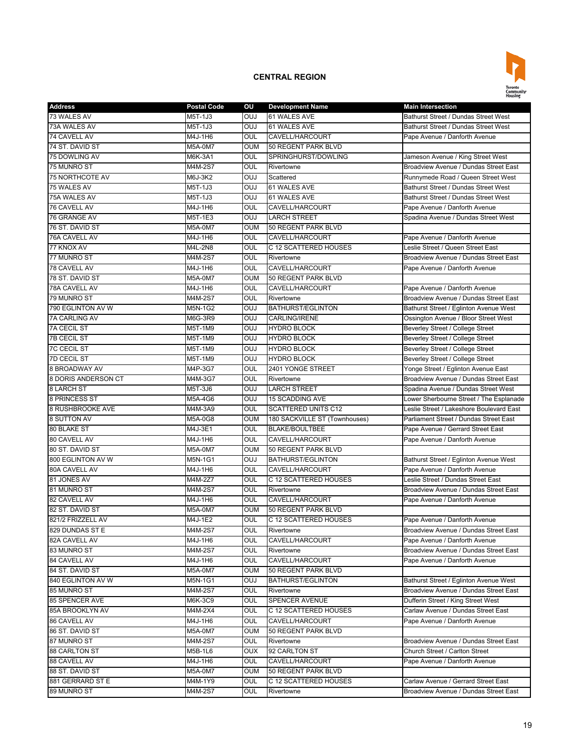## CENTRAL REGION

| Address | Postal Code | OU | Development Name | Main Intersection |
|---|---|---|---|---|
| 73 WALES AV | M5T-1J3 | OUJ | 61 WALES AVE | Bathurst Street / Dundas Street West |
| 73A WALES AV | M5T-1J3 | OUJ | 61 WALES AVE | Bathurst Street / Dundas Street West |
| 74 CAVELL AV | M4J-1H6 | OUL | CAVELL/HARCOURT | Pape Avenue / Danforth Avenue |
| 74 ST. DAVID ST | M5A-0M7 | OUM | 50 REGENT PARK BLVD | |
| 75 DOWLING AV | M6K-3A1 | OUL | SPRINGHURST/DOWLING | Jameson Avenue / King Street West |
| 75 MUNRO ST | M4M-2S7 | OUL | Rivertowne | Broadview Avenue / Dundas Street East |
| 75 NORTHCOTE AV | M6J-3K2 | OUJ | Scattered | Runnymede Road / Queen Street West |
| 75 WALES AV | M5T-1J3 | OUJ | 61 WALES AVE | Bathurst Street / Dundas Street West |
| 75A WALES AV | M5T-1J3 | OUJ | 61 WALES AVE | Bathurst Street / Dundas Street West |
| 76 CAVELL AV | M4J-1H6 | OUL | CAVELL/HARCOURT | Pape Avenue / Danforth Avenue |
| 76 GRANGE AV | M5T-1E3 | OUJ | LARCH STREET | Spadina Avenue / Dundas Street West |
| 76 ST. DAVID ST | M5A-0M7 | OUM | 50 REGENT PARK BLVD | |
| 76A CAVELL AV | M4J-1H6 | OUL | CAVELL/HARCOURT | Pape Avenue / Danforth Avenue |
| 77 KNOX AV | M4L-2N8 | OUL | C 12 SCATTERED HOUSES | Leslie Street / Queen Street East |
| 77 MUNRO ST | M4M-2S7 | OUL | Rivertowne | Broadview Avenue / Dundas Street East |
| 78 CAVELL AV | M4J-1H6 | OUL | CAVELL/HARCOURT | Pape Avenue / Danforth Avenue |
| 78 ST. DAVID ST | M5A-0M7 | OUM | 50 REGENT PARK BLVD | |
| 78A CAVELL AV | M4J-1H6 | OUL | CAVELL/HARCOURT | Pape Avenue / Danforth Avenue |
| 79 MUNRO ST | M4M-2S7 | OUL | Rivertowne | Broadview Avenue / Dundas Street East |
| 790 EGLINTON AV W | M5N-1G2 | OUJ | BATHURST/EGLINTON | Bathurst Street / Eglinton Avenue West |
| 7A CARLING AV | M6G-3R9 | OUJ | CARLING/IRENE | Ossington Avenue / Bloor Street West |
| 7A CECIL ST | M5T-1M9 | OUJ | HYDRO BLOCK | Beverley Street / College Street |
| 7B CECIL ST | M5T-1M9 | OUJ | HYDRO BLOCK | Beverley Street / College Street |
| 7C CECIL ST | M5T-1M9 | OUJ | HYDRO BLOCK | Beverley Street / College Street |
| 7D CECIL ST | M5T-1M9 | OUJ | HYDRO BLOCK | Beverley Street / College Street |
| 8 BROADWAY AV | M4P-3G7 | OUL | 2401 YONGE STREET | Yonge Street / Eglinton Avenue East |
| 8 DORIS ANDERSON CT | M4M-3G7 | OUL | Rivertowne | Broadview Avenue / Dundas Street East |
| 8 LARCH ST | M5T-3J6 | OUJ | LARCH STREET | Spadina Avenue / Dundas Street West |
| 8 PRINCESS ST | M5A-4G6 | OUJ | 15 SCADDING AVE | Lower Sherbourne Street / The Esplanade |
| 8 RUSHBROOKE AVE | M4M-3A9 | OUL | SCATTERED UNITS C12 | Leslie Street / Lakeshore Boulevard East |
| 8 SUTTON AV | M5A-0G8 | OUM | 180 SACKVILLE ST (Townhouses) | Parliament Street / Dundas Street East |
| 80 BLAKE ST | M4J-3E1 | OUL | BLAKE/BOULTBEE | Pape Avenue / Gerrard Street East |
| 80 CAVELL AV | M4J-1H6 | OUL | CAVELL/HARCOURT | Pape Avenue / Danforth Avenue |
| 80 ST. DAVID ST | M5A-0M7 | OUM | 50 REGENT PARK BLVD | |
| 800 EGLINTON AV W | M5N-1G1 | OUJ | BATHURST/EGLINTON | Bathurst Street / Eglinton Avenue West |
| 80A CAVELL AV | M4J-1H6 | OUL | CAVELL/HARCOURT | Pape Avenue / Danforth Avenue |
| 81 JONES AV | M4M-2Z7 | OUL | C 12 SCATTERED HOUSES | Leslie Street / Dundas Street East |
| 81 MUNRO ST | M4M-2S7 | OUL | Rivertowne | Broadview Avenue / Dundas Street East |
| 82 CAVELL AV | M4J-1H6 | OUL | CAVELL/HARCOURT | Pape Avenue / Danforth Avenue |
| 82 ST. DAVID ST | M5A-0M7 | OUM | 50 REGENT PARK BLVD | |
| 821/2 FRIZZELL AV | M4J-1E2 | OUL | C 12 SCATTERED HOUSES | Pape Avenue / Danforth Avenue |
| 829 DUNDAS ST E | M4M-2S7 | OUL | Rivertowne | Broadview Avenue / Dundas Street East |
| 82A CAVELL AV | M4J-1H6 | OUL | CAVELL/HARCOURT | Pape Avenue / Danforth Avenue |
| 83 MUNRO ST | M4M-2S7 | OUL | Rivertowne | Broadview Avenue / Dundas Street East |
| 84 CAVELL AV | M4J-1H6 | OUL | CAVELL/HARCOURT | Pape Avenue / Danforth Avenue |
| 84 ST. DAVID ST | M5A-0M7 | OUM | 50 REGENT PARK BLVD | |
| 840 EGLINTON AV W | M5N-1G1 | OUJ | BATHURST/EGLINTON | Bathurst Street / Eglinton Avenue West |
| 85 MUNRO ST | M4M-2S7 | OUL | Rivertowne | Broadview Avenue / Dundas Street East |
| 85 SPENCER AVE | M6K-3C9 | OUL | SPENCER AVENUE | Dufferin Street / King Street West |
| 85A BROOKLYN AV | M4M-2X4 | OUL | C 12 SCATTERED HOUSES | Carlaw Avenue / Dundas Street East |
| 86 CAVELL AV | M4J-1H6 | OUL | CAVELL/HARCOURT | Pape Avenue / Danforth Avenue |
| 86 ST. DAVID ST | M5A-0M7 | OUM | 50 REGENT PARK BLVD | |
| 87 MUNRO ST | M4M-2S7 | OUL | Rivertowne | Broadview Avenue / Dundas Street East |
| 88 CARLTON ST | M5B-1L6 | OUX | 92 CARLTON ST | Church Street / Carlton Street |
| 88 CAVELL AV | M4J-1H6 | OUL | CAVELL/HARCOURT | Pape Avenue / Danforth Avenue |
| 88 ST. DAVID ST | M5A-0M7 | OUM | 50 REGENT PARK BLVD | |
| 881 GERRARD ST E | M4M-1Y9 | OUL | C 12 SCATTERED HOUSES | Carlaw Avenue / Gerrard Street East |
| 89 MUNRO ST | M4M-2S7 | OUL | Rivertowne | Broadview Avenue / Dundas Street East |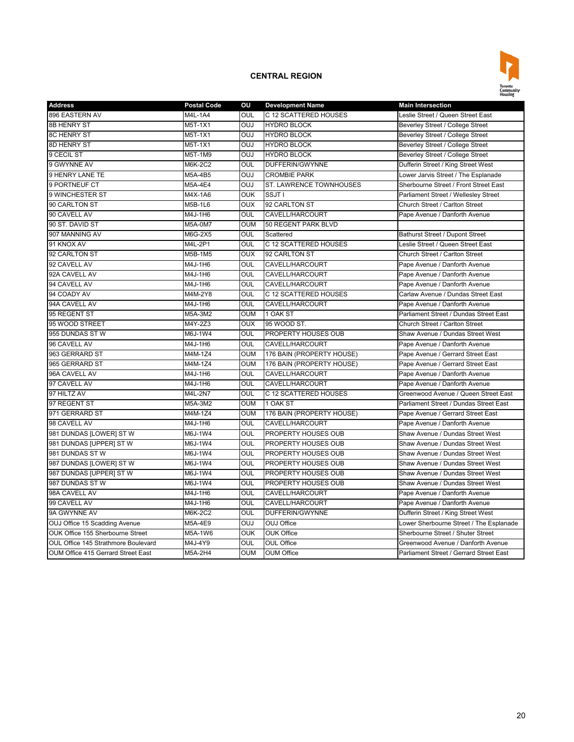## CENTRAL REGION

| Address | Postal Code | OU | Development Name | Main Intersection |
|---|---|---|---|---|
| 896 EASTERN AV | M4L-1A4 | OUL | C 12 SCATTERED HOUSES | Leslie Street / Queen Street East |
| 8B HENRY ST | M5T-1X1 | OUJ | HYDRO BLOCK | Beverley Street / College Street |
| 8C HENRY ST | M5T-1X1 | OUJ | HYDRO BLOCK | Beverley Street / College Street |
| 8D HENRY ST | M5T-1X1 | OUJ | HYDRO BLOCK | Beverley Street / College Street |
| 9 CECIL ST | M5T-1M9 | OUJ | HYDRO BLOCK | Beverley Street / College Street |
| 9 GWYNNE AV | M6K-2C2 | OUL | DUFFERIN/GWYNNE | Dufferin Street / King Street West |
| 9 HENRY LANE TE | M5A-4B5 | OUJ | CROMBIE PARK | Lower Jarvis Street / The Esplanade |
| 9 PORTNEUF CT | M5A-4E4 | OUJ | ST. LAWRENCE TOWNHOUSES | Sherbourne Street / Front Street East |
| 9 WINCHESTER ST | M4X-1A6 | OUK | SSJT I | Parliament Street / Wellesley Street |
| 90 CARLTON ST | M5B-1L6 | OUX | 92 CARLTON ST | Church Street / Carlton Street |
| 90 CAVELL AV | M4J-1H6 | OUL | CAVELL/HARCOURT | Pape Avenue / Danforth Avenue |
| 90 ST. DAVID ST | M5A-0M7 | OUM | 50 REGENT PARK BLVD | |
| 907 MANNING AV | M6G-2X5 | OUL | Scattered | Bathurst Street / Dupont Street |
| 91 KNOX AV | M4L-2P1 | OUL | C 12 SCATTERED HOUSES | Leslie Street / Queen Street East |
| 92 CARLTON ST | M5B-1M5 | OUX | 92 CARLTON ST | Church Street / Carlton Street |
| 92 CAVELL AV | M4J-1H6 | OUL | CAVELL/HARCOURT | Pape Avenue / Danforth Avenue |
| 92A CAVELL AV | M4J-1H6 | OUL | CAVELL/HARCOURT | Pape Avenue / Danforth Avenue |
| 94 CAVELL AV | M4J-1H6 | OUL | CAVELL/HARCOURT | Pape Avenue / Danforth Avenue |
| 94 COADY AV | M4M-2Y8 | OUL | C 12 SCATTERED HOUSES | Carlaw Avenue / Dundas Street East |
| 94A CAVELL AV | M4J-1H6 | OUL | CAVELL/HARCOURT | Pape Avenue / Danforth Avenue |
| 95 REGENT ST | M5A-3M2 | OUM | 1 OAK ST | Parliament Street / Dundas Street East |
| 95 WOOD STREET | M4Y-2Z3 | OUX | 95 WOOD ST. | Church Street / Carlton Street |
| 955 DUNDAS ST W | M6J-1W4 | OUL | PROPERTY HOUSES OUB | Shaw Avenue / Dundas Street West |
| 96 CAVELL AV | M4J-1H6 | OUL | CAVELL/HARCOURT | Pape Avenue / Danforth Avenue |
| 963 GERRARD ST | M4M-1Z4 | OUM | 176 BAIN (PROPERTY HOUSE) | Pape Avenue / Gerrard Street East |
| 965 GERRARD ST | M4M-1Z4 | OUM | 176 BAIN (PROPERTY HOUSE) | Pape Avenue / Gerrard Street East |
| 96A CAVELL AV | M4J-1H6 | OUL | CAVELL/HARCOURT | Pape Avenue / Danforth Avenue |
| 97 CAVELL AV | M4J-1H6 | OUL | CAVELL/HARCOURT | Pape Avenue / Danforth Avenue |
| 97 HILTZ AV | M4L-2N7 | OUL | C 12 SCATTERED HOUSES | Greenwood Avenue / Queen Street East |
| 97 REGENT ST | M5A-3M2 | OUM | 1 OAK ST | Parliament Street / Dundas Street East |
| 971 GERRARD ST | M4M-1Z4 | OUM | 176 BAIN (PROPERTY HOUSE) | Pape Avenue / Gerrard Street East |
| 98 CAVELL AV | M4J-1H6 | OUL | CAVELL/HARCOURT | Pape Avenue / Danforth Avenue |
| 981 DUNDAS [LOWER] ST W | M6J-1W4 | OUL | PROPERTY HOUSES OUB | Shaw Avenue / Dundas Street West |
| 981 DUNDAS [UPPER] ST W | M6J-1W4 | OUL | PROPERTY HOUSES OUB | Shaw Avenue / Dundas Street West |
| 981 DUNDAS ST W | M6J-1W4 | OUL | PROPERTY HOUSES OUB | Shaw Avenue / Dundas Street West |
| 987 DUNDAS [LOWER] ST W | M6J-1W4 | OUL | PROPERTY HOUSES OUB | Shaw Avenue / Dundas Street West |
| 987 DUNDAS [UPPER] ST W | M6J-1W4 | OUL | PROPERTY HOUSES OUB | Shaw Avenue / Dundas Street West |
| 987 DUNDAS ST W | M6J-1W4 | OUL | PROPERTY HOUSES OUB | Shaw Avenue / Dundas Street West |
| 98A CAVELL AV | M4J-1H6 | OUL | CAVELL/HARCOURT | Pape Avenue / Danforth Avenue |
| 99 CAVELL AV | M4J-1H6 | OUL | CAVELL/HARCOURT | Pape Avenue / Danforth Avenue |
| 9A GWYNNE AV | M6K-2C2 | OUL | DUFFERIN/GWYNNE | Dufferin Street / King Street West |
| OUJ Office 15 Scadding Avenue | M5A-4E9 | OUJ | OUJ Office | Lower Sherbourne Street / The Esplanade |
| OUK Office 155 Sherbourne Street | M5A-1W6 | OUK | OUK Office | Sherbourne Street / Shuter Street |
| OUL Office 145 Strathmore Boulevard | M4J-4Y9 | OUL | OUL Office | Greenwood Avenue / Danforth Avenue |
| OUM Office 415 Gerrard Street East | M5A-2H4 | OUM | OUM Office | Parliament Street / Gerrard Street East |